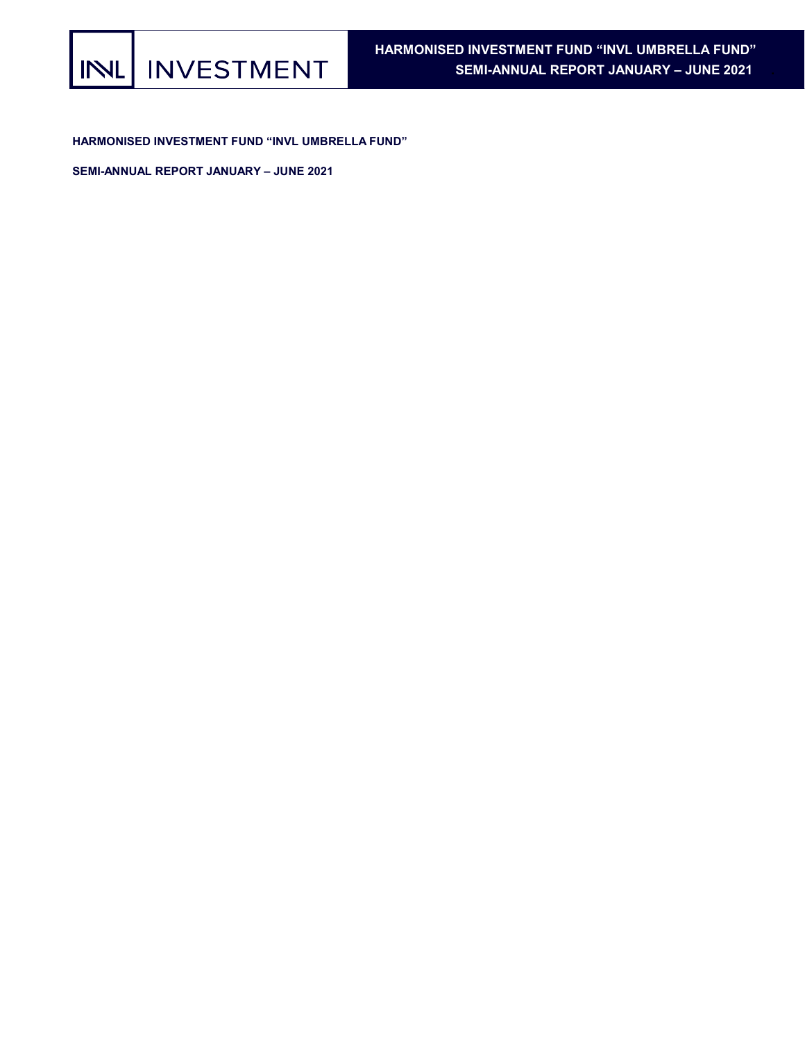# HARMONISED INVESTMENT FUND "INVL UMBRELLA FUND"

## SEMI-ANNUAL REPORT JANUARY – JUNE 2021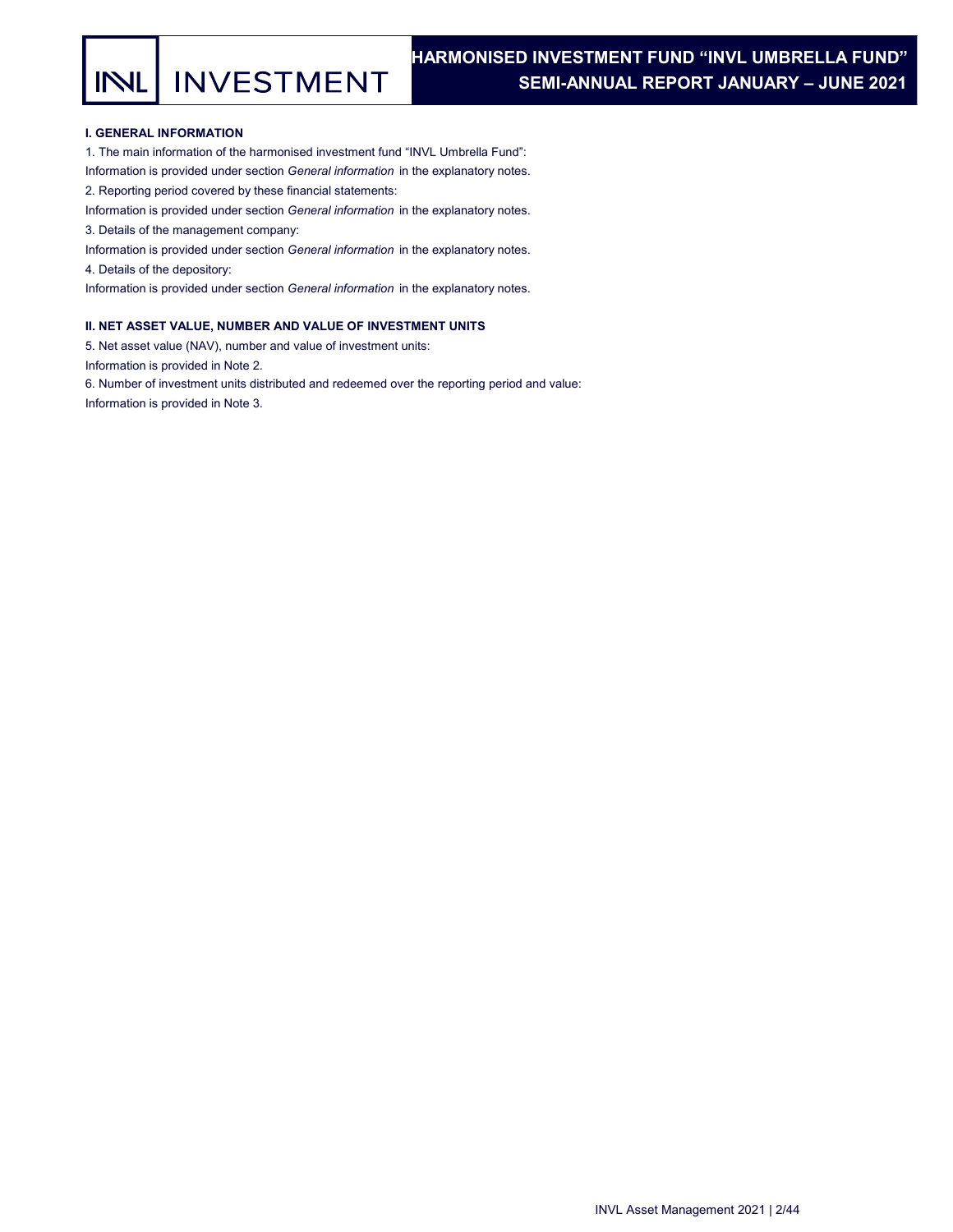## I. GENERAL INFORMATION

1. The main information of the harmonised investment fund “INVL Umbrella Fund”:

Information is provided under section *General information* in the explanatory notes.

2. Reporting period covered by these financial statements:

Information is provided under section *General information* in the explanatory notes.

3. Details of the management company:

Information is provided under section *General information* in the explanatory notes.

4. Details of the depository:

Information is provided under section *General information* in the explanatory notes.

## II. NET ASSET VALUE, NUMBER AND VALUE OF INVESTMENT UNITS

5. Net asset value (NAV), number and value of investment units:

Information is provided in Note 2.

6. Number of investment units distributed and redeemed over the reporting period and value:

Information is provided in Note 3.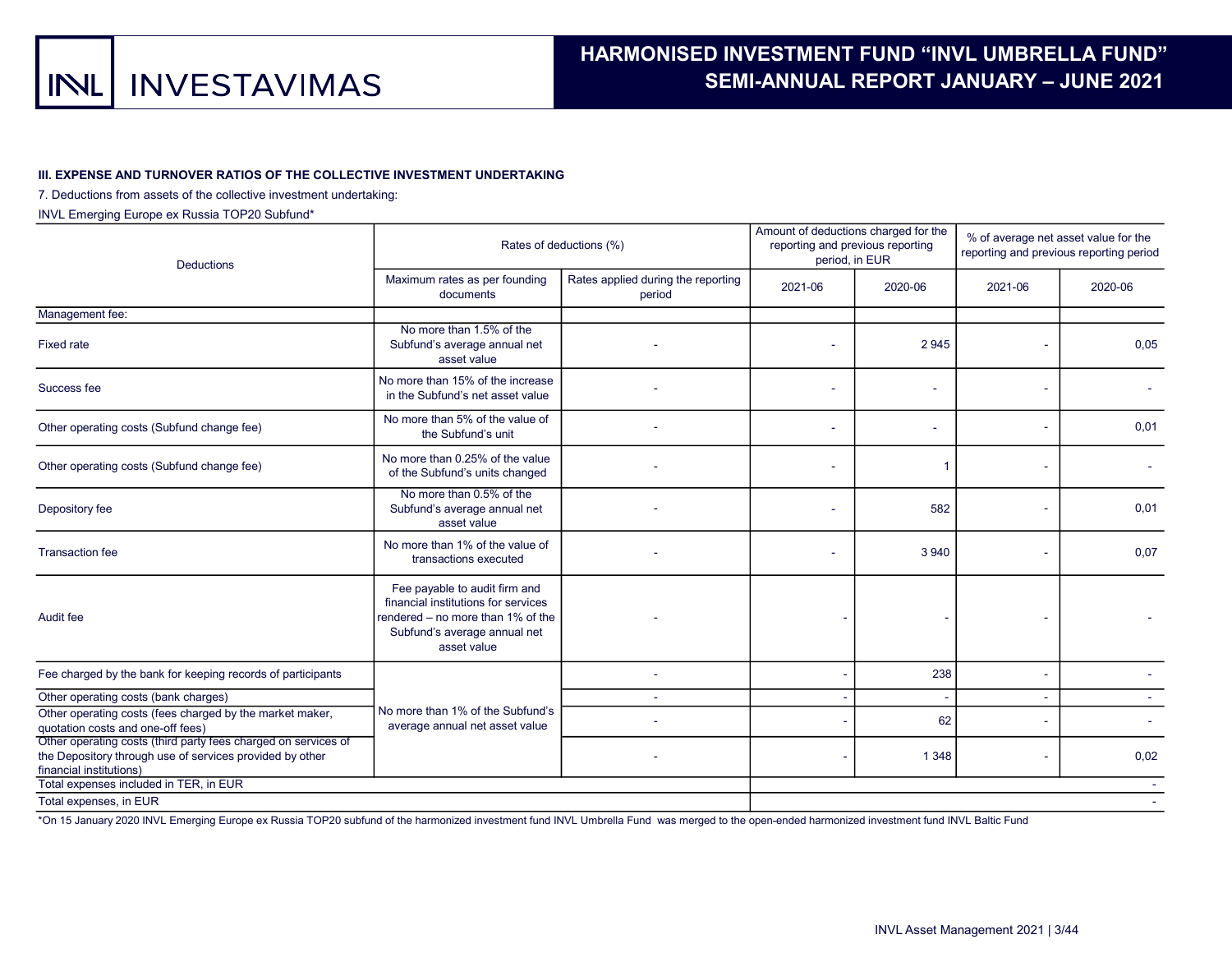### III. EXPENSE AND TURNOVER RATIOS OF THE COLLECTIVE INVESTMENT UNDERTAKING

7. Deductions from assets of the collective investment undertaking:

INVL Emerging Europe ex Russia TOP20 Subfund*

| Deductions | Rates of deductions (%) | | Amount of deductions charged for the reporting and previous reporting period, in EUR | | % of average net asset value for the reporting and previous reporting period | |
|---|---|---|---|---|---|---|
| | Maximum rates as per founding documents | Rates applied during the reporting period | 2021-06 | 2020-06 | 2021-06 | 2020-06 |
| Management fee: | | | | | | |
| Fixed rate | No more than 1.5% of the Subfund's average annual net asset value | - | - | 2 945 | - | 0,05 |
| Success fee | No more than 15% of the increase in the Subfund's net asset value | - | - | - | - | - |
| Other operating costs (Subfund change fee) | No more than 5% of the value of the Subfund's unit | - | - | - | - | 0,01 |
| Other operating costs (Subfund change fee) | No more than 0.25% of the value of the Subfund's units changed | - | - | 1 | - | - |
| Depository fee | No more than 0.5% of the Subfund's average annual net asset value | - | - | 582 | - | 0,01 |
| Transaction fee | No more than 1% of the value of transactions executed | - | - | 3 940 | - | 0,07 |
| Audit fee | Fee payable to audit firm and financial institutions for services rendered – no more than 1% of the Subfund's average annual net asset value | - | - | - | - | - |
| Fee charged by the bank for keeping records of participants | No more than 1% of the Subfund's average annual net asset value | - | - | 238 | - | - |
| Other operating costs (bank charges) | | - | - | - | - | - |
| Other operating costs (fees charged by the market maker, quotation costs and one-off fees) | | - | - | 62 | - | - |
| Other operating costs (third party fees charged on services of the Depository through use of services provided by other financial institutions) | | - | - | 1 348 | - | 0,02 |
| Total expenses included in TER, in EUR | | | | | | - |
| Total expenses, in EUR | | | | | | - |

*On 15 January 2020 INVL Emerging Europe ex Russia TOP20 subfund of the harmonized investment fund INVL Umbrella Fund was merged to the open-ended harmonized investment fund INVL Baltic Fund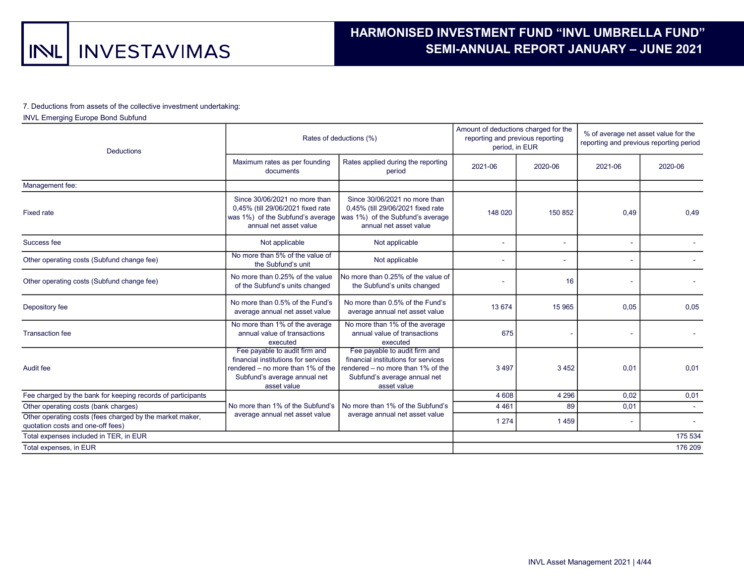7. Deductions from assets of the collective investment undertaking:

INVL Emerging Europe Bond Subfund

| Deductions | Rates of deductions (%) | | Amount of deductions charged for the reporting and previous reporting period, in EUR | | % of average net asset value for the reporting and previous reporting period | |
|---|---|---|---|---|---|---|
| | Maximum rates as per founding documents | Rates applied during the reporting period | 2021-06 | 2020-06 | 2021-06 | 2020-06 |
| Management fee: | | | | | | |
| Fixed rate | Since 30/06/2021 no more than 0,45% (till 29/06/2021 fixed rate was 1%) of the Subfund's average annual net asset value | Since 30/06/2021 no more than 0,45% (till 29/06/2021 fixed rate was 1%) of the Subfund's average annual net asset value | 148 020 | 150 852 | 0,49 | 0,49 |
| Success fee | Not applicable | Not applicable | - | - | - | - |
| Other operating costs (Subfund change fee) | No more than 5% of the value of the Subfund's unit | Not applicable | - | - | - | - |
| Other operating costs (Subfund change fee) | No more than 0.25% of the value of the Subfund's units changed | No more than 0.25% of the value of the Subfund's units changed | - | 16 | - | - |
| Depository fee | No more than 0.5% of the Fund's average annual net asset value | No more than 0.5% of the Fund's average annual net asset value | 13 674 | 15 965 | 0,05 | 0,05 |
| Transaction fee | No more than 1% of the average annual value of transactions executed | No more than 1% of the average annual value of transactions executed | 675 | - | - | - |
| Audit fee | Fee payable to audit firm and financial institutions for services rendered – no more than 1% of the Subfund's average annual net asset value | Fee payable to audit firm and financial institutions for services rendered – no more than 1% of the Subfund's average annual net asset value | 3 497 | 3 452 | 0,01 | 0,01 |
| Fee charged by the bank for keeping records of participants | No more than 1% of the Subfund's average annual net asset value | No more than 1% of the Subfund's average annual net asset value | 4 608 | 4 296 | 0,02 | 0,01 |
| Other operating costs (bank charges) | | | 4 461 | 89 | 0,01 | - |
| Other operating costs (fees charged by the market maker, quotation costs and one-off fees) | | | 1 274 | 1 459 | - | - |
| Total expenses included in TER, in EUR | | | | | | 175 534 |
| Total expenses, in EUR | | | | | | 176 209 |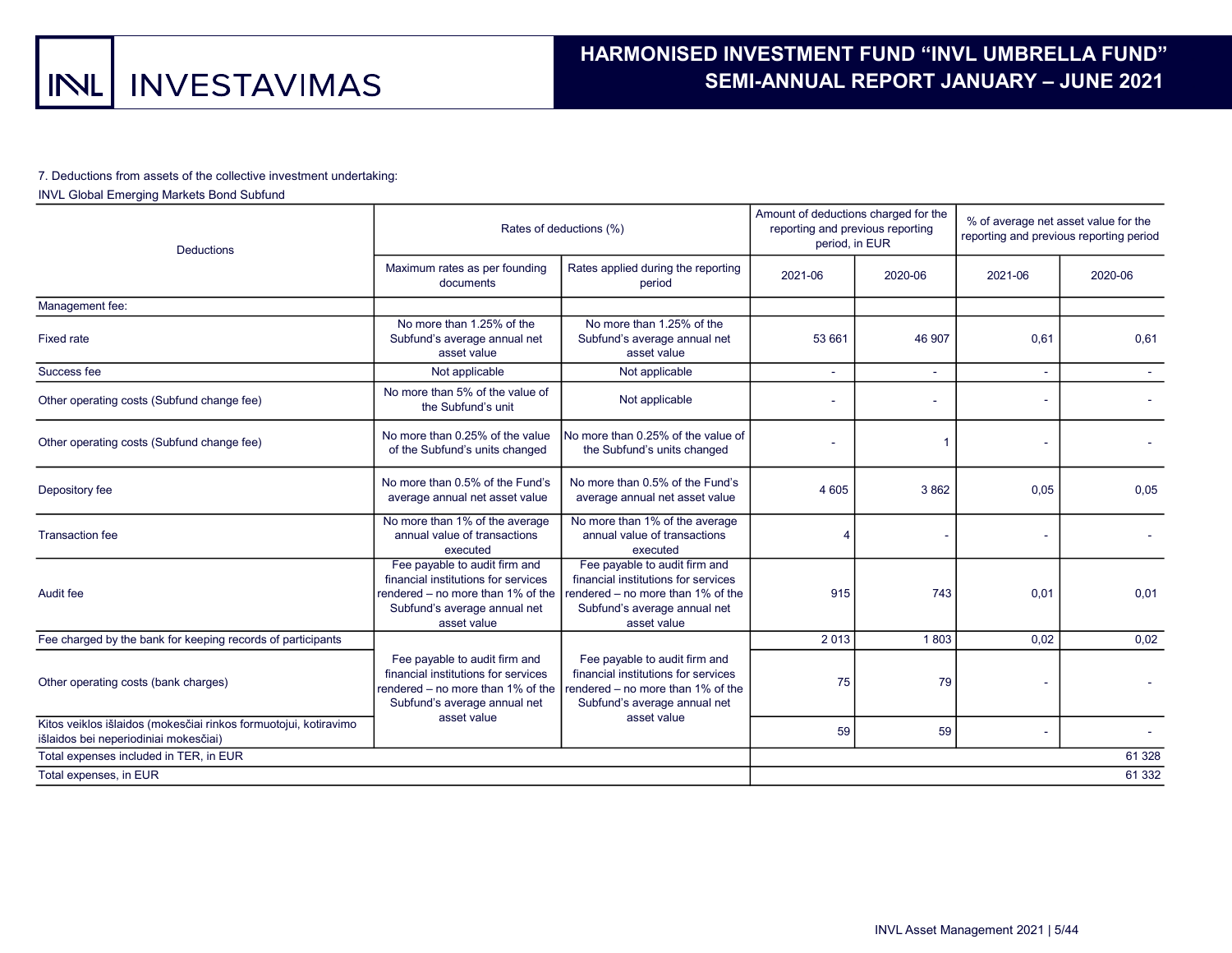7. Deductions from assets of the collective investment undertaking:

INVL Global Emerging Markets Bond Subfund

| Deductions | Rates of deductions (%) | | Amount of deductions charged for the reporting and previous reporting period, in EUR | | % of average net asset value for the reporting and previous reporting period | |
|---|---|---|---|---|---|---|
| | Maximum rates as per founding documents | Rates applied during the reporting period | 2021-06 | 2020-06 | 2021-06 | 2020-06 |
| Management fee: | | | | | | |
| Fixed rate | No more than 1.25% of the Subfund's average annual net asset value | No more than 1.25% of the Subfund's average annual net asset value | 53 661 | 46 907 | 0,61 | 0,61 |
| Success fee | Not applicable | Not applicable | - | - | - | - |
| Other operating costs (Subfund change fee) | No more than 5% of the value of the Subfund's unit | Not applicable | - | - | - | - |
| Other operating costs (Subfund change fee) | No more than 0.25% of the value of the Subfund's units changed | No more than 0.25% of the value of the Subfund's units changed | - | 1 | - | - |
| Depository fee | No more than 0.5% of the Fund's average annual net asset value | No more than 0.5% of the Fund's average annual net asset value | 4 605 | 3 862 | 0,05 | 0,05 |
| Transaction fee | No more than 1% of the average annual value of transactions executed | No more than 1% of the average annual value of transactions executed | 4 | - | - | - |
| Audit fee | Fee payable to audit firm and financial institutions for services rendered – no more than 1% of the Subfund's average annual net asset value | Fee payable to audit firm and financial institutions for services rendered – no more than 1% of the Subfund's average annual net asset value | 915 | 743 | 0,01 | 0,01 |
| Fee charged by the bank for keeping records of participants | Fee payable to audit firm and financial institutions for services rendered – no more than 1% of the Subfund's average annual net asset value | Fee payable to audit firm and financial institutions for services rendered – no more than 1% of the Subfund's average annual net asset value | 2 013 | 1 803 | 0,02 | 0,02 |
| Other operating costs (bank charges) | | | 75 | 79 | - | - |
| Kitos veiklos išlaidos (mokesčiai rinkos formuotojui, kotiravimo išlaidos bei neperiodiniai mokesčiai) | | | 59 | 59 | - | - |
| Total expenses included in TER, in EUR | | | | | | 61 328 |
| Total expenses, in EUR | | | | | | 61 332 |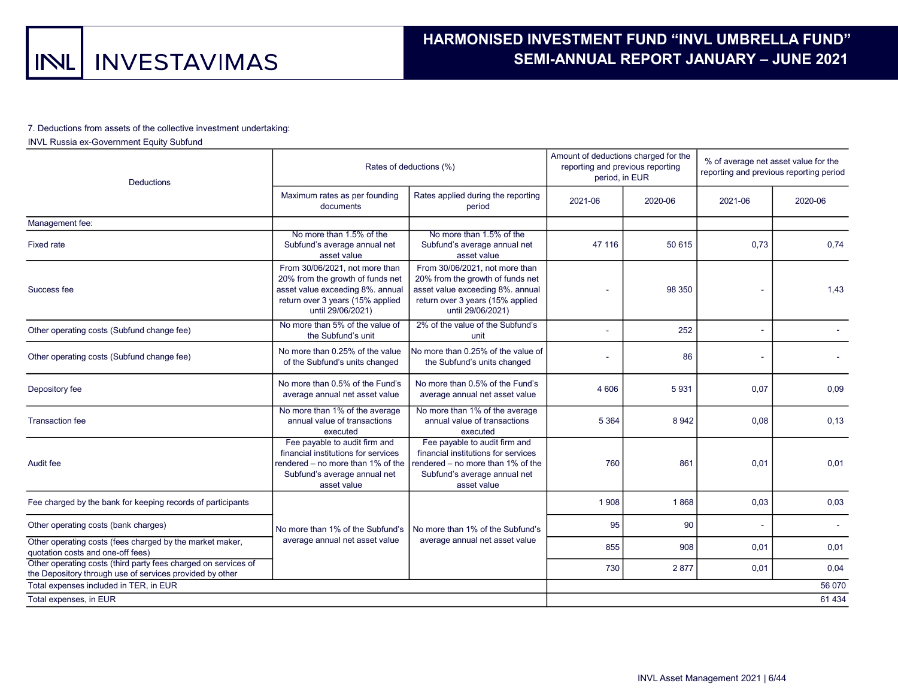7. Deductions from assets of the collective investment undertaking:

INVL Russia ex-Government Equity Subfund

| Deductions | Rates of deductions (%) | | Amount of deductions charged for the reporting and previous reporting period, in EUR | | % of average net asset value for the reporting and previous reporting period | |
|---|---|---|---|---|---|---|
| | Maximum rates as per founding documents | Rates applied during the reporting period | 2021-06 | 2020-06 | 2021-06 | 2020-06 |
| Management fee: | | | | | | |
| Fixed rate | No more than 1.5% of the Subfund's average annual net asset value | No more than 1.5% of the Subfund's average annual net asset value | 47 116 | 50 615 | 0,73 | 0,74 |
| Success fee | From 30/06/2021, not more than 20% from the growth of funds net asset value exceeding 8%. annual return over 3 years (15% applied until 29/06/2021) | From 30/06/2021, not more than 20% from the growth of funds net asset value exceeding 8%. annual return over 3 years (15% applied until 29/06/2021) | - | 98 350 | - | 1,43 |
| Other operating costs (Subfund change fee) | No more than 5% of the value of the Subfund's unit | 2% of the value of the Subfund's unit | - | 252 | - | - |
| Other operating costs (Subfund change fee) | No more than 0.25% of the value of the Subfund's units changed | No more than 0.25% of the value of the Subfund's units changed | - | 86 | - | - |
| Depository fee | No more than 0.5% of the Fund's average annual net asset value | No more than 0.5% of the Fund's average annual net asset value | 4 606 | 5 931 | 0,07 | 0,09 |
| Transaction fee | No more than 1% of the average annual value of transactions executed | No more than 1% of the average annual value of transactions executed | 5 364 | 8 942 | 0,08 | 0,13 |
| Audit fee | Fee payable to audit firm and financial institutions for services rendered – no more than 1% of the Subfund's average annual net asset value | Fee payable to audit firm and financial institutions for services rendered – no more than 1% of the Subfund's average annual net asset value | 760 | 861 | 0,01 | 0,01 |
| Fee charged by the bank for keeping records of participants | No more than 1% of the Subfund's average annual net asset value | No more than 1% of the Subfund's average annual net asset value | 1 908 | 1 868 | 0,03 | 0,03 |
| Other operating costs (bank charges) | | | 95 | 90 | - | - |
| Other operating costs (fees charged by the market maker, quotation costs and one-off fees) | | | 855 | 908 | 0,01 | 0,01 |
| Other operating costs (third party fees charged on services of the Depository through use of services provided by other | | | 730 | 2 877 | 0,01 | 0,04 |
| Total expenses included in TER, in EUR | | | | | | 56 070 |
| Total expenses, in EUR | | | | | | 61 434 |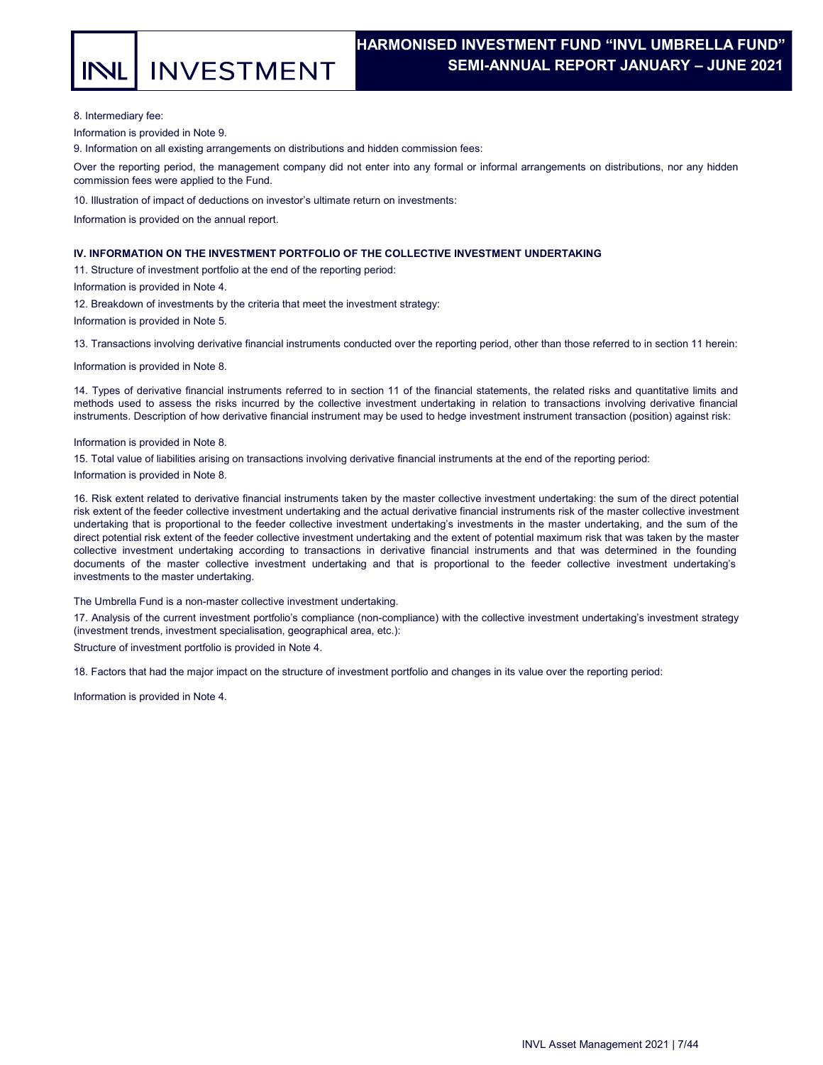8. Intermediary fee:

Information is provided in Note 9.

9. Information on all existing arrangements on distributions and hidden commission fees:

Over the reporting period, the management company did not enter into any formal or informal arrangements on distributions, nor any hidden commission fees were applied to the Fund.

10. Illustration of impact of deductions on investor's ultimate return on investments:

Information is provided on the annual report.

### IV. INFORMATION ON THE INVESTMENT PORTFOLIO OF THE COLLECTIVE INVESTMENT UNDERTAKING

11. Structure of investment portfolio at the end of the reporting period:

Information is provided in Note 4.

12. Breakdown of investments by the criteria that meet the investment strategy:

Information is provided in Note 5.

13. Transactions involving derivative financial instruments conducted over the reporting period, other than those referred to in section 11 herein:

Information is provided in Note 8.

14. Types of derivative financial instruments referred to in section 11 of the financial statements, the related risks and quantitative limits and methods used to assess the risks incurred by the collective investment undertaking in relation to transactions involving derivative financial instruments. Description of how derivative financial instrument may be used to hedge investment instrument transaction (position) against risk:

Information is provided in Note 8.

15. Total value of liabilities arising on transactions involving derivative financial instruments at the end of the reporting period:

Information is provided in Note 8.

16. Risk extent related to derivative financial instruments taken by the master collective investment undertaking: the sum of the direct potential risk extent of the feeder collective investment undertaking and the actual derivative financial instruments risk of the master collective investment undertaking that is proportional to the feeder collective investment undertaking's investments in the master undertaking, and the sum of the direct potential risk extent of the feeder collective investment undertaking and the extent of potential maximum risk that was taken by the master collective investment undertaking according to transactions in derivative financial instruments and that was determined in the founding documents of the master collective investment undertaking and that is proportional to the feeder collective investment undertaking's investments to the master undertaking.

The Umbrella Fund is a non-master collective investment undertaking.

17. Analysis of the current investment portfolio's compliance (non-compliance) with the collective investment undertaking's investment strategy (investment trends, investment specialisation, geographical area, etc.):

Structure of investment portfolio is provided in Note 4.

18. Factors that had the major impact on the structure of investment portfolio and changes in its value over the reporting period:

Information is provided in Note 4.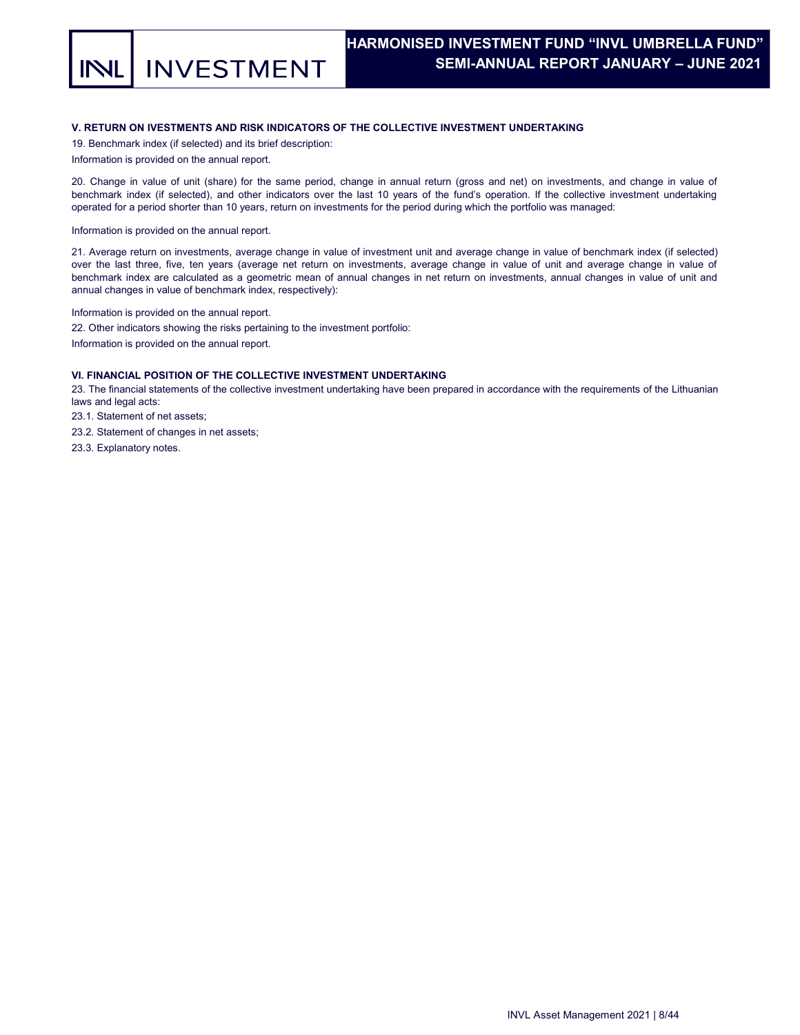## V. RETURN ON IVESTMENTS AND RISK INDICATORS OF THE COLLECTIVE INVESTMENT UNDERTAKING

19. Benchmark index (if selected) and its brief description:

Information is provided on the annual report.

20. Change in value of unit (share) for the same period, change in annual return (gross and net) on investments, and change in value of benchmark index (if selected), and other indicators over the last 10 years of the fund's operation. If the collective investment undertaking operated for a period shorter than 10 years, return on investments for the period during which the portfolio was managed:

Information is provided on the annual report.

21. Average return on investments, average change in value of investment unit and average change in value of benchmark index (if selected) over the last three, five, ten years (average net return on investments, average change in value of unit and average change in value of benchmark index are calculated as a geometric mean of annual changes in net return on investments, annual changes in value of unit and annual changes in value of benchmark index, respectively):

Information is provided on the annual report.

22. Other indicators showing the risks pertaining to the investment portfolio:

Information is provided on the annual report.

## VI. FINANCIAL POSITION OF THE COLLECTIVE INVESTMENT UNDERTAKING

23. The financial statements of the collective investment undertaking have been prepared in accordance with the requirements of the Lithuanian laws and legal acts:

23.1. Statement of net assets;

23.2. Statement of changes in net assets;

23.3. Explanatory notes.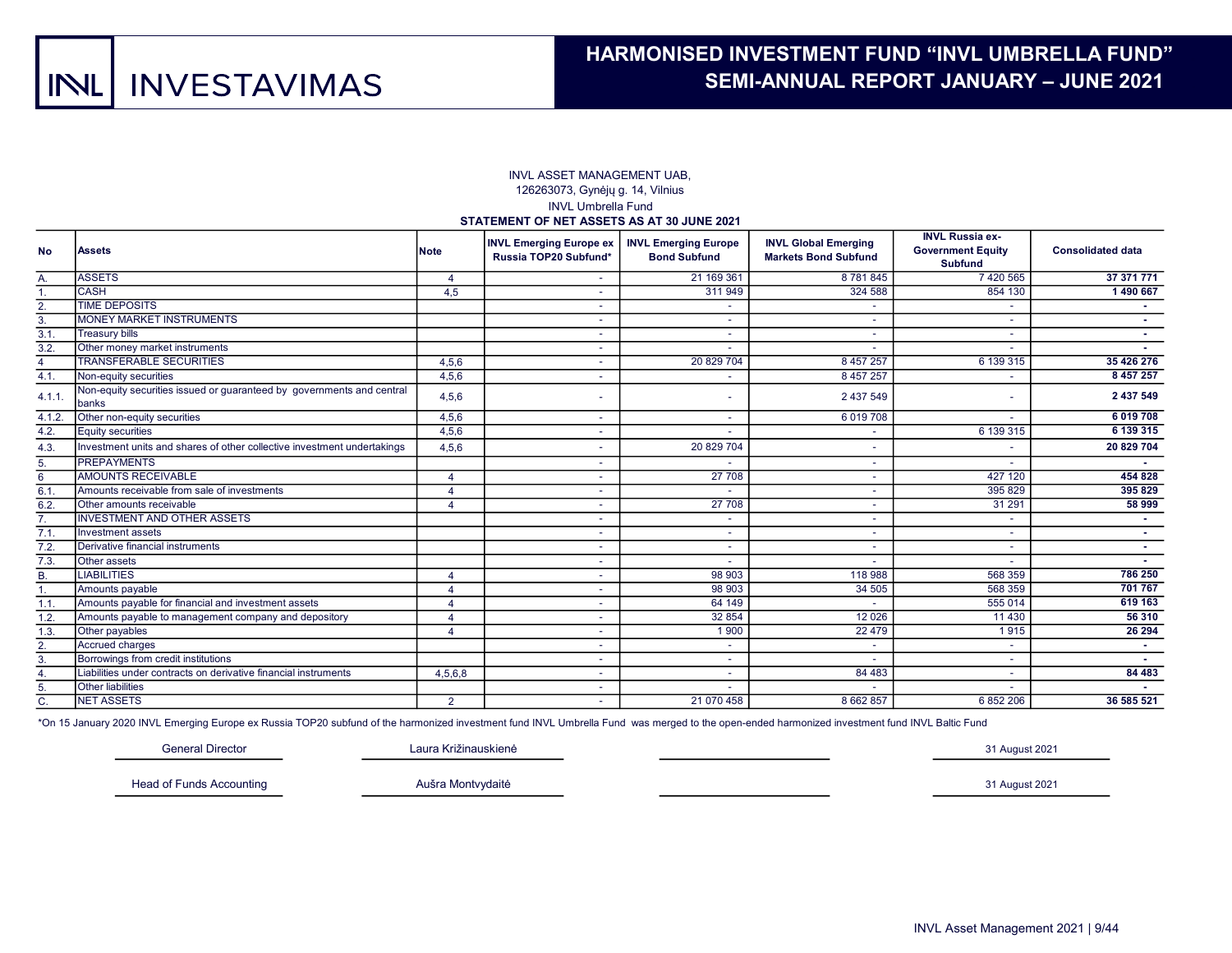INVL ASSET MANAGEMENT UAB,
126263073, Gynėjų g. 14, Vilnius
INVL Umbrella Fund

**STATEMENT OF NET ASSETS AS AT 30 JUNE 2021**

| No | Assets | Note | INVL Emerging Europe ex Russia TOP20 Subfund* | INVL Emerging Europe Bond Subfund | INVL Global Emerging Markets Bond Subfund | INVL Russia ex-Government Equity Subfund | Consolidated data |
|---|---|---|---|---|---|---|---|
| A. | ASSETS | 4 | - | 21 169 361 | 8 781 845 | 7 420 565 | **37 371 771** |
| 1. | CASH | 4,5 | - | 311 949 | 324 588 | 854 130 | **1 490 667** |
| 2. | TIME DEPOSITS | | - | - | - | - | **-** |
| 3. | MONEY MARKET INSTRUMENTS | | - | - | - | - | **-** |
| 3.1. | Treasury bills | | - | - | - | - | **-** |
| 3.2. | Other money market instruments | | - | - | - | - | **-** |
| 4 | TRANSFERABLE SECURITIES | 4,5,6 | - | 20 829 704 | 8 457 257 | 6 139 315 | **35 426 276** |
| 4.1. | Non-equity securities | 4,5,6 | - | - | 8 457 257 | - | **8 457 257** |
| 4.1.1. | Non-equity securities issued or guaranteed by governments and central banks | 4,5,6 | - | - | 2 437 549 | - | **2 437 549** |
| 4.1.2. | Other non-equity securities | 4,5,6 | - | - | 6 019 708 | - | **6 019 708** |
| 4.2. | Equity securities | 4,5,6 | - | - | - | 6 139 315 | **6 139 315** |
| 4.3. | Investment units and shares of other collective investment undertakings | 4,5,6 | - | 20 829 704 | - | - | **20 829 704** |
| 5. | PREPAYMENTS | | - | - | - | - | **-** |
| 6 | AMOUNTS RECEIVABLE | 4 | - | 27 708 | - | 427 120 | **454 828** |
| 6.1. | Amounts receivable from sale of investments | 4 | - | - | - | 395 829 | **395 829** |
| 6.2. | Other amounts receivable | 4 | - | 27 708 | - | 31 291 | **58 999** |
| 7. | INVESTMENT AND OTHER ASSETS | | - | - | - | - | **-** |
| 7.1. | Investment assets | | - | - | - | - | **-** |
| 7.2. | Derivative financial instruments | | - | - | - | - | **-** |
| 7.3. | Other assets | | - | - | - | - | **-** |
| B. | LIABILITIES | 4 | - | 98 903 | 118 988 | 568 359 | **786 250** |
| 1. | Amounts payable | 4 | - | 98 903 | 34 505 | 568 359 | **701 767** |
| 1.1. | Amounts payable for financial and investment assets | 4 | - | 64 149 | - | 555 014 | **619 163** |
| 1.2. | Amounts payable to management company and depository | 4 | - | 32 854 | 12 026 | 11 430 | **56 310** |
| 1.3. | Other payables | 4 | - | 1 900 | 22 479 | 1 915 | **26 294** |
| 2. | Accrued charges | | - | - | - | - | **-** |
| 3. | Borrowings from credit institutions | | - | - | - | - | **-** |
| 4. | Liabilities under contracts on derivative financial instruments | 4,5,6,8 | - | - | 84 483 | - | **84 483** |
| 5. | Other liabilities | | - | - | - | - | **-** |
| C. | NET ASSETS | 2 | - | 21 070 458 | 8 662 857 | 6 852 206 | **36 585 521** |

*On 15 January 2020 INVL Emerging Europe ex Russia TOP20 subfund of the harmonized investment fund INVL Umbrella Fund was merged to the open-ended harmonized investment fund INVL Baltic Fund

| | | | |
|---|---|---|---|
| General Director | Laura Križinauskienė | | 31 August 2021 |
| Head of Funds Accounting | Aušra Montvydaitė | | 31 August 2021 |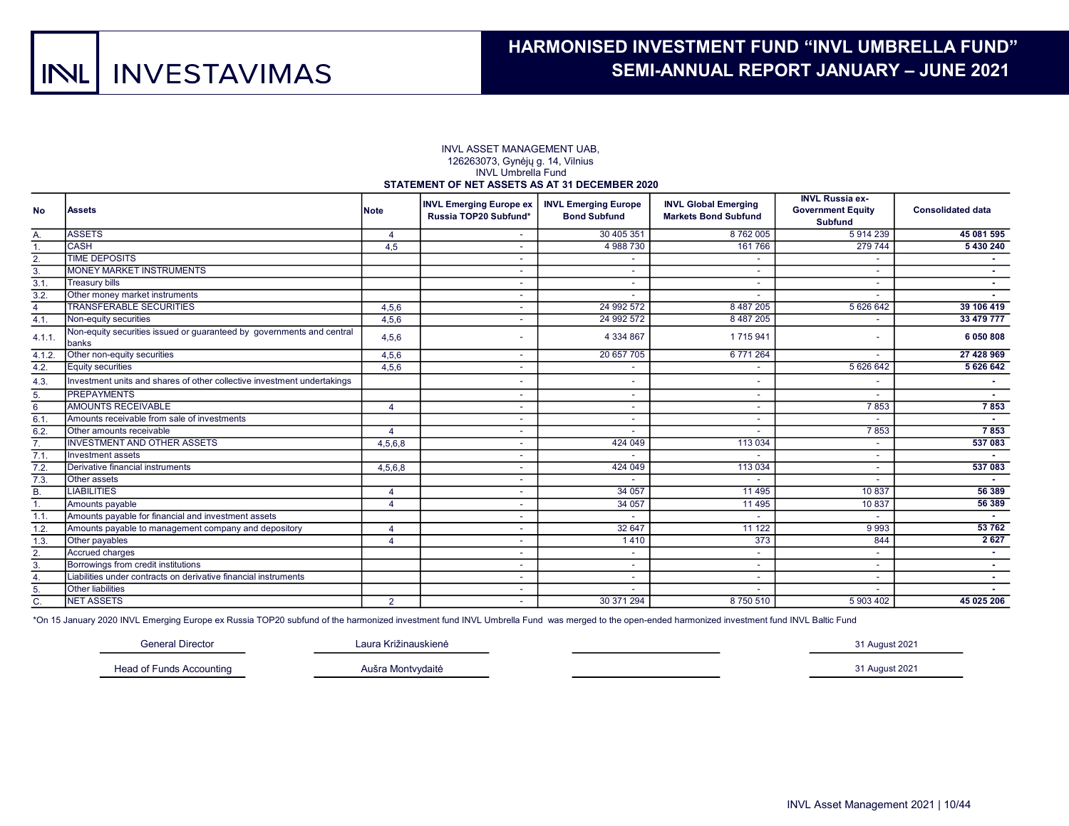INVL ASSET MANAGEMENT UAB,
126263073, Gynėjų g. 14, Vilnius
INVL Umbrella Fund

**STATEMENT OF NET ASSETS AS AT 31 DECEMBER 2020**

| No | Assets | Note | INVL Emerging Europe ex Russia TOP20 Subfund* | INVL Emerging Europe Bond Subfund | INVL Global Emerging Markets Bond Subfund | INVL Russia ex-Government Equity Subfund | Consolidated data |
|---|---|---|---|---|---|---|---|
| A. | ASSETS | 4 | - | 30 405 351 | 8 762 005 | 5 914 239 | **45 081 595** |
| 1. | CASH | 4,5 | - | 4 988 730 | 161 766 | 279 744 | **5 430 240** |
| 2. | TIME DEPOSITS | | - | - | - | - | **-** |
| 3. | MONEY MARKET INSTRUMENTS | | - | - | - | - | **-** |
| 3.1. | Treasury bills | | - | - | - | - | **-** |
| 3.2. | Other money market instruments | | - | - | - | - | **-** |
| 4 | TRANSFERABLE SECURITIES | 4,5,6 | - | 24 992 572 | 8 487 205 | 5 626 642 | **39 106 419** |
| 4.1. | Non-equity securities | 4,5,6 | - | 24 992 572 | 8 487 205 | - | **33 479 777** |
| 4.1.1. | Non-equity securities issued or guaranteed by governments and central banks | 4,5,6 | - | 4 334 867 | 1 715 941 | - | **6 050 808** |
| 4.1.2. | Other non-equity securities | 4,5,6 | - | 20 657 705 | 6 771 264 | - | **27 428 969** |
| 4.2. | Equity securities | 4,5,6 | - | - | - | 5 626 642 | **5 626 642** |
| 4.3. | Investment units and shares of other collective investment undertakings | | - | - | - | - | **-** |
| 5. | PREPAYMENTS | | - | - | - | - | **-** |
| 6 | AMOUNTS RECEIVABLE | 4 | - | - | - | 7 853 | **7 853** |
| 6.1. | Amounts receivable from sale of investments | | - | - | - | - | **-** |
| 6.2. | Other amounts receivable | 4 | - | - | - | 7 853 | **7 853** |
| 7. | INVESTMENT AND OTHER ASSETS | 4,5,6,8 | - | 424 049 | 113 034 | - | **537 083** |
| 7.1. | Investment assets | | - | - | - | - | **-** |
| 7.2. | Derivative financial instruments | 4,5,6,8 | - | 424 049 | 113 034 | - | **537 083** |
| 7.3. | Other assets | | - | - | - | - | **-** |
| B. | LIABILITIES | 4 | - | 34 057 | 11 495 | 10 837 | **56 389** |
| 1. | Amounts payable | 4 | - | 34 057 | 11 495 | 10 837 | **56 389** |
| 1.1. | Amounts payable for financial and investment assets | | - | - | - | - | **-** |
| 1.2. | Amounts payable to management company and depository | 4 | - | 32 647 | 11 122 | 9 993 | **53 762** |
| 1.3. | Other payables | 4 | - | 1 410 | 373 | 844 | **2 627** |
| 2. | Accrued charges | | - | - | - | - | **-** |
| 3. | Borrowings from credit institutions | | - | - | - | - | **-** |
| 4. | Liabilities under contracts on derivative financial instruments | | - | - | - | - | **-** |
| 5. | Other liabilities | | - | - | - | - | **-** |
| C. | NET ASSETS | 2 | - | 30 371 294 | 8 750 510 | 5 903 402 | **45 025 206** |

*On 15 January 2020 INVL Emerging Europe ex Russia TOP20 subfund of the harmonized investment fund INVL Umbrella Fund was merged to the open-ended harmonized investment fund INVL Baltic Fund

| | | | |
|---|---|---|---|
| General Director | Laura Križinauskienė | | 31 August 2021 |
| Head of Funds Accounting | Aušra Montvydaitė | | 31 August 2021 |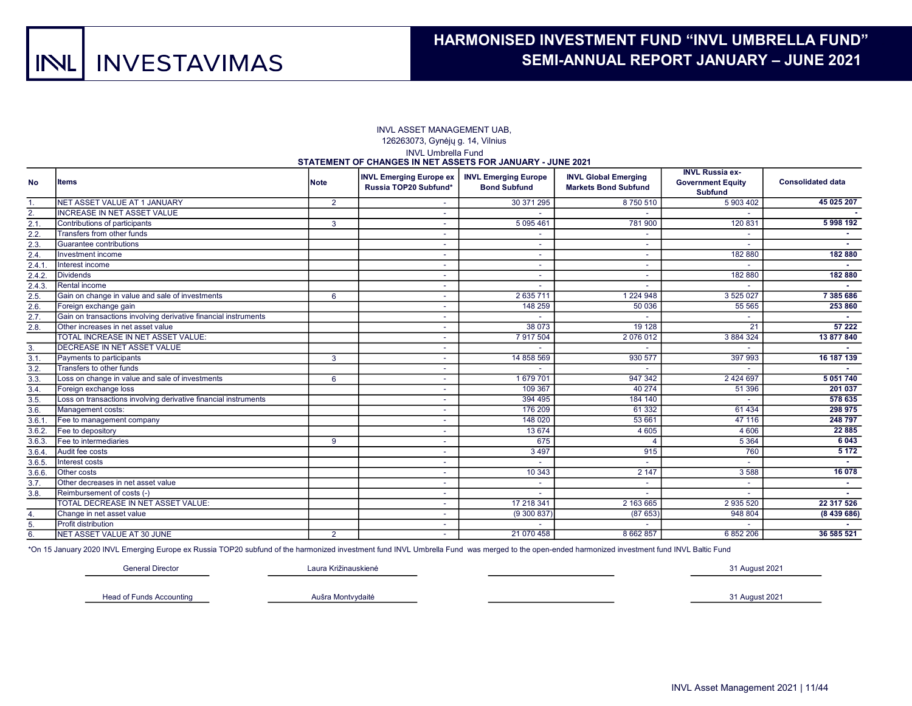INVL ASSET MANAGEMENT UAB,
126263073, Gynėjų g. 14, Vilnius
INVL Umbrella Fund

**STATEMENT OF CHANGES IN NET ASSETS FOR JANUARY - JUNE 2021**

| No | Items | Note | INVL Emerging Europe ex Russia TOP20 Subfund* | INVL Emerging Europe Bond Subfund | INVL Global Emerging Markets Bond Subfund | INVL Russia ex-Government Equity Subfund | Consolidated data |
|---|---|---|---|---|---|---|---|
| 1. | NET ASSET VALUE AT 1 JANUARY | 2 | - | 30 371 295 | 8 750 510 | 5 903 402 | **45 025 207** |
| 2. | INCREASE IN NET ASSET VALUE | | - | - | - | - | **-** |
| 2.1. | Contributions of participants | 3 | - | 5 095 461 | 781 900 | 120 831 | **5 998 192** |
| 2.2. | Transfers from other funds | | - | - | - | - | **-** |
| 2.3. | Guarantee contributions | | - | - | - | - | **-** |
| 2.4. | Investment income | | - | - | - | 182 880 | **182 880** |
| 2.4.1. | Interest income | | - | - | - | - | **-** |
| 2.4.2. | Dividends | | - | - | - | 182 880 | **182 880** |
| 2.4.3. | Rental income | | - | - | - | - | **-** |
| 2.5. | Gain on change in value and sale of investments | 6 | - | 2 635 711 | 1 224 948 | 3 525 027 | **7 385 686** |
| 2.6. | Foreign exchange gain | | - | 148 259 | 50 036 | 55 565 | **253 860** |
| 2.7. | Gain on transactions involving derivative financial instruments | | - | - | - | - | **-** |
| 2.8. | Other increases in net asset value | | - | 38 073 | 19 128 | 21 | **57 222** |
| | TOTAL INCREASE IN NET ASSET VALUE: | | - | 7 917 504 | 2 076 012 | 3 884 324 | **13 877 840** |
| 3. | DECREASE IN NET ASSET VALUE | | - | - | - | - | **-** |
| 3.1. | Payments to participants | 3 | - | 14 858 569 | 930 577 | 397 993 | **16 187 139** |
| 3.2. | Transfers to other funds | | - | - | - | - | **-** |
| 3.3. | Loss on change in value and sale of investments | 6 | - | 1 679 701 | 947 342 | 2 424 697 | **5 051 740** |
| 3.4. | Foreign exchange loss | | - | 109 367 | 40 274 | 51 396 | **201 037** |
| 3.5. | Loss on transactions involving derivative financial instruments | | - | 394 495 | 184 140 | - | **578 635** |
| 3.6. | Management costs: | | - | 176 209 | 61 332 | 61 434 | **298 975** |
| 3.6.1. | Fee to management company | | - | 148 020 | 53 661 | 47 116 | **248 797** |
| 3.6.2. | Fee to depository | | - | 13 674 | 4 605 | 4 606 | **22 885** |
| 3.6.3. | Fee to intermediaries | 9 | - | 675 | 4 | 5 364 | **6 043** |
| 3.6.4. | Audit fee costs | | - | 3 497 | 915 | 760 | **5 172** |
| 3.6.5. | Interest costs | | - | - | - | - | **-** |
| 3.6.6. | Other costs | | - | 10 343 | 2 147 | 3 588 | **16 078** |
| 3.7. | Other decreases in net asset value | | - | - | - | - | **-** |
| 3.8. | Reimbursement of costs (-) | | - | - | - | - | **-** |
| | TOTAL DECREASE IN NET ASSET VALUE: | | - | 17 218 341 | 2 163 665 | 2 935 520 | **22 317 526** |
| 4. | Change in net asset value | | - | (9 300 837) | (87 653) | 948 804 | **(8 439 686)** |
| 5. | Profit distribution | | - | - | - | - | **-** |
| 6. | NET ASSET VALUE AT 30 JUNE | 2 | - | 21 070 458 | 8 662 857 | 6 852 206 | **36 585 521** |

*On 15 January 2020 INVL Emerging Europe ex Russia TOP20 subfund of the harmonized investment fund INVL Umbrella Fund was merged to the open-ended harmonized investment fund INVL Baltic Fund

| General Director | Laura Križinauskienė | | 31 August 2021 |
|---|---|---|---|
| Head of Funds Accounting | Aušra Montvydaitė | | 31 August 2021 |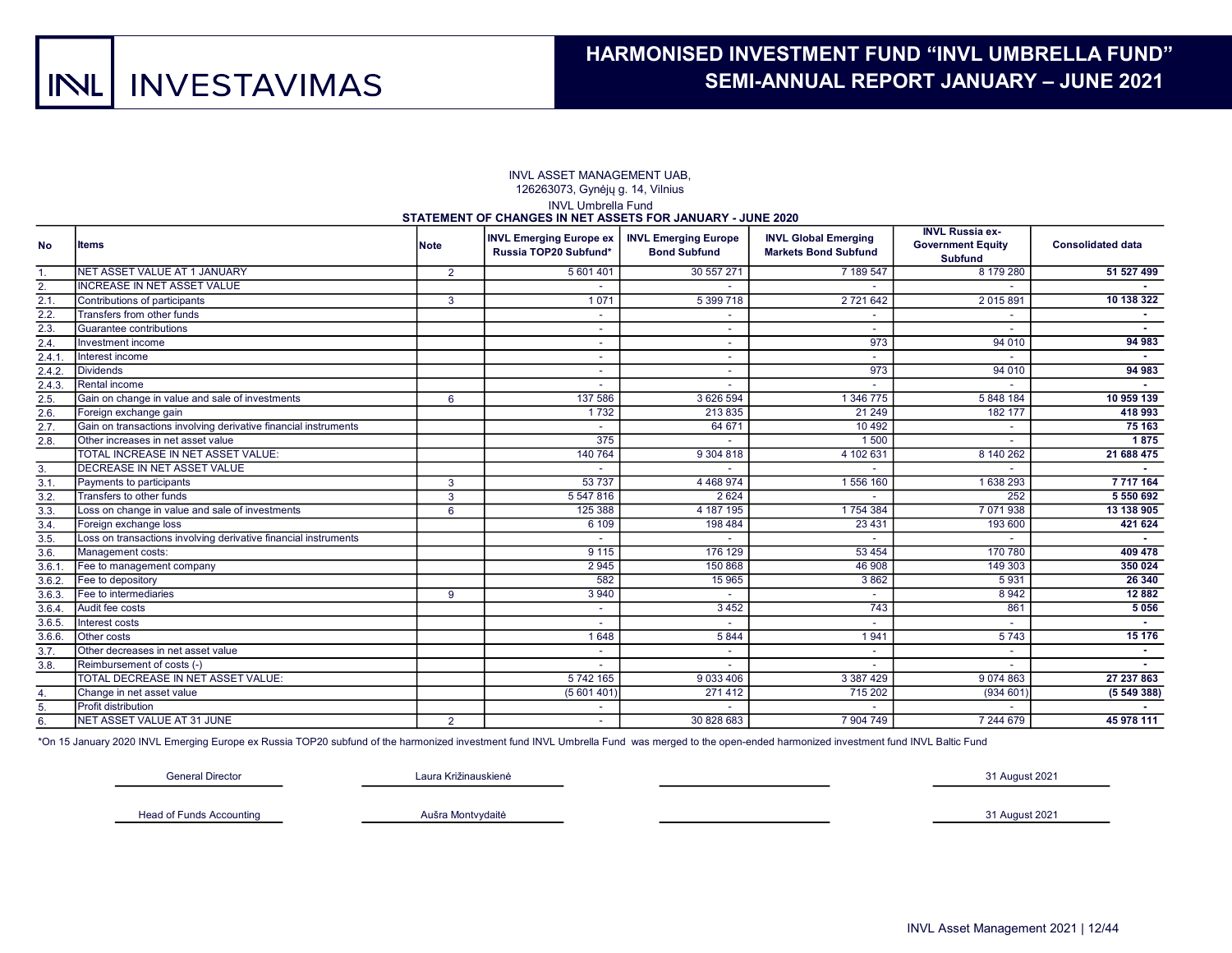INVL ASSET MANAGEMENT UAB,
126263073, Gynėjų g. 14, Vilnius

INVL Umbrella Fund

**STATEMENT OF CHANGES IN NET ASSETS FOR JANUARY - JUNE 2020**

| No | Items | Note | INVL Emerging Europe ex Russia TOP20 Subfund* | INVL Emerging Europe Bond Subfund | INVL Global Emerging Markets Bond Subfund | INVL Russia ex-Government Equity Subfund | Consolidated data |
|---|---|---|---|---|---|---|---|
| 1. | NET ASSET VALUE AT 1 JANUARY | 2 | 5 601 401 | 30 557 271 | 7 189 547 | 8 179 280 | **51 527 499** |
| 2. | INCREASE IN NET ASSET VALUE | | - | - | - | - | **-** |
| 2.1. | Contributions of participants | 3 | 1 071 | 5 399 718 | 2 721 642 | 2 015 891 | **10 138 322** |
| 2.2. | Transfers from other funds | | - | - | - | - | **-** |
| 2.3. | Guarantee contributions | | - | - | - | - | **-** |
| 2.4. | Investment income | | - | - | 973 | 94 010 | **94 983** |
| 2.4.1. | Interest income | | - | - | - | - | **-** |
| 2.4.2. | Dividends | | - | - | 973 | 94 010 | **94 983** |
| 2.4.3. | Rental income | | - | - | - | - | **-** |
| 2.5. | Gain on change in value and sale of investments | 6 | 137 586 | 3 626 594 | 1 346 775 | 5 848 184 | **10 959 139** |
| 2.6. | Foreign exchange gain | | 1 732 | 213 835 | 21 249 | 182 177 | **418 993** |
| 2.7. | Gain on transactions involving derivative financial instruments | | - | 64 671 | 10 492 | - | **75 163** |
| 2.8. | Other increases in net asset value | | 375 | - | 1 500 | - | **1 875** |
| | TOTAL INCREASE IN NET ASSET VALUE: | | 140 764 | 9 304 818 | 4 102 631 | 8 140 262 | **21 688 475** |
| 3. | DECREASE IN NET ASSET VALUE | | - | - | - | - | **-** |
| 3.1. | Payments to participants | 3 | 53 737 | 4 468 974 | 1 556 160 | 1 638 293 | **7 717 164** |
| 3.2. | Transfers to other funds | 3 | 5 547 816 | 2 624 | - | 252 | **5 550 692** |
| 3.3. | Loss on change in value and sale of investments | 6 | 125 388 | 4 187 195 | 1 754 384 | 7 071 938 | **13 138 905** |
| 3.4. | Foreign exchange loss | | 6 109 | 198 484 | 23 431 | 193 600 | **421 624** |
| 3.5. | Loss on transactions involving derivative financial instruments | | - | - | - | - | **-** |
| 3.6. | Management costs: | | 9 115 | 176 129 | 53 454 | 170 780 | **409 478** |
| 3.6.1. | Fee to management company | | 2 945 | 150 868 | 46 908 | 149 303 | **350 024** |
| 3.6.2. | Fee to depository | | 582 | 15 965 | 3 862 | 5 931 | **26 340** |
| 3.6.3. | Fee to intermediaries | 9 | 3 940 | - | - | 8 942 | **12 882** |
| 3.6.4. | Audit fee costs | | - | 3 452 | 743 | 861 | **5 056** |
| 3.6.5. | Interest costs | | - | - | - | - | **-** |
| 3.6.6. | Other costs | | 1 648 | 5 844 | 1 941 | 5 743 | **15 176** |
| 3.7. | Other decreases in net asset value | | - | - | - | - | **-** |
| 3.8. | Reimbursement of costs (-) | | - | - | - | - | **-** |
| | TOTAL DECREASE IN NET ASSET VALUE: | | 5 742 165 | 9 033 406 | 3 387 429 | 9 074 863 | **27 237 863** |
| 4. | Change in net asset value | | (5 601 401) | 271 412 | 715 202 | (934 601) | **(5 549 388)** |
| 5. | Profit distribution | | - | - | - | - | **-** |
| 6. | NET ASSET VALUE AT 31 JUNE | 2 | - | 30 828 683 | 7 904 749 | 7 244 679 | **45 978 111** |

*On 15 January 2020 INVL Emerging Europe ex Russia TOP20 subfund of the harmonized investment fund INVL Umbrella Fund was merged to the open-ended harmonized investment fund INVL Baltic Fund

| | | | |
|---|---|---|---|
| General Director | Laura Križinauskienė | | 31 August 2021 |
| Head of Funds Accounting | Aušra Montvydaitė | | 31 August 2021 |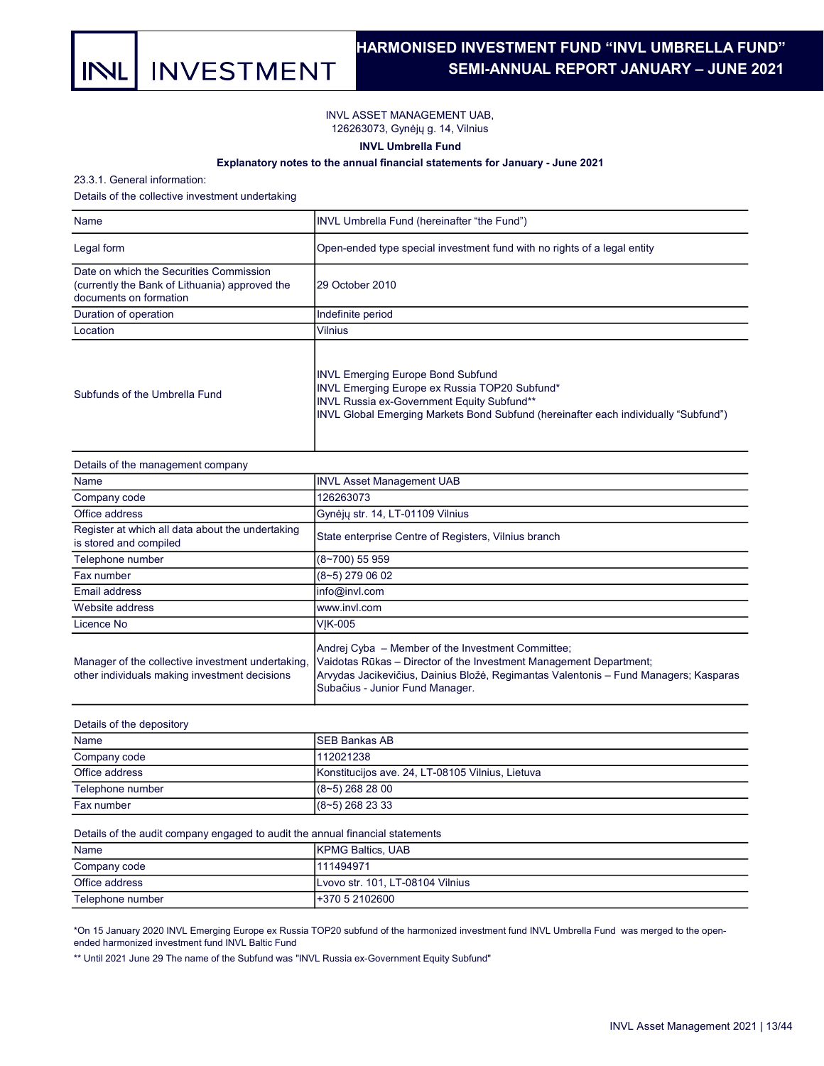INVL ASSET MANAGEMENT UAB,
126263073, Gynėjų g. 14, Vilnius

**INVL Umbrella Fund**

**Explanatory notes to the annual financial statements for January - June 2021**

23.3.1. General information:

Details of the collective investment undertaking

| Name | INVL Umbrella Fund (hereinafter “the Fund”) |
|---|---|
| Legal form | Open-ended type special investment fund with no rights of a legal entity |
| Date on which the Securities Commission (currently the Bank of Lithuania) approved the documents on formation | 29 October 2010 |
| Duration of operation | Indefinite period |
| Location | Vilnius |
| Subfunds of the Umbrella Fund | INVL Emerging Europe Bond Subfund<br>INVL Emerging Europe ex Russia TOP20 Subfund*<br>INVL Russia ex-Government Equity Subfund**<br>INVL Global Emerging Markets Bond Subfund (hereinafter each individually “Subfund”) |

Details of the management company

| Name | INVL Asset Management UAB |
|---|---|
| Company code | 126263073 |
| Office address | Gynėjų str. 14, LT-01109 Vilnius |
| Register at which all data about the undertaking is stored and compiled | State enterprise Centre of Registers, Vilnius branch |
| Telephone number | (8~700) 55 959 |
| Fax number | (8~5) 279 06 02 |
| Email address | info@invl.com |
| Website address | www.invl.com |
| Licence No | VĮK-005 |
| Manager of the collective investment undertaking, other individuals making investment decisions | Andrej Cyba – Member of the Investment Committee;<br>Vaidotas Rūkas – Director of the Investment Management Department;<br>Arvydas Jacikevičius, Dainius Bložė, Regimantas Valentonis – Fund Managers; Kasparas Subačius - Junior Fund Manager. |

Details of the depository

| Name | SEB Bankas AB |
|---|---|
| Company code | 112021238 |
| Office address | Konstitucijos ave. 24, LT-08105 Vilnius, Lietuva |
| Telephone number | (8~5) 268 28 00 |
| Fax number | (8~5) 268 23 33 |

Details of the audit company engaged to audit the annual financial statements

| Name | KPMG Baltics, UAB |
|---|---|
| Company code | 111494971 |
| Office address | Lvovo str. 101, LT-08104 Vilnius |
| Telephone number | +370 5 2102600 |

*On 15 January 2020 INVL Emerging Europe ex Russia TOP20 subfund of the harmonized investment fund INVL Umbrella Fund was merged to the open-ended harmonized investment fund INVL Baltic Fund

** Until 2021 June 29 The name of the Subfund was "INVL Russia ex-Government Equity Subfund"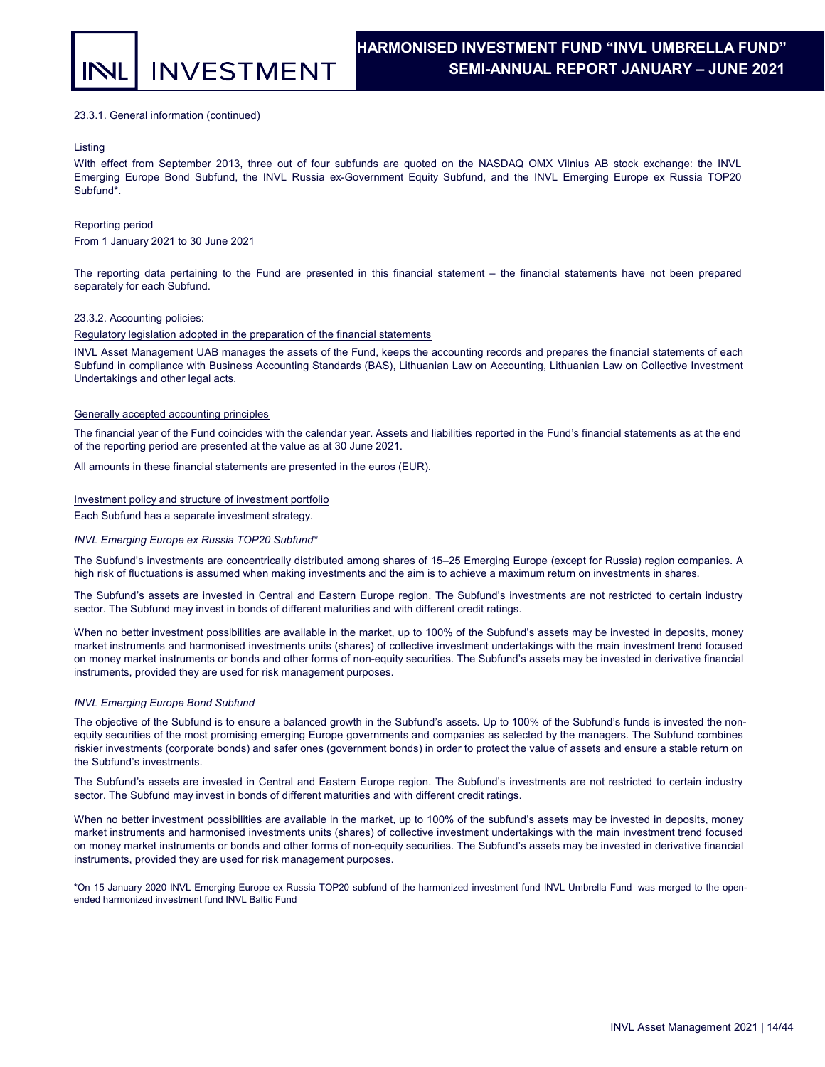23.3.1. General information (continued)

Listing

With effect from September 2013, three out of four subfunds are quoted on the NASDAQ OMX Vilnius AB stock exchange: the INVL Emerging Europe Bond Subfund, the INVL Russia ex-Government Equity Subfund, and the INVL Emerging Europe ex Russia TOP20 Subfund*.

Reporting period

From 1 January 2021 to 30 June 2021

The reporting data pertaining to the Fund are presented in this financial statement – the financial statements have not been prepared separately for each Subfund.

23.3.2. Accounting policies:

Regulatory legislation adopted in the preparation of the financial statements

INVL Asset Management UAB manages the assets of the Fund, keeps the accounting records and prepares the financial statements of each Subfund in compliance with Business Accounting Standards (BAS), Lithuanian Law on Accounting, Lithuanian Law on Collective Investment Undertakings and other legal acts.

Generally accepted accounting principles

The financial year of the Fund coincides with the calendar year. Assets and liabilities reported in the Fund's financial statements as at the end of the reporting period are presented at the value as at 30 June 2021.

All amounts in these financial statements are presented in the euros (EUR).

Investment policy and structure of investment portfolio

Each Subfund has a separate investment strategy.

*INVL Emerging Europe ex Russia TOP20 Subfund**

The Subfund's investments are concentrically distributed among shares of 15–25 Emerging Europe (except for Russia) region companies. A high risk of fluctuations is assumed when making investments and the aim is to achieve a maximum return on investments in shares.

The Subfund's assets are invested in Central and Eastern Europe region. The Subfund's investments are not restricted to certain industry sector. The Subfund may invest in bonds of different maturities and with different credit ratings.

When no better investment possibilities are available in the market, up to 100% of the Subfund's assets may be invested in deposits, money market instruments and harmonised investments units (shares) of collective investment undertakings with the main investment trend focused on money market instruments or bonds and other forms of non-equity securities. The Subfund's assets may be invested in derivative financial instruments, provided they are used for risk management purposes.

*INVL Emerging Europe Bond Subfund*

The objective of the Subfund is to ensure a balanced growth in the Subfund's assets. Up to 100% of the Subfund's funds is invested the non-equity securities of the most promising emerging Europe governments and companies as selected by the managers. The Subfund combines riskier investments (corporate bonds) and safer ones (government bonds) in order to protect the value of assets and ensure a stable return on the Subfund's investments.

The Subfund's assets are invested in Central and Eastern Europe region. The Subfund's investments are not restricted to certain industry sector. The Subfund may invest in bonds of different maturities and with different credit ratings.

When no better investment possibilities are available in the market, up to 100% of the subfund's assets may be invested in deposits, money market instruments and harmonised investments units (shares) of collective investment undertakings with the main investment trend focused on money market instruments or bonds and other forms of non-equity securities. The Subfund's assets may be invested in derivative financial instruments, provided they are used for risk management purposes.

*On 15 January 2020 INVL Emerging Europe ex Russia TOP20 subfund of the harmonized investment fund INVL Umbrella Fund was merged to the open-ended harmonized investment fund INVL Baltic Fund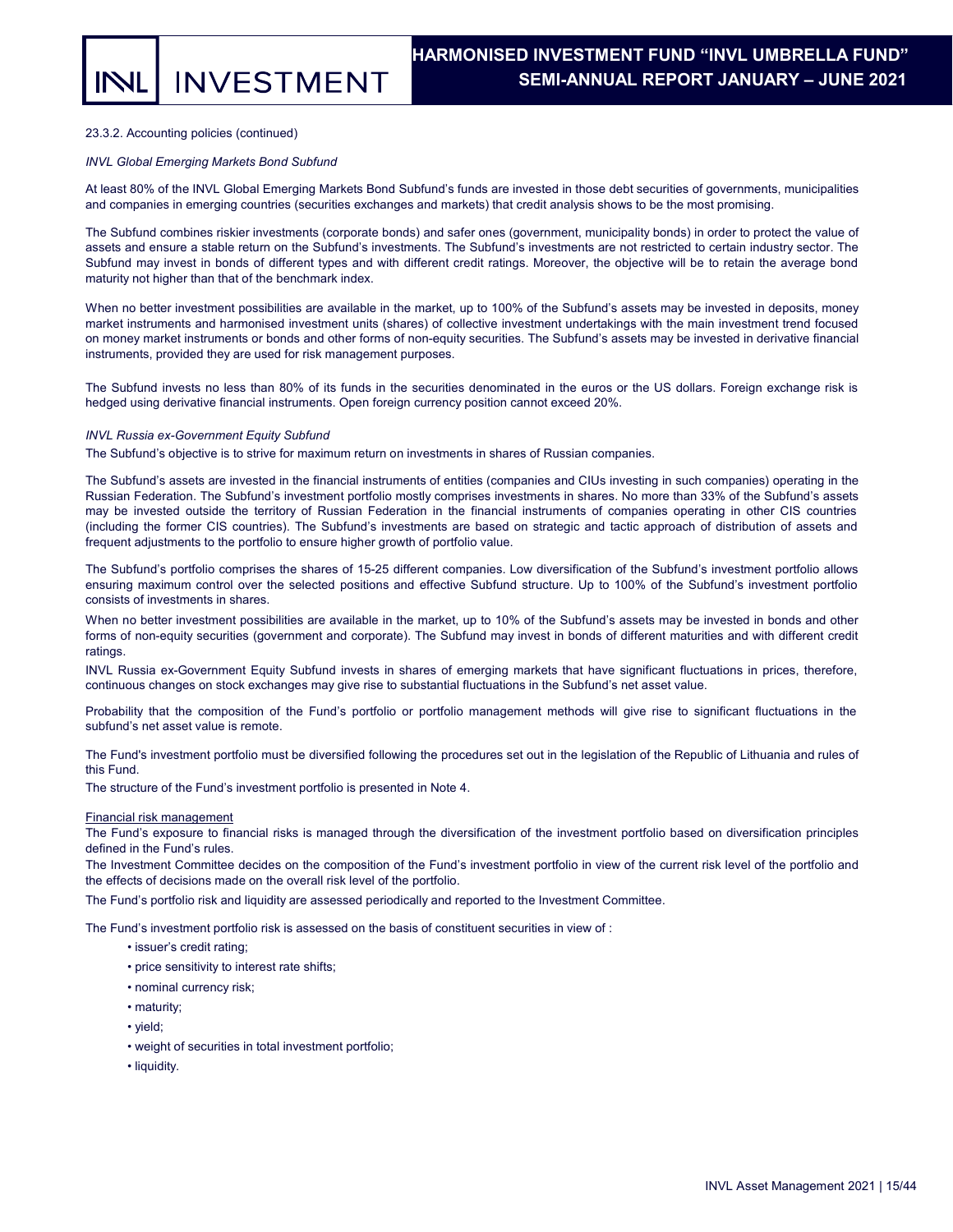23.3.2. Accounting policies (continued)

*INVL Global Emerging Markets Bond Subfund*

At least 80% of the INVL Global Emerging Markets Bond Subfund's funds are invested in those debt securities of governments, municipalities and companies in emerging countries (securities exchanges and markets) that credit analysis shows to be the most promising.

The Subfund combines riskier investments (corporate bonds) and safer ones (government, municipality bonds) in order to protect the value of assets and ensure a stable return on the Subfund's investments. The Subfund's investments are not restricted to certain industry sector. The Subfund may invest in bonds of different types and with different credit ratings. Moreover, the objective will be to retain the average bond maturity not higher than that of the benchmark index.

When no better investment possibilities are available in the market, up to 100% of the Subfund's assets may be invested in deposits, money market instruments and harmonised investment units (shares) of collective investment undertakings with the main investment trend focused on money market instruments or bonds and other forms of non-equity securities. The Subfund's assets may be invested in derivative financial instruments, provided they are used for risk management purposes.

The Subfund invests no less than 80% of its funds in the securities denominated in the euros or the US dollars. Foreign exchange risk is hedged using derivative financial instruments. Open foreign currency position cannot exceed 20%.

*INVL Russia ex-Government Equity Subfund*

The Subfund's objective is to strive for maximum return on investments in shares of Russian companies.

The Subfund's assets are invested in the financial instruments of entities (companies and CIUs investing in such companies) operating in the Russian Federation. The Subfund's investment portfolio mostly comprises investments in shares. No more than 33% of the Subfund's assets may be invested outside the territory of Russian Federation in the financial instruments of companies operating in other CIS countries (including the former CIS countries). The Subfund's investments are based on strategic and tactic approach of distribution of assets and frequent adjustments to the portfolio to ensure higher growth of portfolio value.

The Subfund's portfolio comprises the shares of 15-25 different companies. Low diversification of the Subfund's investment portfolio allows ensuring maximum control over the selected positions and effective Subfund structure. Up to 100% of the Subfund's investment portfolio consists of investments in shares.

When no better investment possibilities are available in the market, up to 10% of the Subfund's assets may be invested in bonds and other forms of non-equity securities (government and corporate). The Subfund may invest in bonds of different maturities and with different credit ratings.

INVL Russia ex-Government Equity Subfund invests in shares of emerging markets that have significant fluctuations in prices, therefore, continuous changes on stock exchanges may give rise to substantial fluctuations in the Subfund's net asset value.

Probability that the composition of the Fund's portfolio or portfolio management methods will give rise to significant fluctuations in the subfund's net asset value is remote.

The Fund's investment portfolio must be diversified following the procedures set out in the legislation of the Republic of Lithuania and rules of this Fund.

The structure of the Fund's investment portfolio is presented in Note 4.

Financial risk management

The Fund's exposure to financial risks is managed through the diversification of the investment portfolio based on diversification principles defined in the Fund's rules.

The Investment Committee decides on the composition of the Fund's investment portfolio in view of the current risk level of the portfolio and the effects of decisions made on the overall risk level of the portfolio.

The Fund's portfolio risk and liquidity are assessed periodically and reported to the Investment Committee.

The Fund's investment portfolio risk is assessed on the basis of constituent securities in view of :

- issuer's credit rating;
- price sensitivity to interest rate shifts;
- nominal currency risk;
- maturity;
- yield;
- weight of securities in total investment portfolio;
- liquidity.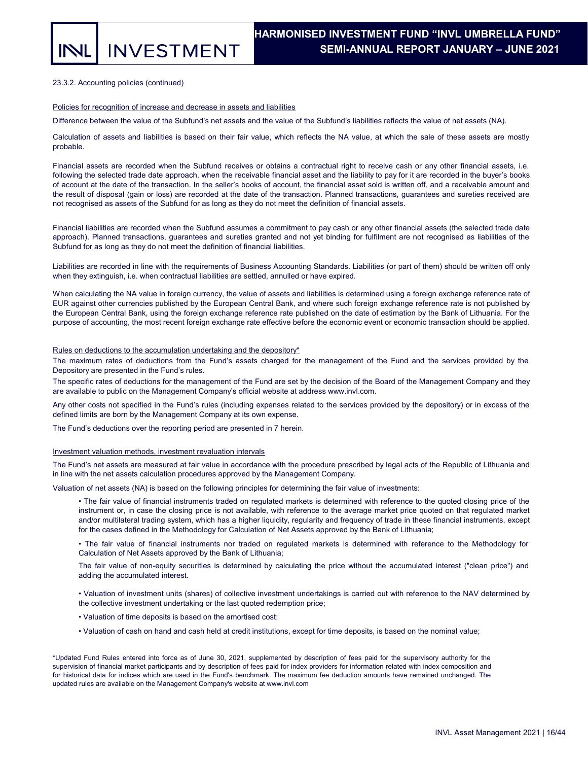23.3.2. Accounting policies (continued)

Policies for recognition of increase and decrease in assets and liabilities

Difference between the value of the Subfund's net assets and the value of the Subfund's liabilities reflects the value of net assets (NA).

Calculation of assets and liabilities is based on their fair value, which reflects the NA value, at which the sale of these assets are mostly probable.

Financial assets are recorded when the Subfund receives or obtains a contractual right to receive cash or any other financial assets, i.e. following the selected trade date approach, when the receivable financial asset and the liability to pay for it are recorded in the buyer's books of account at the date of the transaction. In the seller's books of account, the financial asset sold is written off, and a receivable amount and the result of disposal (gain or loss) are recorded at the date of the transaction. Planned transactions, guarantees and sureties received are not recognised as assets of the Subfund for as long as they do not meet the definition of financial assets.

Financial liabilities are recorded when the Subfund assumes a commitment to pay cash or any other financial assets (the selected trade date approach). Planned transactions, guarantees and sureties granted and not yet binding for fulfilment are not recognised as liabilities of the Subfund for as long as they do not meet the definition of financial liabilities.

Liabilities are recorded in line with the requirements of Business Accounting Standards. Liabilities (or part of them) should be written off only when they extinguish, i.e. when contractual liabilities are settled, annulled or have expired.

When calculating the NA value in foreign currency, the value of assets and liabilities is determined using a foreign exchange reference rate of EUR against other currencies published by the European Central Bank, and where such foreign exchange reference rate is not published by the European Central Bank, using the foreign exchange reference rate published on the date of estimation by the Bank of Lithuania. For the purpose of accounting, the most recent foreign exchange rate effective before the economic event or economic transaction should be applied.

Rules on deductions to the accumulation undertaking and the depository*

The maximum rates of deductions from the Fund's assets charged for the management of the Fund and the services provided by the Depository are presented in the Fund's rules.

The specific rates of deductions for the management of the Fund are set by the decision of the Board of the Management Company and they are available to public on the Management Company's official website at address www.invl.com.

Any other costs not specified in the Fund's rules (including expenses related to the services provided by the depository) or in excess of the defined limits are born by the Management Company at its own expense.

The Fund's deductions over the reporting period are presented in 7 herein.

Investment valuation methods, investment revaluation intervals

The Fund's net assets are measured at fair value in accordance with the procedure prescribed by legal acts of the Republic of Lithuania and in line with the net assets calculation procedures approved by the Management Company.

Valuation of net assets (NA) is based on the following principles for determining the fair value of investments:

- The fair value of financial instruments traded on regulated markets is determined with reference to the quoted closing price of the instrument or, in case the closing price is not available, with reference to the average market price quoted on that regulated market and/or multilateral trading system, which has a higher liquidity, regularity and frequency of trade in these financial instruments, except for the cases defined in the Methodology for Calculation of Net Assets approved by the Bank of Lithuania;

- The fair value of financial instruments nor traded on regulated markets is determined with reference to the Methodology for Calculation of Net Assets approved by the Bank of Lithuania;

  The fair value of non-equity securities is determined by calculating the price without the accumulated interest ("clean price") and adding the accumulated interest.

- Valuation of investment units (shares) of collective investment undertakings is carried out with reference to the NAV determined by the collective investment undertaking or the last quoted redemption price;

- Valuation of time deposits is based on the amortised cost;

- Valuation of cash on hand and cash held at credit institutions, except for time deposits, is based on the nominal value;

*Updated Fund Rules entered into force as of June 30, 2021, supplemented by description of fees paid for the supervisory authority for the supervision of financial market participants and by description of fees paid for index providers for information related with index composition and for historical data for indices which are used in the Fund's benchmark. The maximum fee deduction amounts have remained unchanged. The updated rules are available on the Management Company's website at www.invl.com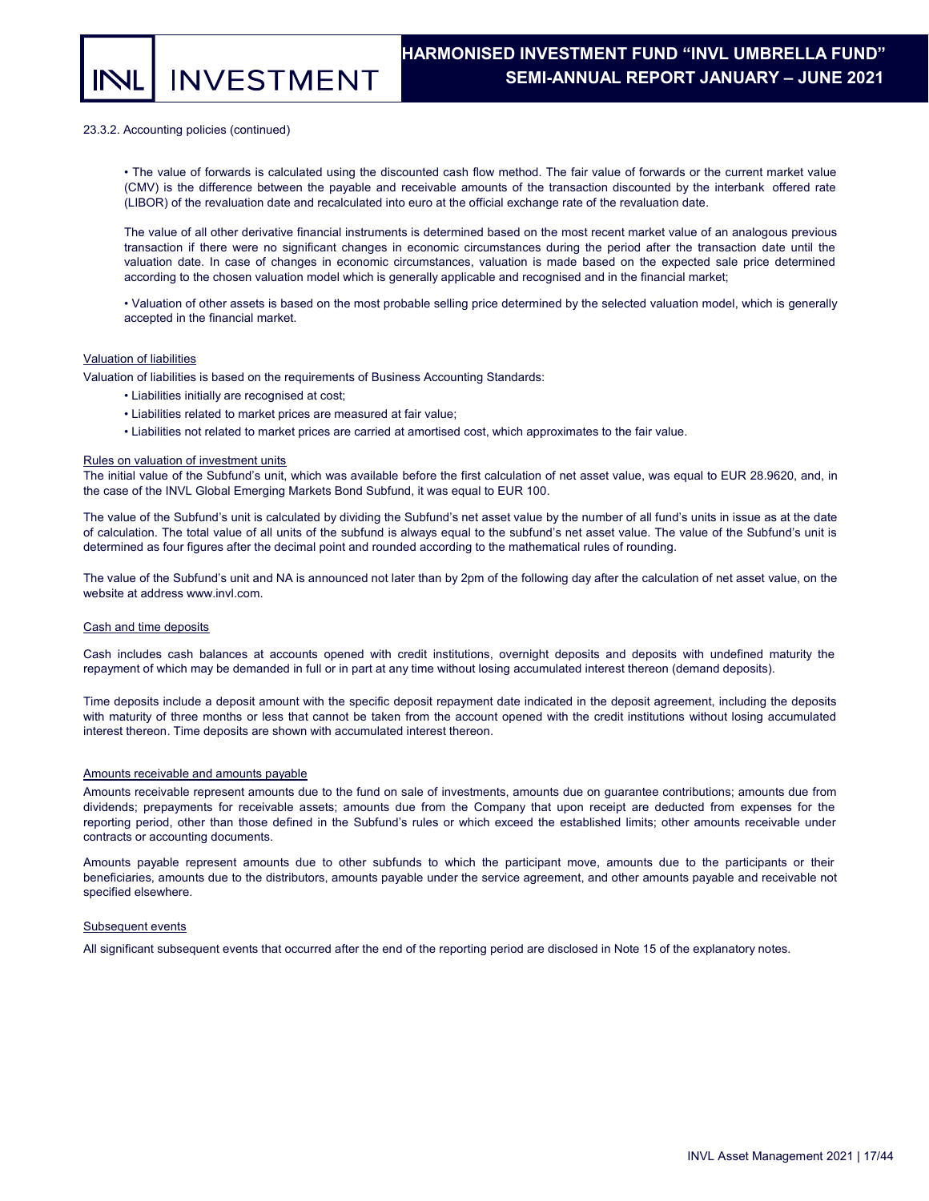23.3.2. Accounting policies (continued)

• The value of forwards is calculated using the discounted cash flow method. The fair value of forwards or the current market value (CMV) is the difference between the payable and receivable amounts of the transaction discounted by the interbank offered rate (LIBOR) of the revaluation date and recalculated into euro at the official exchange rate of the revaluation date.

The value of all other derivative financial instruments is determined based on the most recent market value of an analogous previous transaction if there were no significant changes in economic circumstances during the period after the transaction date until the valuation date. In case of changes in economic circumstances, valuation is made based on the expected sale price determined according to the chosen valuation model which is generally applicable and recognised and in the financial market;

• Valuation of other assets is based on the most probable selling price determined by the selected valuation model, which is generally accepted in the financial market.

Valuation of liabilities

Valuation of liabilities is based on the requirements of Business Accounting Standards:

- Liabilities initially are recognised at cost;
- Liabilities related to market prices are measured at fair value;
- Liabilities not related to market prices are carried at amortised cost, which approximates to the fair value.

Rules on valuation of investment units

The initial value of the Subfund's unit, which was available before the first calculation of net asset value, was equal to EUR 28.9620, and, in the case of the INVL Global Emerging Markets Bond Subfund, it was equal to EUR 100.

The value of the Subfund's unit is calculated by dividing the Subfund's net asset value by the number of all fund's units in issue as at the date of calculation. The total value of all units of the subfund is always equal to the subfund's net asset value. The value of the Subfund's unit is determined as four figures after the decimal point and rounded according to the mathematical rules of rounding.

The value of the Subfund's unit and NA is announced not later than by 2pm of the following day after the calculation of net asset value, on the website at address www.invl.com.

Cash and time deposits

Cash includes cash balances at accounts opened with credit institutions, overnight deposits and deposits with undefined maturity the repayment of which may be demanded in full or in part at any time without losing accumulated interest thereon (demand deposits).

Time deposits include a deposit amount with the specific deposit repayment date indicated in the deposit agreement, including the deposits with maturity of three months or less that cannot be taken from the account opened with the credit institutions without losing accumulated interest thereon. Time deposits are shown with accumulated interest thereon.

Amounts receivable and amounts payable

Amounts receivable represent amounts due to the fund on sale of investments, amounts due on guarantee contributions; amounts due from dividends; prepayments for receivable assets; amounts due from the Company that upon receipt are deducted from expenses for the reporting period, other than those defined in the Subfund's rules or which exceed the established limits; other amounts receivable under contracts or accounting documents.

Amounts payable represent amounts due to other subfunds to which the participant move, amounts due to the participants or their beneficiaries, amounts due to the distributors, amounts payable under the service agreement, and other amounts payable and receivable not specified elsewhere.

Subsequent events

All significant subsequent events that occurred after the end of the reporting period are disclosed in Note 15 of the explanatory notes.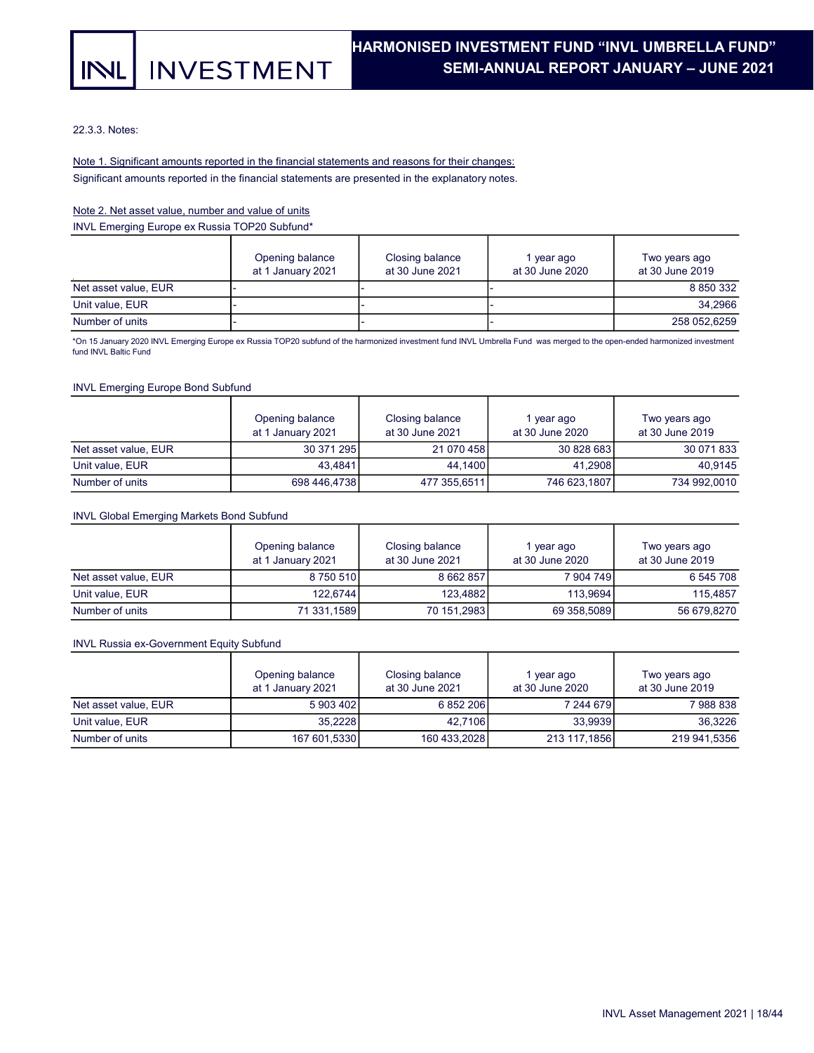22.3.3. Notes:

Note 1. Significant amounts reported in the financial statements and reasons for their changes:

Significant amounts reported in the financial statements are presented in the explanatory notes.

Note 2. Net asset value, number and value of units

INVL Emerging Europe ex Russia TOP20 Subfund*

| | Opening balance at 1 January 2021 | Closing balance at 30 June 2021 | 1 year ago at 30 June 2020 | Two years ago at 30 June 2019 |
|---|---|---|---|---|
| Net asset value, EUR | - | - | - | 8 850 332 |
| Unit value, EUR | - | - | - | 34,2966 |
| Number of units | - | - | - | 258 052,6259 |

*On 15 January 2020 INVL Emerging Europe ex Russia TOP20 subfund of the harmonized investment fund INVL Umbrella Fund was merged to the open-ended harmonized investment fund INVL Baltic Fund

INVL Emerging Europe Bond Subfund

| | Opening balance at 1 January 2021 | Closing balance at 30 June 2021 | 1 year ago at 30 June 2020 | Two years ago at 30 June 2019 |
|---|---|---|---|---|
| Net asset value, EUR | 30 371 295 | 21 070 458 | 30 828 683 | 30 071 833 |
| Unit value, EUR | 43,4841 | 44,1400 | 41,2908 | 40,9145 |
| Number of units | 698 446,4738 | 477 355,6511 | 746 623,1807 | 734 992,0010 |

INVL Global Emerging Markets Bond Subfund

| | Opening balance at 1 January 2021 | Closing balance at 30 June 2021 | 1 year ago at 30 June 2020 | Two years ago at 30 June 2019 |
|---|---|---|---|---|
| Net asset value, EUR | 8 750 510 | 8 662 857 | 7 904 749 | 6 545 708 |
| Unit value, EUR | 122,6744 | 123,4882 | 113,9694 | 115,4857 |
| Number of units | 71 331,1589 | 70 151,2983 | 69 358,5089 | 56 679,8270 |

INVL Russia ex-Government Equity Subfund

| | Opening balance at 1 January 2021 | Closing balance at 30 June 2021 | 1 year ago at 30 June 2020 | Two years ago at 30 June 2019 |
|---|---|---|---|---|
| Net asset value, EUR | 5 903 402 | 6 852 206 | 7 244 679 | 7 988 838 |
| Unit value, EUR | 35,2228 | 42,7106 | 33,9939 | 36,3226 |
| Number of units | 167 601,5330 | 160 433,2028 | 213 117,1856 | 219 941,5356 |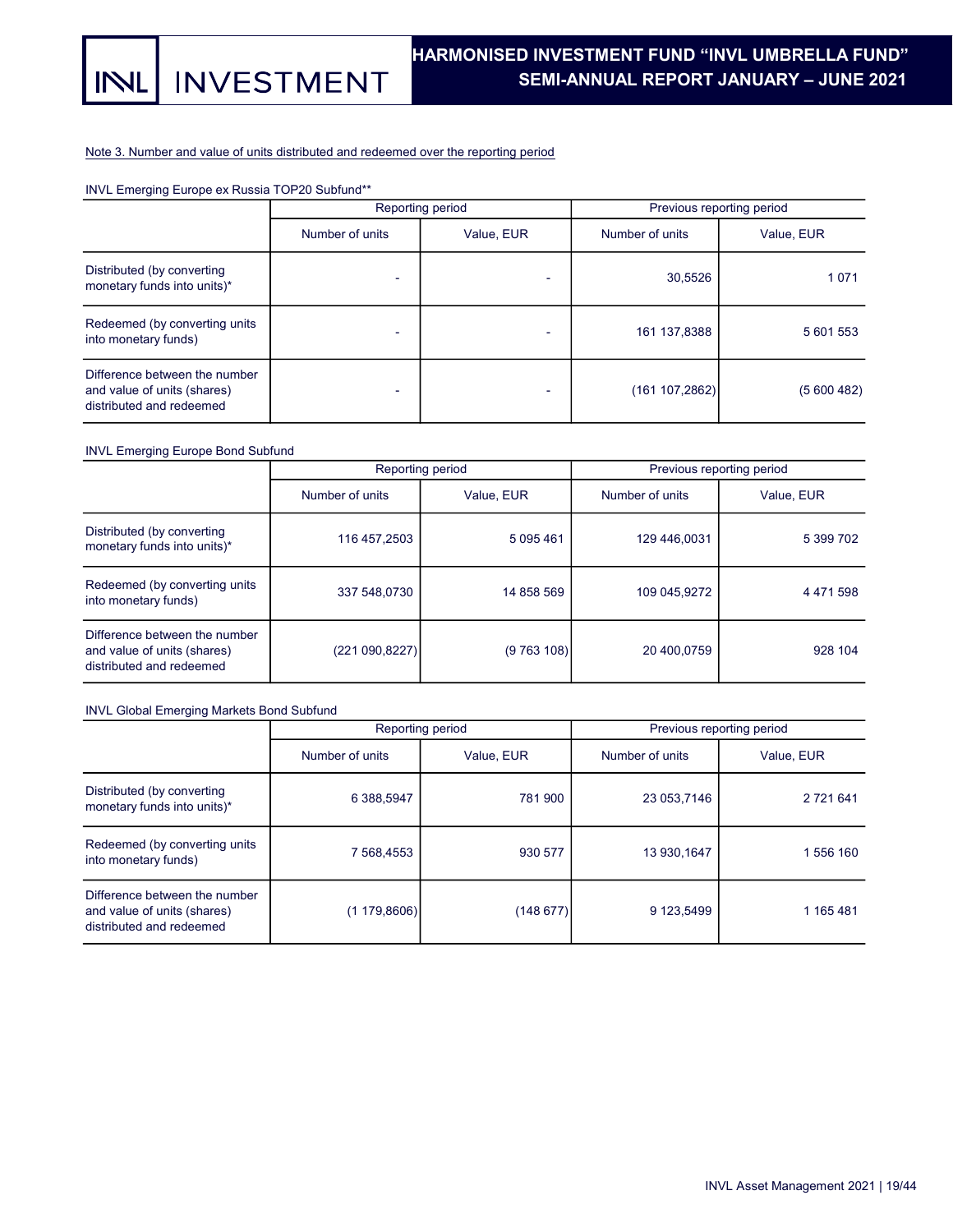Note 3. Number and value of units distributed and redeemed over the reporting period

INVL Emerging Europe ex Russia TOP20 Subfund**

| | Reporting period | | Previous reporting period | |
|---|---|---|---|---|
| | Number of units | Value, EUR | Number of units | Value, EUR |
| Distributed (by converting monetary funds into units)* | - | - | 30,5526 | 1 071 |
| Redeemed (by converting units into monetary funds) | - | - | 161 137,8388 | 5 601 553 |
| Difference between the number and value of units (shares) distributed and redeemed | - | - | (161 107,2862) | (5 600 482) |

INVL Emerging Europe Bond Subfund

| | Reporting period | | Previous reporting period | |
|---|---|---|---|---|
| | Number of units | Value, EUR | Number of units | Value, EUR |
| Distributed (by converting monetary funds into units)* | 116 457,2503 | 5 095 461 | 129 446,0031 | 5 399 702 |
| Redeemed (by converting units into monetary funds) | 337 548,0730 | 14 858 569 | 109 045,9272 | 4 471 598 |
| Difference between the number and value of units (shares) distributed and redeemed | (221 090,8227) | (9 763 108) | 20 400,0759 | 928 104 |

INVL Global Emerging Markets Bond Subfund

| | Reporting period | | Previous reporting period | |
|---|---|---|---|---|
| | Number of units | Value, EUR | Number of units | Value, EUR |
| Distributed (by converting monetary funds into units)* | 6 388,5947 | 781 900 | 23 053,7146 | 2 721 641 |
| Redeemed (by converting units into monetary funds) | 7 568,4553 | 930 577 | 13 930,1647 | 1 556 160 |
| Difference between the number and value of units (shares) distributed and redeemed | (1 179,8606) | (148 677) | 9 123,5499 | 1 165 481 |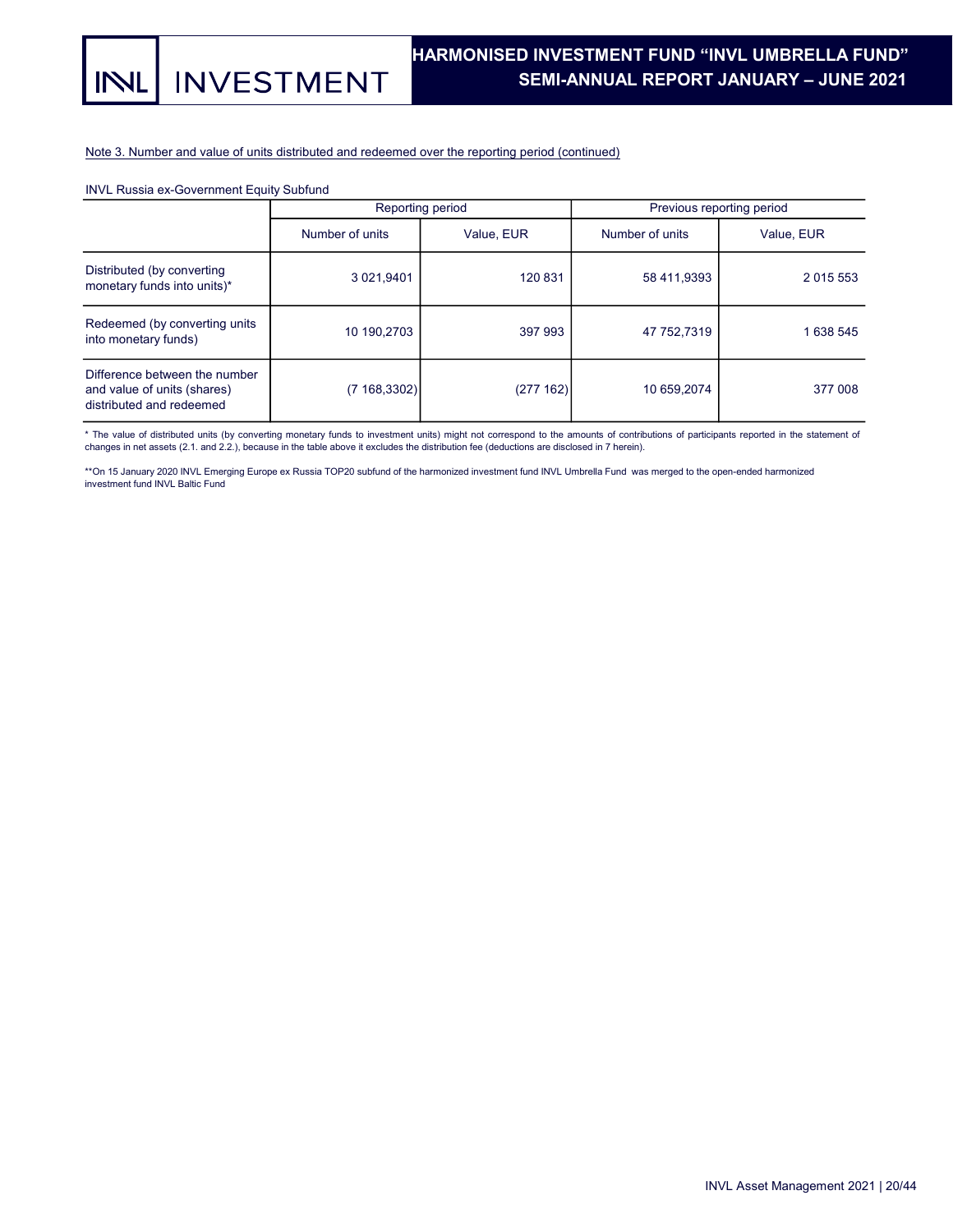Note 3. Number and value of units distributed and redeemed over the reporting period (continued)

INVL Russia ex-Government Equity Subfund

| | Reporting period | | Previous reporting period | |
|---|---|---|---|---|
| | Number of units | Value, EUR | Number of units | Value, EUR |
| Distributed (by converting monetary funds into units)* | 3 021,9401 | 120 831 | 58 411,9393 | 2 015 553 |
| Redeemed (by converting units into monetary funds) | 10 190,2703 | 397 993 | 47 752,7319 | 1 638 545 |
| Difference between the number and value of units (shares) distributed and redeemed | (7 168,3302) | (277 162) | 10 659,2074 | 377 008 |

* The value of distributed units (by converting monetary funds to investment units) might not correspond to the amounts of contributions of participants reported in the statement of changes in net assets (2.1. and 2.2.), because in the table above it excludes the distribution fee (deductions are disclosed in 7 herein).

**On 15 January 2020 INVL Emerging Europe ex Russia TOP20 subfund of the harmonized investment fund INVL Umbrella Fund was merged to the open-ended harmonized investment fund INVL Baltic Fund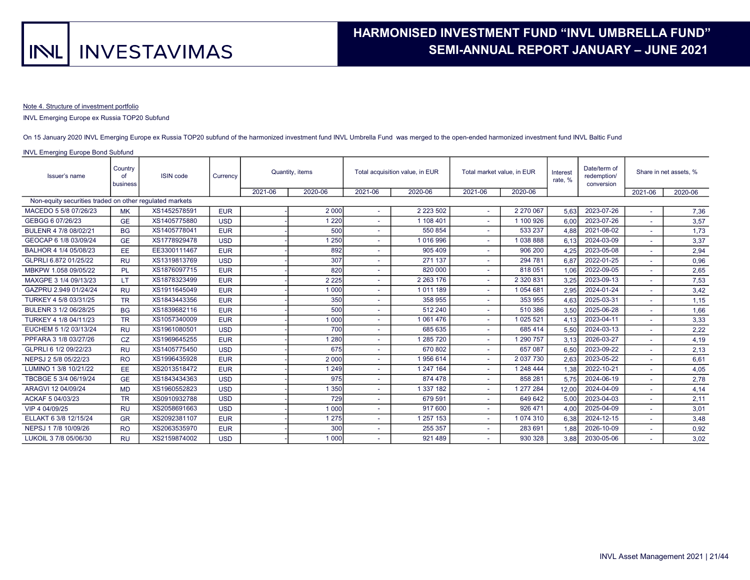Note 4. Structure of investment portfolio

INVL Emerging Europe ex Russia TOP20 Subfund

On 15 January 2020 INVL Emerging Europe ex Russia TOP20 subfund of the harmonized investment fund INVL Umbrella Fund was merged to the open-ended harmonized investment fund INVL Baltic Fund

INVL Emerging Europe Bond Subfund

| Issuer's name | Country of business | ISIN code | Currency | Quantity, items | | Total acquisition value, in EUR | | Total market value, in EUR | | Interest rate, % | Date/term of redemption/ conversion | Share in net assets, % | |
|---|---|---|---|---|---|---|---|---|---|---|---|---|---|
| | | | | 2021-06 | 2020-06 | 2021-06 | 2020-06 | 2021-06 | 2020-06 | | | 2021-06 | 2020-06 |
| Non-equity securities traded on other regulated markets | | | | | | | | | | | | | |
| MACEDO 5 5/8 07/26/23 | MK | XS1452578591 | EUR | - | 2 000 | - | 2 223 502 | - | 2 270 067 | 5,63 | 2023-07-26 | - | 7,36 |
| GEBGG 6 07/26/23 | GE | XS1405775880 | USD | - | 1 220 | - | 1 108 401 | - | 1 100 926 | 6,00 | 2023-07-26 | - | 3,57 |
| BULENR 4 7/8 08/02/21 | BG | XS1405778041 | EUR | - | 500 | - | 550 854 | - | 533 237 | 4,88 | 2021-08-02 | - | 1,73 |
| GEOCAP 6 1/8 03/09/24 | GE | XS1778929478 | USD | - | 1 250 | - | 1 016 996 | - | 1 038 888 | 6,13 | 2024-03-09 | - | 3,37 |
| BALHOR 4 1/4 05/08/23 | EE | EE3300111467 | EUR | - | 892 | - | 905 409 | - | 906 200 | 4,25 | 2023-05-08 | - | 2,94 |
| GLPRLI 6.872 01/25/22 | RU | XS1319813769 | USD | - | 307 | - | 271 137 | - | 294 781 | 6,87 | 2022-01-25 | - | 0,96 |
| MBKPW 1.058 09/05/22 | PL | XS1876097715 | EUR | - | 820 | - | 820 000 | - | 818 051 | 1,06 | 2022-09-05 | - | 2,65 |
| MAXGPE 3 1/4 09/13/23 | LT | XS1878323499 | EUR | - | 2 225 | - | 2 263 176 | - | 2 320 831 | 3,25 | 2023-09-13 | - | 7,53 |
| GAZPRU 2.949 01/24/24 | RU | XS1911645049 | EUR | - | 1 000 | - | 1 011 189 | - | 1 054 681 | 2,95 | 2024-01-24 | - | 3,42 |
| TURKEY 4 5/8 03/31/25 | TR | XS1843443356 | EUR | - | 350 | - | 358 955 | - | 353 955 | 4,63 | 2025-03-31 | - | 1,15 |
| BULENR 3 1/2 06/28/25 | BG | XS1839682116 | EUR | - | 500 | - | 512 240 | - | 510 386 | 3,50 | 2025-06-28 | - | 1,66 |
| TURKEY 4 1/8 04/11/23 | TR | XS1057340009 | EUR | - | 1 000 | - | 1 061 476 | - | 1 025 521 | 4,13 | 2023-04-11 | - | 3,33 |
| EUCHEM 5 1/2 03/13/24 | RU | XS1961080501 | USD | - | 700 | - | 685 635 | - | 685 414 | 5,50 | 2024-03-13 | - | 2,22 |
| PPFARA 3 1/8 03/27/26 | CZ | XS1969645255 | EUR | - | 1 280 | - | 1 285 720 | - | 1 290 757 | 3,13 | 2026-03-27 | - | 4,19 |
| GLPRLI 6 1/2 09/22/23 | RU | XS1405775450 | USD | - | 675 | - | 670 802 | - | 657 087 | 6,50 | 2023-09-22 | - | 2,13 |
| NEPSJ 2 5/8 05/22/23 | RO | XS1996435928 | EUR | - | 2 000 | - | 1 956 614 | - | 2 037 730 | 2,63 | 2023-05-22 | - | 6,61 |
| LUMINO 1 3/8 10/21/22 | EE | XS2013518472 | EUR | - | 1 249 | - | 1 247 164 | - | 1 248 444 | 1,38 | 2022-10-21 | - | 4,05 |
| TBCBGE 5 3/4 06/19/24 | GE | XS1843434363 | USD | - | 975 | - | 874 478 | - | 858 281 | 5,75 | 2024-06-19 | - | 2,78 |
| ARAGVI 12 04/09/24 | MD | XS1960552823 | USD | - | 1 350 | - | 1 337 182 | - | 1 277 284 | 12,00 | 2024-04-09 | - | 4,14 |
| ACKAF 5 04/03/23 | TR | XS0910932788 | USD | - | 729 | - | 679 591 | - | 649 642 | 5,00 | 2023-04-03 | - | 2,11 |
| VIP 4 04/09/25 | RU | XS2058691663 | USD | - | 1 000 | - | 917 600 | - | 926 471 | 4,00 | 2025-04-09 | - | 3,01 |
| ELLAKT 6 3/8 12/15/24 | GR | XS2092381107 | EUR | - | 1 275 | - | 1 257 153 | - | 1 074 310 | 6,38 | 2024-12-15 | - | 3,48 |
| NEPSJ 1 7/8 10/09/26 | RO | XS2063535970 | EUR | - | 300 | - | 255 357 | - | 283 691 | 1,88 | 2026-10-09 | - | 0,92 |
| LUKOIL 3 7/8 05/06/30 | RU | XS2159874002 | USD | - | 1 000 | - | 921 489 | - | 930 328 | 3,88 | 2030-05-06 | - | 3,02 |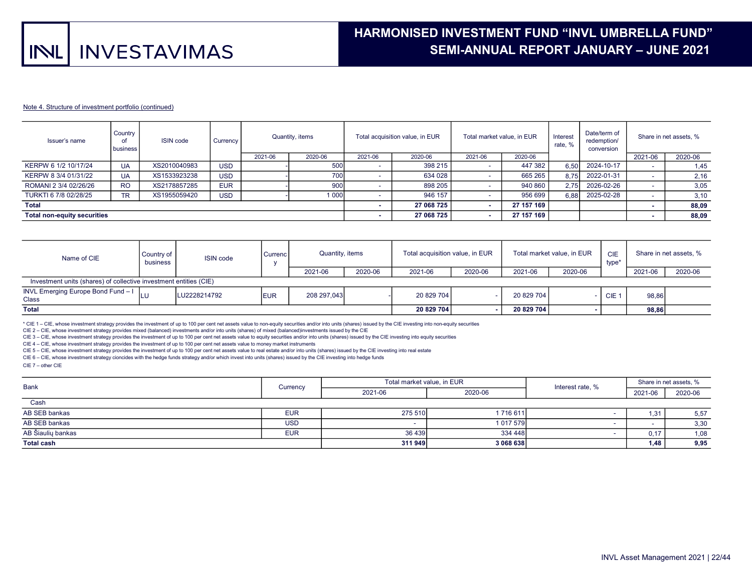Note 4. Structure of investment portfolio (continued)

| Issuer's name | Country of business | ISIN code | Currency | Quantity, items | | Total acquisition value, in EUR | | Total market value, in EUR | | Interest rate, % | Date/term of redemption/ conversion | Share in net assets, % | |
|---|---|---|---|---|---|---|---|---|---|---|---|---|---|
| | | | | 2021-06 | 2020-06 | 2021-06 | 2020-06 | 2021-06 | 2020-06 | | | 2021-06 | 2020-06 |
| KERPW 6 1/2 10/17/24 | UA | XS2010040983 | USD | - | 500 | - | 398 215 | - | 447 382 | 6,50 | 2024-10-17 | - | 1,45 |
| KERPW 8 3/4 01/31/22 | UA | XS1533923238 | USD | - | 700 | - | 634 028 | - | 665 265 | 8,75 | 2022-01-31 | - | 2,16 |
| ROMANI 2 3/4 02/26/26 | RO | XS2178857285 | EUR | - | 900 | - | 898 205 | - | 940 860 | 2,75 | 2026-02-26 | - | 3,05 |
| TURKTI 6 7/8 02/28/25 | TR | XS1955059420 | USD | - | 1 000 | - | 946 157 | - | 956 699 | 6,88 | 2025-02-28 | - | 3,10 |
| **Total** | | | | | | **-** | **27 068 725** | **-** | **27 157 169** | | | **-** | **88,09** |
| **Total non-equity securities** | | | | | | **-** | **27 068 725** | **-** | **27 157 169** | | | **-** | **88,09** |

| Name of CIE | Country of business | ISIN code | Currency | Quantity, items | | Total acquisition value, in EUR | | Total market value, in EUR | | CIE type* | Share in net assets, % | |
|---|---|---|---|---|---|---|---|---|---|---|---|---|
| | | | | 2021-06 | 2020-06 | 2021-06 | 2020-06 | 2021-06 | 2020-06 | | 2021-06 | 2020-06 |
| Investment units (shares) of collective investment entities (CIE) | | | | | | | | | | | | |
| INVL Emerging Europe Bond Fund – I Class | LU | LU2228214792 | EUR | 208 297,043 | - | 20 829 704 | - | 20 829 704 | - | CIE 1 | 98,86 | |
| **Total** | | | | | | **20 829 704** | **-** | **20 829 704** | **-** | | **98,86** | |

\* CIE 1 – CIE, whose investment strategy provides the investment of up to 100 per cent net assets value to non-equity securities and/or into units (shares) issued by the CIE investing into non-equity securities

CIE 2 – CIE, whose investment strategy provides mixed (balanced) investments and/or into units (shares) of mixed (balanced)investments issued by the CIE

CIE 3 – CIE, whose investment strategy provides the investment of up to 100 per cent net assets value to equity securities and/or into units (shares) issued by the CIE investing into equity securities

CIE 4 – CIE, whose investment strategy provides the investment of up to 100 per cent net assets value to money market instruments

CIE 5 – CIE, whose investment strategy provides the investment of up to 100 per cent net assets value to real estate and/or into units (shares) issued by the CIE investing into real estate

CIE 6 – CIE, whose investment strategy cioncides with the hedge funds strategy and/or which invest into units (shares) issued by the CIE investing into hedge funds

CIE 7 – other CIE

| Bank | Currency | Total market value, in EUR | | Interest rate, % | Share in net assets, % | |
|---|---|---|---|---|---|---|
| | | 2021-06 | 2020-06 | | 2021-06 | 2020-06 |
| Cash | | | | | | |
| AB SEB bankas | EUR | 275 510 | 1 716 611 | - | 1,31 | 5,57 |
| AB SEB bankas | USD | - | 1 017 579 | - | - | 3,30 |
| AB Šiaulių bankas | EUR | 36 439 | 334 448 | - | 0,17 | 1,08 |
| **Total cash** | | **311 949** | **3 068 638** | | **1,48** | **9,95** |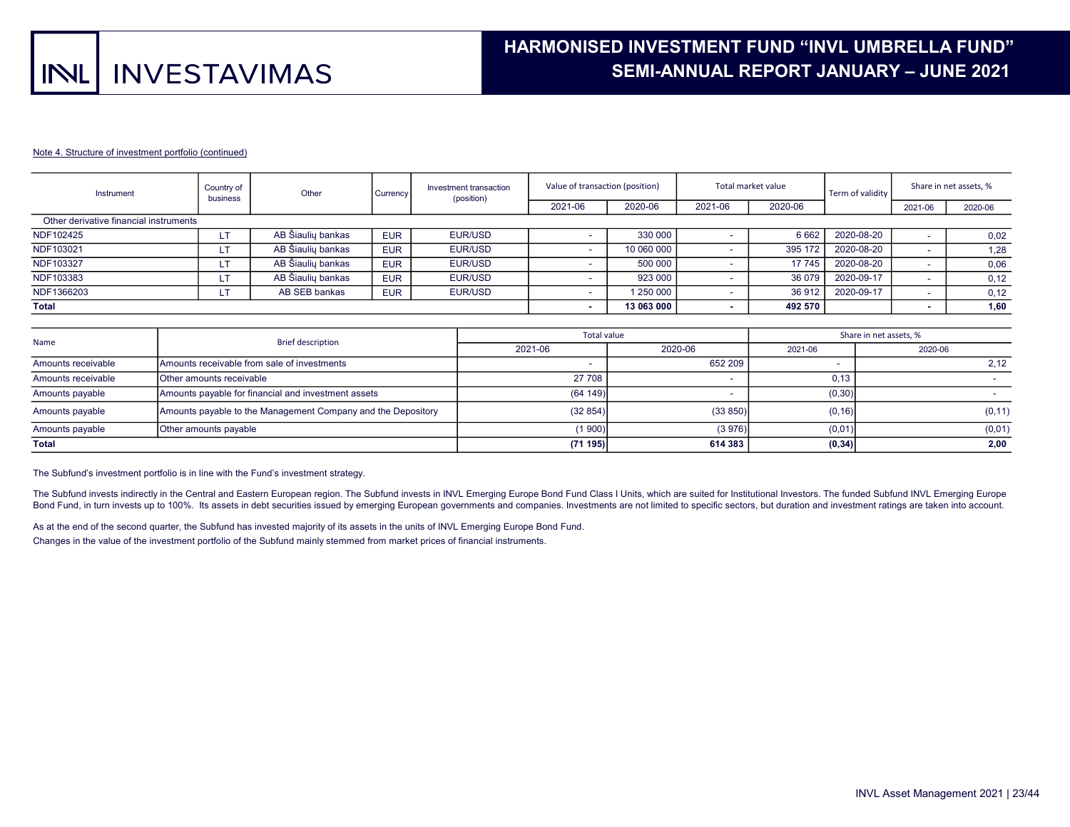Note 4. Structure of investment portfolio (continued)

| Instrument | Country of business | Other | Currency | Investment transaction (position) | Value of transaction (position) | | Total market value | | Term of validity | Share in net assets, % | |
|---|---|---|---|---|---|---|---|---|---|---|---|
| | | | | | 2021-06 | 2020-06 | 2021-06 | 2020-06 | | 2021-06 | 2020-06 |
| Other derivative financial instruments | | | | | | | | | | | |
| NDF102425 | LT | AB Šiaulių bankas | EUR | EUR/USD | - | 330 000 | - | 6 662 | 2020-08-20 | - | 0,02 |
| NDF103021 | LT | AB Šiaulių bankas | EUR | EUR/USD | - | 10 060 000 | - | 395 172 | 2020-08-20 | - | 1,28 |
| NDF103327 | LT | AB Šiaulių bankas | EUR | EUR/USD | - | 500 000 | - | 17 745 | 2020-08-20 | - | 0,06 |
| NDF103383 | LT | AB Šiaulių bankas | EUR | EUR/USD | - | 923 000 | - | 36 079 | 2020-09-17 | - | 0,12 |
| NDF1366203 | LT | AB SEB bankas | EUR | EUR/USD | - | 1 250 000 | - | 36 912 | 2020-09-17 | - | 0,12 |
| **Total** | | | | | **-** | **13 063 000** | **-** | **492 570** | | **-** | **1,60** |

| Name | Brief description | Total value | | Share in net assets, % | |
|---|---|---|---|---|---|
| | | 2021-06 | 2020-06 | 2021-06 | 2020-06 |
| Amounts receivable | Amounts receivable from sale of investments | - | 652 209 | - | 2,12 |
| Amounts receivable | Other amounts receivable | 27 708 | - | 0,13 | - |
| Amounts payable | Amounts payable for financial and investment assets | (64 149) | - | (0,30) | - |
| Amounts payable | Amounts payable to the Management Company and the Depository | (32 854) | (33 850) | (0,16) | (0,11) |
| Amounts payable | Other amounts payable | (1 900) | (3 976) | (0,01) | (0,01) |
| **Total** | | **(71 195)** | **614 383** | **(0,34)** | **2,00** |

The Subfund's investment portfolio is in line with the Fund's investment strategy.

The Subfund invests indirectly in the Central and Eastern European region. The Subfund invests in INVL Emerging Europe Bond Fund Class I Units, which are suited for Institutional Investors. The funded Subfund INVL Emerging Europe Bond Fund, in turn invests up to 100%. Its assets in debt securities issued by emerging European governments and companies. Investments are not limited to specific sectors, but duration and investment ratings are taken into account.

As at the end of the second quarter, the Subfund has invested majority of its assets in the units of INVL Emerging Europe Bond Fund.

Changes in the value of the investment portfolio of the Subfund mainly stemmed from market prices of financial instruments.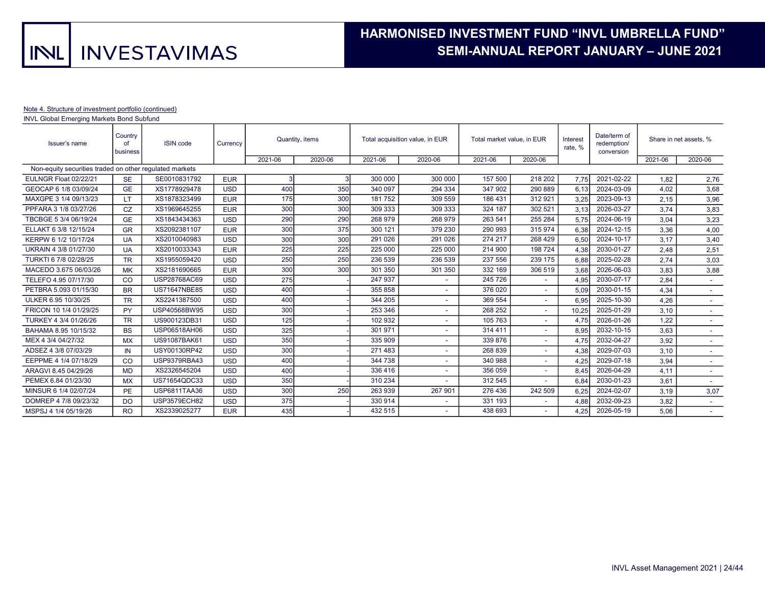Note 4. Structure of investment portfolio (continued)

INVL Global Emerging Markets Bond Subfund

| Issuer's name | Country of business | ISIN code | Currency | Quantity, items | | Total acquisition value, in EUR | | Total market value, in EUR | | Interest rate, % | Date/term of redemption/ conversion | Share in net assets, % | |
|---|---|---|---|---|---|---|---|---|---|---|---|---|---|
| | | | | 2021-06 | 2020-06 | 2021-06 | 2020-06 | 2021-06 | 2020-06 | | | 2021-06 | 2020-06 |
| Non-equity securities traded on other regulated markets | | | | | | | | | | | | | |
| EULNGR Float 02/22/21 | SE | SE0010831792 | EUR | 3 | 3 | 300 000 | 300 000 | 157 500 | 218 202 | 7,75 | 2021-02-22 | 1,82 | 2,76 |
| GEOCAP 6 1/8 03/09/24 | GE | XS1778929478 | USD | 400 | 350 | 340 097 | 294 334 | 347 902 | 290 889 | 6,13 | 2024-03-09 | 4,02 | 3,68 |
| MAXGPE 3 1/4 09/13/23 | LT | XS1878323499 | EUR | 175 | 300 | 181 752 | 309 559 | 186 431 | 312 921 | 3,25 | 2023-09-13 | 2,15 | 3,96 |
| PPFARA 3 1/8 03/27/26 | CZ | XS1969645255 | EUR | 300 | 300 | 309 333 | 309 333 | 324 187 | 302 521 | 3,13 | 2026-03-27 | 3,74 | 3,83 |
| TBCBGE 5 3/4 06/19/24 | GE | XS1843434363 | USD | 290 | 290 | 268 979 | 268 979 | 263 541 | 255 284 | 5,75 | 2024-06-19 | 3,04 | 3,23 |
| ELLAKT 6 3/8 12/15/24 | GR | XS2092381107 | EUR | 300 | 375 | 300 121 | 379 230 | 290 993 | 315 974 | 6,38 | 2024-12-15 | 3,36 | 4,00 |
| KERPW 6 1/2 10/17/24 | UA | XS2010040983 | USD | 300 | 300 | 291 026 | 291 026 | 274 217 | 268 429 | 6,50 | 2024-10-17 | 3,17 | 3,40 |
| UKRAIN 4 3/8 01/27/30 | UA | XS2010033343 | EUR | 225 | 225 | 225 000 | 225 000 | 214 900 | 198 724 | 4,38 | 2030-01-27 | 2,48 | 2,51 |
| TURKTI 6 7/8 02/28/25 | TR | XS1955059420 | USD | 250 | 250 | 236 539 | 236 539 | 237 556 | 239 175 | 6,88 | 2025-02-28 | 2,74 | 3,03 |
| MACEDO 3.675 06/03/26 | MK | XS2181690665 | EUR | 300 | 300 | 301 350 | 301 350 | 332 169 | 306 519 | 3,68 | 2026-06-03 | 3,83 | 3,88 |
| TELEFO 4.95 07/17/30 | CO | USP28768AC69 | USD | 275 | - | 247 937 | - | 245 726 | - | 4,95 | 2030-07-17 | 2,84 | - |
| PETBRA 5.093 01/15/30 | BR | US71647NBE85 | USD | 400 | - | 355 858 | - | 376 020 | - | 5,09 | 2030-01-15 | 4,34 | - |
| ULKER 6.95 10/30/25 | TR | XS2241387500 | USD | 400 | - | 344 205 | - | 369 554 | - | 6,95 | 2025-10-30 | 4,26 | - |
| FRICON 10 1/4 01/29/25 | PY | USP40568BW95 | USD | 300 | - | 253 346 | - | 268 252 | - | 10,25 | 2025-01-29 | 3,10 | - |
| TURKEY 4 3/4 01/26/26 | TR | US900123DB31 | USD | 125 | - | 102 932 | - | 105 763 | - | 4,75 | 2026-01-26 | 1,22 | - |
| BAHAMA 8.95 10/15/32 | BS | USP06518AH06 | USD | 325 | - | 301 971 | - | 314 411 | - | 8,95 | 2032-10-15 | 3,63 | - |
| MEX 4 3/4 04/27/32 | MX | US91087BAK61 | USD | 350 | - | 335 909 | - | 339 876 | - | 4,75 | 2032-04-27 | 3,92 | - |
| ADSEZ 4 3/8 07/03/29 | IN | USY00130RP42 | USD | 300 | - | 271 483 | - | 268 839 | - | 4,38 | 2029-07-03 | 3,10 | - |
| EEPPME 4 1/4 07/18/29 | CO | USP9379RBA43 | USD | 400 | - | 344 738 | - | 340 988 | - | 4,25 | 2029-07-18 | 3,94 | - |
| ARAGVI 8.45 04/29/26 | MD | XS2326545204 | USD | 400 | - | 336 416 | - | 356 059 | - | 8,45 | 2026-04-29 | 4,11 | - |
| PEMEX 6.84 01/23/30 | MX | US71654QDC33 | USD | 350 | - | 310 234 | - | 312 545 | - | 6,84 | 2030-01-23 | 3,61 | - |
| MINSUR 6 1/4 02/07/24 | PE | USP6811TAA36 | USD | 300 | 250 | 263 939 | 267 901 | 276 436 | 242 509 | 6,25 | 2024-02-07 | 3,19 | 3,07 |
| DOMREP 4 7/8 09/23/32 | DO | USP3579ECH82 | USD | 375 | - | 330 914 | - | 331 193 | - | 4,88 | 2032-09-23 | 3,82 | - |
| MSPSJ 4 1/4 05/19/26 | RO | XS2339025277 | EUR | 435 | - | 432 515 | - | 438 693 | - | 4,25 | 2026-05-19 | 5,06 | - |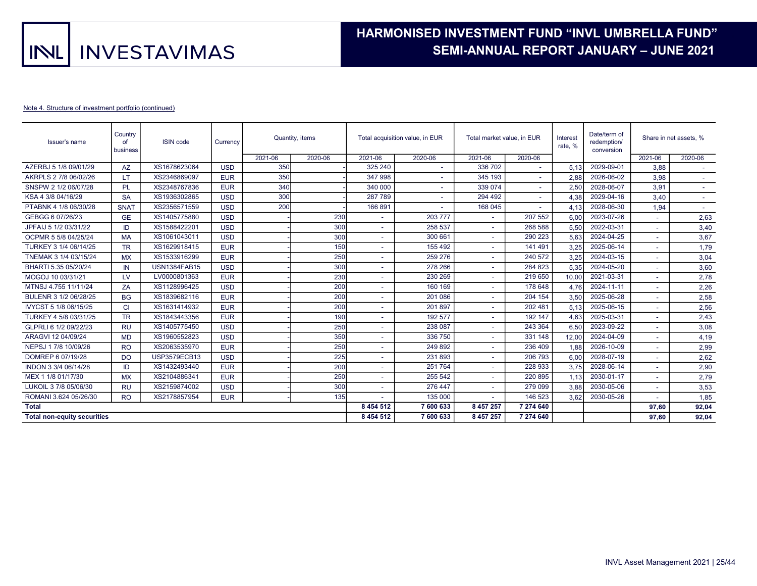Note 4. Structure of investment portfolio (continued)

| Issuer's name | Country of business | ISIN code | Currency | Quantity, items | | Total acquisition value, in EUR | | Total market value, in EUR | | Interest rate, % | Date/term of redemption/ conversion | Share in net assets, % | |
|---|---|---|---|---|---|---|---|---|---|---|---|---|---|
| | | | | 2021-06 | 2020-06 | 2021-06 | 2020-06 | 2021-06 | 2020-06 | | | 2021-06 | 2020-06 |
| AZERBJ 5 1/8 09/01/29 | AZ | XS1678623064 | USD | 350 | - | 325 240 | - | 336 702 | - | 5,13 | 2029-09-01 | 3,88 | - |
| AKRPLS 2 7/8 06/02/26 | LT | XS2346869097 | EUR | 350 | - | 347 998 | - | 345 193 | - | 2,88 | 2026-06-02 | 3,98 | - |
| SNSPW 2 1/2 06/07/28 | PL | XS2348767836 | EUR | 340 | - | 340 000 | - | 339 074 | - | 2,50 | 2028-06-07 | 3,91 | - |
| KSA 4 3/8 04/16/29 | SA | XS1936302865 | USD | 300 | - | 287 789 | - | 294 492 | - | 4,38 | 2029-04-16 | 3,40 | - |
| PTABNK 4 1/8 06/30/28 | SNAT | XS2356571559 | USD | 200 | - | 166 891 | - | 168 045 | - | 4,13 | 2028-06-30 | 1,94 | - |
| GEBGG 6 07/26/23 | GE | XS1405775880 | USD | - | 230 | - | 203 777 | - | 207 552 | 6,00 | 2023-07-26 | - | 2,63 |
| JPFAIJ 5 1/2 03/31/22 | ID | XS1588422201 | USD | - | 300 | - | 258 537 | - | 268 588 | 5,50 | 2022-03-31 | - | 3,40 |
| OCPMR 5 5/8 04/25/24 | MA | XS1061043011 | USD | - | 300 | - | 300 661 | - | 290 223 | 5,63 | 2024-04-25 | - | 3,67 |
| TURKEY 3 1/4 06/14/25 | TR | XS1629918415 | EUR | - | 150 | - | 155 492 | - | 141 491 | 3,25 | 2025-06-14 | - | 1,79 |
| TNEMAK 3 1/4 03/15/24 | MX | XS1533916299 | EUR | - | 250 | - | 259 276 | - | 240 572 | 3,25 | 2024-03-15 | - | 3,04 |
| BHARTI 5.35 05/20/24 | IN | USN1384FAB15 | USD | - | 300 | - | 278 266 | - | 284 823 | 5,35 | 2024-05-20 | - | 3,60 |
| MOGOJ 10 03/31/21 | LV | LV0000801363 | EUR | - | 230 | - | 230 269 | - | 219 650 | 10,00 | 2021-03-31 | - | 2,78 |
| MTNSJ 4.755 11/11/24 | ZA | XS1128996425 | USD | - | 200 | - | 160 169 | - | 178 648 | 4,76 | 2024-11-11 | - | 2,26 |
| BULENR 3 1/2 06/28/25 | BG | XS1839682116 | EUR | - | 200 | - | 201 086 | - | 204 154 | 3,50 | 2025-06-28 | - | 2,58 |
| IVYCST 5 1/8 06/15/25 | CI | XS1631414932 | EUR | - | 200 | - | 201 897 | - | 202 481 | 5,13 | 2025-06-15 | - | 2,56 |
| TURKEY 4 5/8 03/31/25 | TR | XS1843443356 | EUR | - | 190 | - | 192 577 | - | 192 147 | 4,63 | 2025-03-31 | - | 2,43 |
| GLPRLI 6 1/2 09/22/23 | RU | XS1405775450 | USD | - | 250 | - | 238 087 | - | 243 364 | 6,50 | 2023-09-22 | - | 3,08 |
| ARAGVI 12 04/09/24 | MD | XS1960552823 | USD | - | 350 | - | 336 750 | - | 331 148 | 12,00 | 2024-04-09 | - | 4,19 |
| NEPSJ 1 7/8 10/09/26 | RO | XS2063535970 | EUR | - | 250 | - | 249 892 | - | 236 409 | 1,88 | 2026-10-09 | - | 2,99 |
| DOMREP 6 07/19/28 | DO | USP3579ECB13 | USD | - | 225 | - | 231 893 | - | 206 793 | 6,00 | 2028-07-19 | - | 2,62 |
| INDON 3 3/4 06/14/28 | ID | XS1432493440 | EUR | - | 200 | - | 251 764 | - | 228 933 | 3,75 | 2028-06-14 | - | 2,90 |
| MEX 1 1/8 01/17/30 | MX | XS2104886341 | EUR | - | 250 | - | 255 542 | - | 220 895 | 1,13 | 2030-01-17 | - | 2,79 |
| LUKOIL 3 7/8 05/06/30 | RU | XS2159874002 | USD | - | 300 | - | 276 447 | - | 279 099 | 3,88 | 2030-05-06 | - | 3,53 |
| ROMANI 3.624 05/26/30 | RO | XS2178857954 | EUR | - | 135 | - | 135 000 | - | 146 523 | 3,62 | 2030-05-26 | - | 1,85 |
| **Total** | | | | | | **8 454 512** | **7 600 633** | **8 457 257** | **7 274 640** | | | **97,60** | **92,04** |
| **Total non-equity securities** | | | | | | **8 454 512** | **7 600 633** | **8 457 257** | **7 274 640** | | | **97,60** | **92,04** |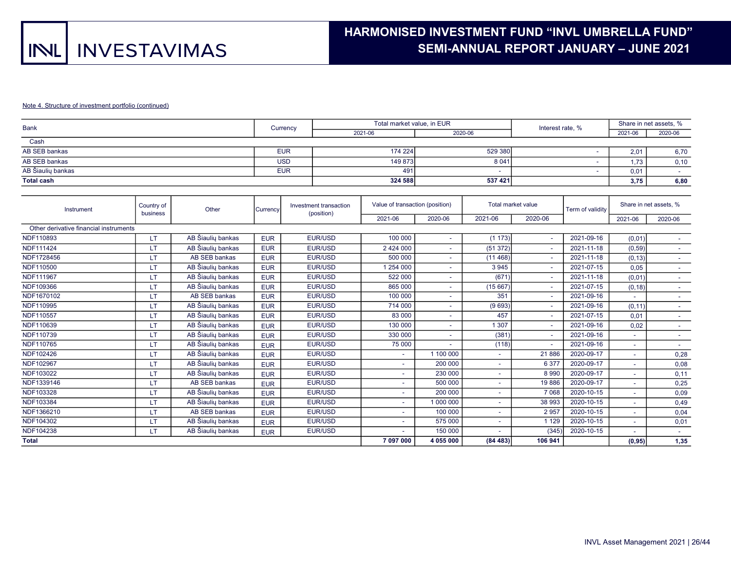Note 4. Structure of investment portfolio (continued)

| Bank | Currency | Total market value, in EUR | | Interest rate, % | Share in net assets, % | |
|---|---|---|---|---|---|---|
| | | 2021-06 | 2020-06 | | 2021-06 | 2020-06 |
| Cash | | | | | | |
| AB SEB bankas | EUR | 174 224 | 529 380 | - | 2,01 | 6,70 |
| AB SEB bankas | USD | 149 873 | 8 041 | - | 1,73 | 0,10 |
| AB Šiaulių bankas | EUR | 491 | - | - | 0,01 | - |
| **Total cash** | | **324 588** | **537 421** | | **3,75** | **6,80** |

| Instrument | Country of business | Other | Currency | Investment transaction (position) | Value of transaction (position) | | Total market value | | Term of validity | Share in net assets, % | |
|---|---|---|---|---|---|---|---|---|---|---|---|
| | | | | | 2021-06 | 2020-06 | 2021-06 | 2020-06 | | 2021-06 | 2020-06 |
| Other derivative financial instruments | | | | | | | | | | | |
| NDF110893 | LT | AB Šiaulių bankas | EUR | EUR/USD | 100 000 | - | (1 173) | - | 2021-09-16 | (0,01) | - |
| NDF111424 | LT | AB Šiaulių bankas | EUR | EUR/USD | 2 424 000 | - | (51 372) | - | 2021-11-18 | (0,59) | - |
| NDF1728456 | LT | AB SEB bankas | EUR | EUR/USD | 500 000 | - | (11 468) | - | 2021-11-18 | (0,13) | - |
| NDF110500 | LT | AB Šiaulių bankas | EUR | EUR/USD | 1 254 000 | - | 3 945 | - | 2021-07-15 | 0,05 | - |
| NDF111967 | LT | AB Šiaulių bankas | EUR | EUR/USD | 522 000 | - | (671) | - | 2021-11-18 | (0,01) | - |
| NDF109366 | LT | AB Šiaulių bankas | EUR | EUR/USD | 865 000 | - | (15 667) | - | 2021-07-15 | (0,18) | - |
| NDF1670102 | LT | AB SEB bankas | EUR | EUR/USD | 100 000 | - | 351 | - | 2021-09-16 | - | - |
| NDF110995 | LT | AB Šiaulių bankas | EUR | EUR/USD | 714 000 | - | (9 693) | - | 2021-09-16 | (0,11) | - |
| NDF110557 | LT | AB Šiaulių bankas | EUR | EUR/USD | 83 000 | - | 457 | - | 2021-07-15 | 0,01 | - |
| NDF110639 | LT | AB Šiaulių bankas | EUR | EUR/USD | 130 000 | - | 1 307 | - | 2021-09-16 | 0,02 | - |
| NDF110739 | LT | AB Šiaulių bankas | EUR | EUR/USD | 330 000 | - | (381) | - | 2021-09-16 | - | - |
| NDF110765 | LT | AB Šiaulių bankas | EUR | EUR/USD | 75 000 | - | (118) | - | 2021-09-16 | - | - |
| NDF102426 | LT | AB Šiaulių bankas | EUR | EUR/USD | - | 1 100 000 | - | 21 886 | 2020-09-17 | - | 0,28 |
| NDF102967 | LT | AB Šiaulių bankas | EUR | EUR/USD | - | 200 000 | - | 6 377 | 2020-09-17 | - | 0,08 |
| NDF103022 | LT | AB Šiaulių bankas | EUR | EUR/USD | - | 230 000 | - | 8 990 | 2020-09-17 | - | 0,11 |
| NDF1339146 | LT | AB SEB bankas | EUR | EUR/USD | - | 500 000 | - | 19 886 | 2020-09-17 | - | 0,25 |
| NDF103328 | LT | AB Šiaulių bankas | EUR | EUR/USD | - | 200 000 | - | 7 068 | 2020-10-15 | - | 0,09 |
| NDF103384 | LT | AB Šiaulių bankas | EUR | EUR/USD | - | 1 000 000 | - | 38 993 | 2020-10-15 | - | 0,49 |
| NDF1366210 | LT | AB SEB bankas | EUR | EUR/USD | - | 100 000 | - | 2 957 | 2020-10-15 | - | 0,04 |
| NDF104302 | LT | AB Šiaulių bankas | EUR | EUR/USD | - | 575 000 | - | 1 129 | 2020-10-15 | - | 0,01 |
| NDF104238 | LT | AB Šiaulių bankas | EUR | EUR/USD | - | 150 000 | - | (345) | 2020-10-15 | - | - |
| **Total** | | | | | **7 097 000** | **4 055 000** | **(84 483)** | **106 941** | | **(0,95)** | **1,35** |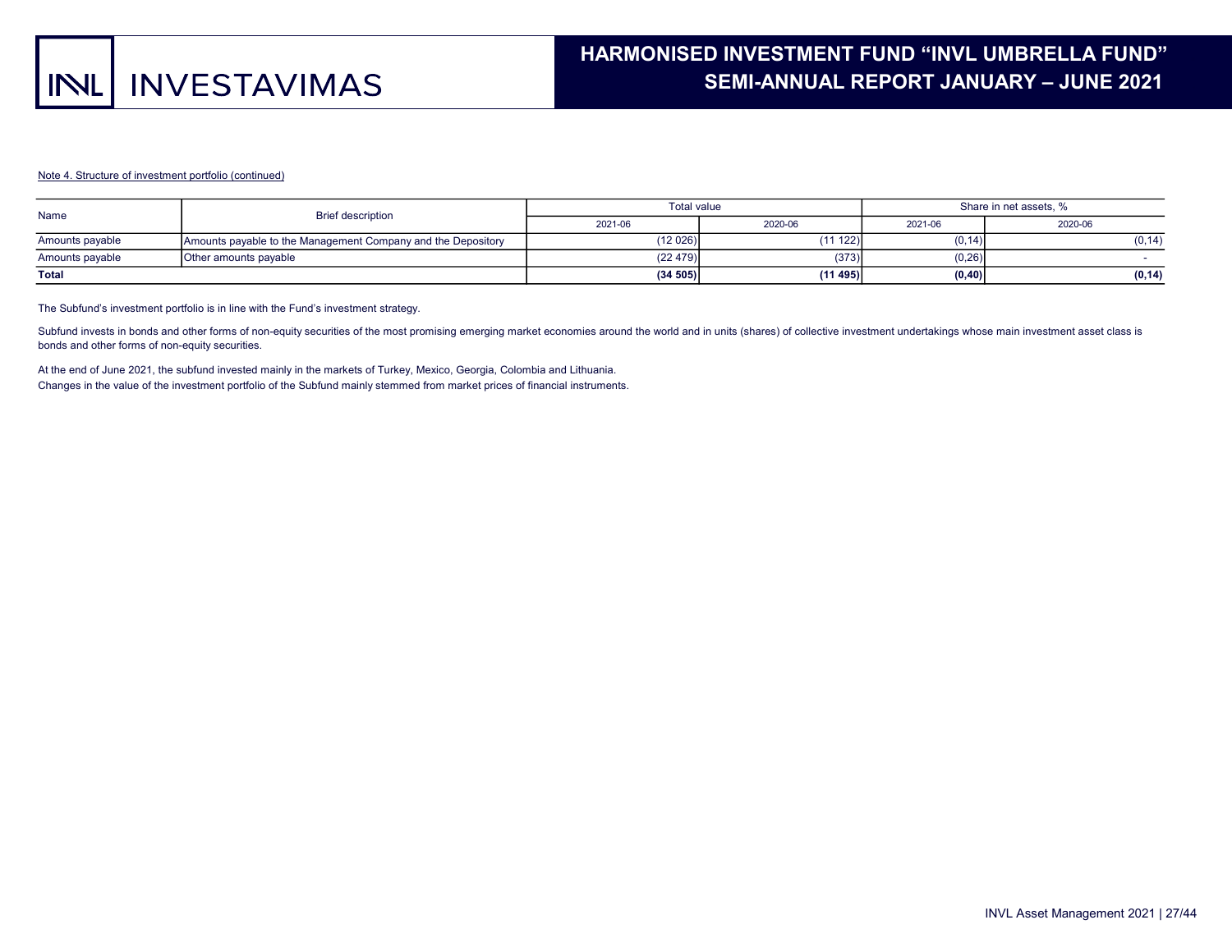Note 4. Structure of investment portfolio (continued)

| Name | Brief description | Total value | | Share in net assets, % | |
|---|---|---|---|---|---|
| | | 2021-06 | 2020-06 | 2021-06 | 2020-06 |
| Amounts payable | Amounts payable to the Management Company and the Depository | (12 026) | (11 122) | (0,14) | (0,14) |
| Amounts payable | Other amounts payable | (22 479) | (373) | (0,26) | - |
| **Total** | | **(34 505)** | **(11 495)** | **(0,40)** | **(0,14)** |

The Subfund's investment portfolio is in line with the Fund's investment strategy.

Subfund invests in bonds and other forms of non-equity securities of the most promising emerging market economies around the world and in units (shares) of collective investment undertakings whose main investment asset class is bonds and other forms of non-equity securities.

At the end of June 2021, the subfund invested mainly in the markets of Turkey, Mexico, Georgia, Colombia and Lithuania.
Changes in the value of the investment portfolio of the Subfund mainly stemmed from market prices of financial instruments.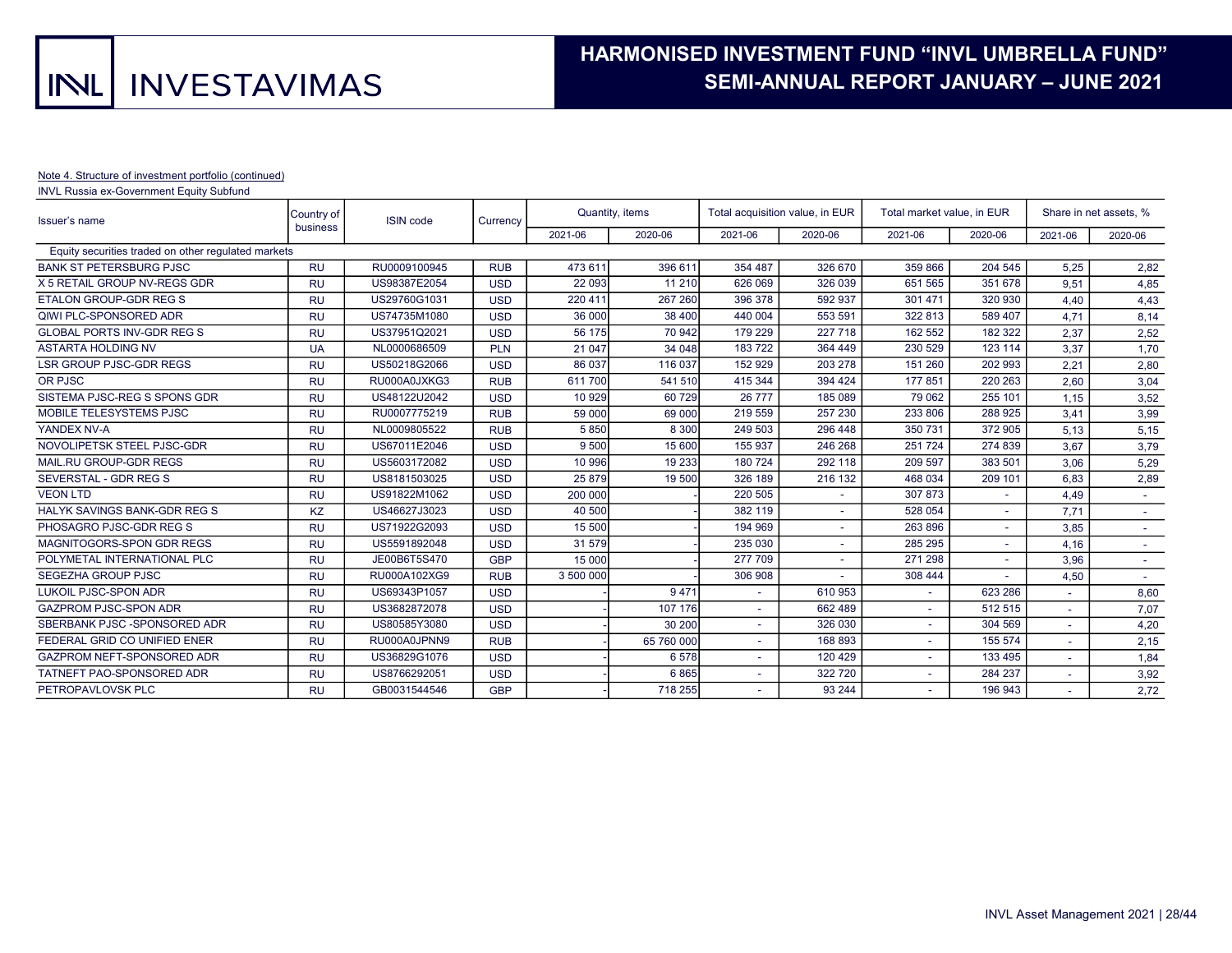Note 4. Structure of investment portfolio (continued)

INVL Russia ex-Government Equity Subfund

| Issuer's name | Country of business | ISIN code | Currency | Quantity, items | | Total acquisition value, in EUR | | Total market value, in EUR | | Share in net assets, % | |
|---|---|---|---|---|---|---|---|---|---|---|---|
| | | | | 2021-06 | 2020-06 | 2021-06 | 2020-06 | 2021-06 | 2020-06 | 2021-06 | 2020-06 |
| Equity securities traded on other regulated markets | | | | | | | | | | | |
| BANK ST PETERSBURG PJSC | RU | RU0009100945 | RUB | 473 611 | 396 611 | 354 487 | 326 670 | 359 866 | 204 545 | 5,25 | 2,82 |
| X 5 RETAIL GROUP NV-REGS GDR | RU | US98387E2054 | USD | 22 093 | 11 210 | 626 069 | 326 039 | 651 565 | 351 678 | 9,51 | 4,85 |
| ETALON GROUP-GDR REG S | RU | US29760G1031 | USD | 220 411 | 267 260 | 396 378 | 592 937 | 301 471 | 320 930 | 4,40 | 4,43 |
| QIWI PLC-SPONSORED ADR | RU | US74735M1080 | USD | 36 000 | 38 400 | 440 004 | 553 591 | 322 813 | 589 407 | 4,71 | 8,14 |
| GLOBAL PORTS INV-GDR REG S | RU | US37951Q2021 | USD | 56 175 | 70 942 | 179 229 | 227 718 | 162 552 | 182 322 | 2,37 | 2,52 |
| ASTARTA HOLDING NV | UA | NL0000686509 | PLN | 21 047 | 34 048 | 183 722 | 364 449 | 230 529 | 123 114 | 3,37 | 1,70 |
| LSR GROUP PJSC-GDR REGS | RU | US50218G2066 | USD | 86 037 | 116 037 | 152 929 | 203 278 | 151 260 | 202 993 | 2,21 | 2,80 |
| OR PJSC | RU | RU000A0JXKG3 | RUB | 611 700 | 541 510 | 415 344 | 394 424 | 177 851 | 220 263 | 2,60 | 3,04 |
| SISTEMA PJSC-REG S SPONS GDR | RU | US48122U2042 | USD | 10 929 | 60 729 | 26 777 | 185 089 | 79 062 | 255 101 | 1,15 | 3,52 |
| MOBILE TELESYSTEMS PJSC | RU | RU0007775219 | RUB | 59 000 | 69 000 | 219 559 | 257 230 | 233 806 | 288 925 | 3,41 | 3,99 |
| YANDEX NV-A | RU | NL0009805522 | RUB | 5 850 | 8 300 | 249 503 | 296 448 | 350 731 | 372 905 | 5,13 | 5,15 |
| NOVOLIPETSK STEEL PJSC-GDR | RU | US67011E2046 | USD | 9 500 | 15 600 | 155 937 | 246 268 | 251 724 | 274 839 | 3,67 | 3,79 |
| MAIL.RU GROUP-GDR REGS | RU | US5603172082 | USD | 10 996 | 19 233 | 180 724 | 292 118 | 209 597 | 383 501 | 3,06 | 5,29 |
| SEVERSTAL - GDR REG S | RU | US8181503025 | USD | 25 879 | 19 500 | 326 189 | 216 132 | 468 034 | 209 101 | 6,83 | 2,89 |
| VEON LTD | RU | US91822M1062 | USD | 200 000 | - | 220 505 | - | 307 873 | - | 4,49 | - |
| HALYK SAVINGS BANK-GDR REG S | KZ | US46627J3023 | USD | 40 500 | - | 382 119 | - | 528 054 | - | 7,71 | - |
| PHOSAGRO PJSC-GDR REG S | RU | US71922G2093 | USD | 15 500 | - | 194 969 | - | 263 896 | - | 3,85 | - |
| MAGNITOGORS-SPON GDR REGS | RU | US5591892048 | USD | 31 579 | - | 235 030 | - | 285 295 | - | 4,16 | - |
| POLYMETAL INTERNATIONAL PLC | RU | JE00B6T5S470 | GBP | 15 000 | - | 277 709 | - | 271 298 | - | 3,96 | - |
| SEGEZHA GROUP PJSC | RU | RU000A102XG9 | RUB | 3 500 000 | - | 306 908 | - | 308 444 | - | 4,50 | - |
| LUKOIL PJSC-SPON ADR | RU | US69343P1057 | USD | - | 9 471 | - | 610 953 | - | 623 286 | - | 8,60 |
| GAZPROM PJSC-SPON ADR | RU | US3682872078 | USD | - | 107 176 | - | 662 489 | - | 512 515 | - | 7,07 |
| SBERBANK PJSC -SPONSORED ADR | RU | US80585Y3080 | USD | - | 30 200 | - | 326 030 | - | 304 569 | - | 4,20 |
| FEDERAL GRID CO UNIFIED ENER | RU | RU000A0JPNN9 | RUB | - | 65 760 000 | - | 168 893 | - | 155 574 | - | 2,15 |
| GAZPROM NEFT-SPONSORED ADR | RU | US36829G1076 | USD | - | 6 578 | - | 120 429 | - | 133 495 | - | 1,84 |
| TATNEFT PAO-SPONSORED ADR | RU | US8766292051 | USD | - | 6 865 | - | 322 720 | - | 284 237 | - | 3,92 |
| PETROPAVLOVSK PLC | RU | GB0031544546 | GBP | - | 718 255 | - | 93 244 | - | 196 943 | - | 2,72 |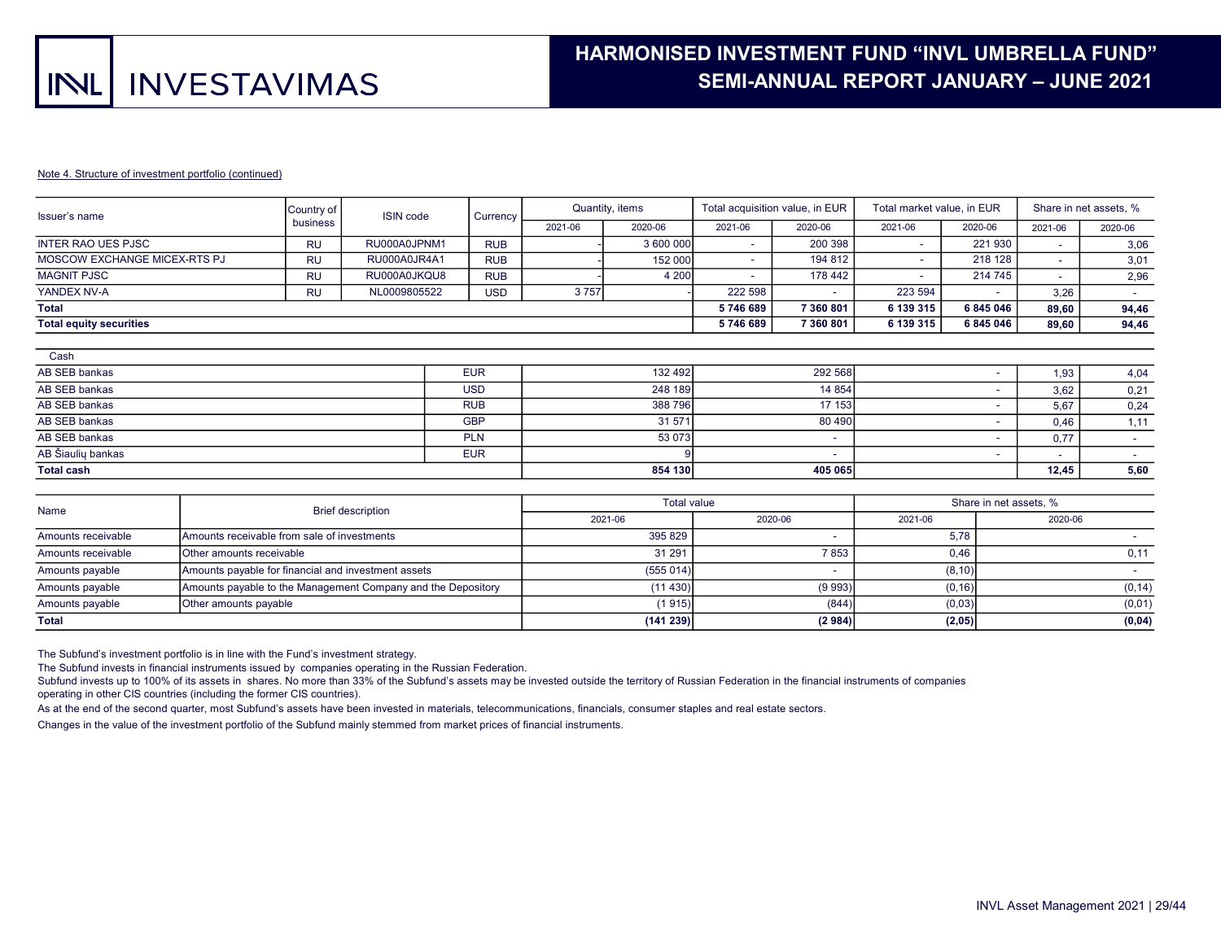Note 4. Structure of investment portfolio (continued)

| Issuer's name | Country of business | ISIN code | Currency | Quantity, items | | Total acquisition value, in EUR | | Total market value, in EUR | | Share in net assets, % | |
|---|---|---|---|---|---|---|---|---|---|---|---|
| | | | | 2021-06 | 2020-06 | 2021-06 | 2020-06 | 2021-06 | 2020-06 | 2021-06 | 2020-06 |
| INTER RAO UES PJSC | RU | RU000A0JPNM1 | RUB | - | 3 600 000 | - | 200 398 | - | 221 930 | - | 3,06 |
| MOSCOW EXCHANGE MICEX-RTS PJ | RU | RU000A0JR4A1 | RUB | - | 152 000 | - | 194 812 | - | 218 128 | - | 3,01 |
| MAGNIT PJSC | RU | RU000A0JKQU8 | RUB | - | 4 200 | - | 178 442 | - | 214 745 | - | 2,96 |
| YANDEX NV-A | RU | NL0009805522 | USD | 3 757 | - | 222 598 | - | 223 594 | - | 3,26 | - |
| **Total** | | | | | | **5 746 689** | **7 360 801** | **6 139 315** | **6 845 046** | **89,60** | **94,46** |
| **Total equity securities** | | | | | | **5 746 689** | **7 360 801** | **6 139 315** | **6 845 046** | **89,60** | **94,46** |

| Cash | Currency | 2021-06 | 2020-06 | | Share in net assets, % 2021-06 | Share in net assets, % 2020-06 |
|---|---|---|---|---|---|---|
| AB SEB bankas | EUR | 132 492 | 292 568 | - | 1,93 | 4,04 |
| AB SEB bankas | USD | 248 189 | 14 854 | - | 3,62 | 0,21 |
| AB SEB bankas | RUB | 388 796 | 17 153 | - | 5,67 | 0,24 |
| AB SEB bankas | GBP | 31 571 | 80 490 | - | 0,46 | 1,11 |
| AB SEB bankas | PLN | 53 073 | - | - | 0,77 | - |
| AB Šiaulių bankas | EUR | 9 | - | - | - | - |
| **Total cash** | | **854 130** | **405 065** | | **12,45** | **5,60** |

| Name | Brief description | Total value | | Share in net assets, % | |
|---|---|---|---|---|---|
| | | 2021-06 | 2020-06 | 2021-06 | 2020-06 |
| Amounts receivable | Amounts receivable from sale of investments | 395 829 | - | 5,78 | - |
| Amounts receivable | Other amounts receivable | 31 291 | 7 853 | 0,46 | 0,11 |
| Amounts payable | Amounts payable for financial and investment assets | (555 014) | - | (8,10) | - |
| Amounts payable | Amounts payable to the Management Company and the Depository | (11 430) | (9 993) | (0,16) | (0,14) |
| Amounts payable | Other amounts payable | (1 915) | (844) | (0,03) | (0,01) |
| **Total** | | **(141 239)** | **(2 984)** | **(2,05)** | **(0,04)** |

The Subfund's investment portfolio is in line with the Fund's investment strategy.

The Subfund invests in financial instruments issued by companies operating in the Russian Federation.

Subfund invests up to 100% of its assets in shares. No more than 33% of the Subfund's assets may be invested outside the territory of Russian Federation in the financial instruments of companies operating in other CIS countries (including the former CIS countries).

As at the end of the second quarter, most Subfund's assets have been invested in materials, telecommunications, financials, consumer staples and real estate sectors.

Changes in the value of the investment portfolio of the Subfund mainly stemmed from market prices of financial instruments.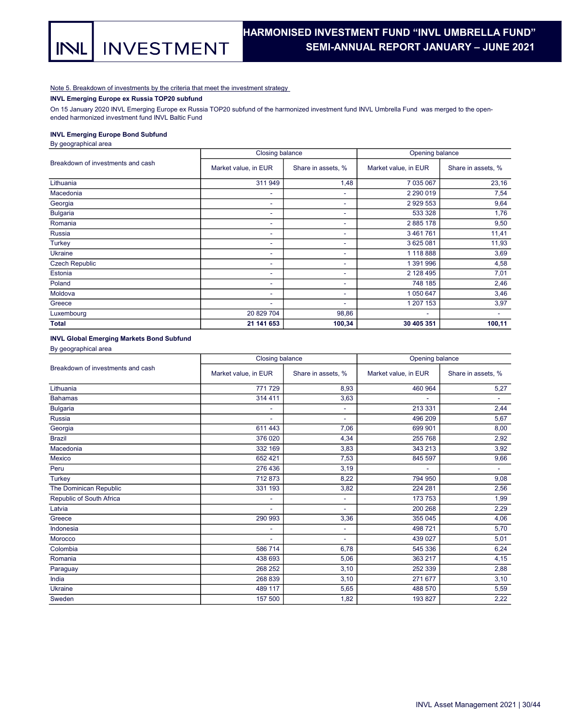Note 5. Breakdown of investments by the criteria that meet the investment strategy

**INVL Emerging Europe ex Russia TOP20 subfund**

On 15 January 2020 INVL Emerging Europe ex Russia TOP20 subfund of the harmonized investment fund INVL Umbrella Fund was merged to the open-ended harmonized investment fund INVL Baltic Fund

**INVL Emerging Europe Bond Subfund**

By geographical area

| Breakdown of investments and cash | Closing balance | | Opening balance | |
|---|---|---|---|---|
| | Market value, in EUR | Share in assets, % | Market value, in EUR | Share in assets, % |
| Lithuania | 311 949 | 1,48 | 7 035 067 | 23,16 |
| Macedonia | - | - | 2 290 019 | 7,54 |
| Georgia | - | - | 2 929 553 | 9,64 |
| Bulgaria | - | - | 533 328 | 1,76 |
| Romania | - | - | 2 885 178 | 9,50 |
| Russia | - | - | 3 461 761 | 11,41 |
| Turkey | - | - | 3 625 081 | 11,93 |
| Ukraine | - | - | 1 118 888 | 3,69 |
| Czech Republic | - | - | 1 391 996 | 4,58 |
| Estonia | - | - | 2 128 495 | 7,01 |
| Poland | - | - | 748 185 | 2,46 |
| Moldova | - | - | 1 050 647 | 3,46 |
| Greece | - | - | 1 207 153 | 3,97 |
| Luxembourg | 20 829 704 | 98,86 | - | - |
| **Total** | **21 141 653** | **100,34** | **30 405 351** | **100,11** |

**INVL Global Emerging Markets Bond Subfund**

By geographical area

| Breakdown of investments and cash | Closing balance | | Opening balance | |
|---|---|---|---|---|
| | Market value, in EUR | Share in assets, % | Market value, in EUR | Share in assets, % |
| Lithuania | 771 729 | 8,93 | 460 964 | 5,27 |
| Bahamas | 314 411 | 3,63 | - | - |
| Bulgaria | - | - | 213 331 | 2,44 |
| Russia | - | - | 496 209 | 5,67 |
| Georgia | 611 443 | 7,06 | 699 901 | 8,00 |
| Brazil | 376 020 | 4,34 | 255 768 | 2,92 |
| Macedonia | 332 169 | 3,83 | 343 213 | 3,92 |
| Mexico | 652 421 | 7,53 | 845 597 | 9,66 |
| Peru | 276 436 | 3,19 | - | - |
| Turkey | 712 873 | 8,22 | 794 950 | 9,08 |
| The Dominican Republic | 331 193 | 3,82 | 224 281 | 2,56 |
| Republic of South Africa | - | - | 173 753 | 1,99 |
| Latvia | - | - | 200 268 | 2,29 |
| Greece | 290 993 | 3,36 | 355 045 | 4,06 |
| Indonesia | - | - | 498 721 | 5,70 |
| Morocco | - | - | 439 027 | 5,01 |
| Colombia | 586 714 | 6,78 | 545 336 | 6,24 |
| Romania | 438 693 | 5,06 | 363 217 | 4,15 |
| Paraguay | 268 252 | 3,10 | 252 339 | 2,88 |
| India | 268 839 | 3,10 | 271 677 | 3,10 |
| Ukraine | 489 117 | 5,65 | 488 570 | 5,59 |
| Sweden | 157 500 | 1,82 | 193 827 | 2,22 |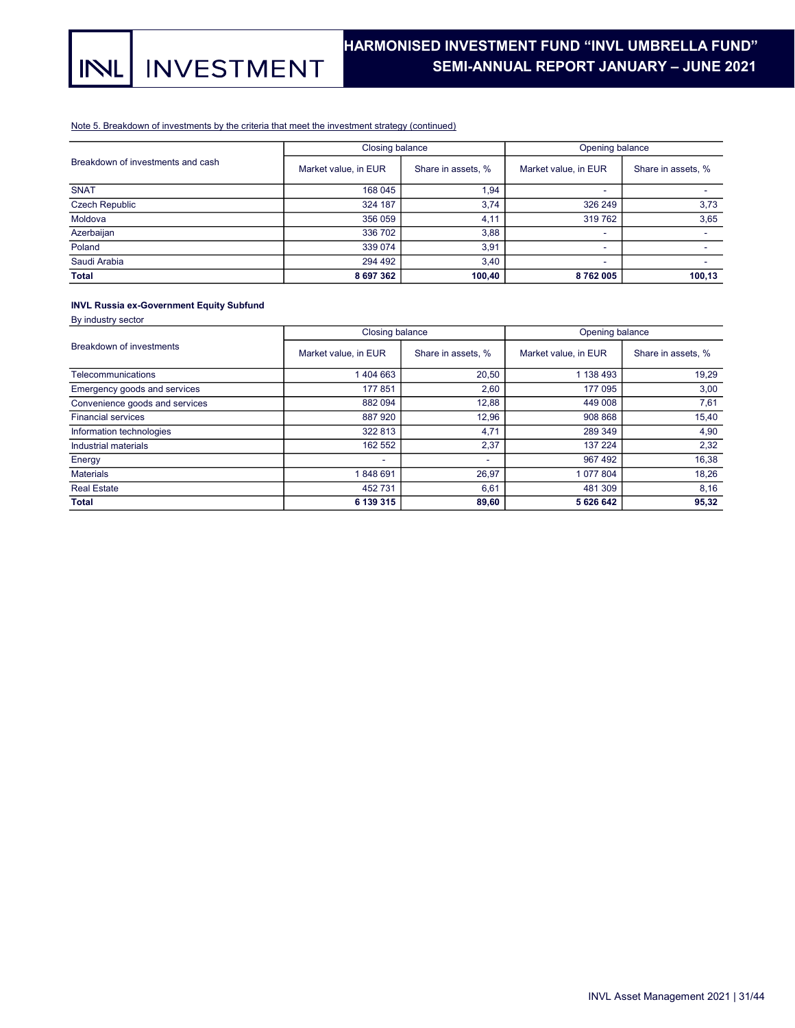Note 5. Breakdown of investments by the criteria that meet the investment strategy (continued)

| Breakdown of investments and cash | Closing balance | | Opening balance | |
|---|---|---|---|---|
| | Market value, in EUR | Share in assets, % | Market value, in EUR | Share in assets, % |
| SNAT | 168 045 | 1,94 | - | - |
| Czech Republic | 324 187 | 3,74 | 326 249 | 3,73 |
| Moldova | 356 059 | 4,11 | 319 762 | 3,65 |
| Azerbaijan | 336 702 | 3,88 | - | - |
| Poland | 339 074 | 3,91 | - | - |
| Saudi Arabia | 294 492 | 3,40 | - | - |
| **Total** | **8 697 362** | **100,40** | **8 762 005** | **100,13** |

**INVL Russia ex-Government Equity Subfund**

By industry sector

| Breakdown of investments | Closing balance | | Opening balance | |
|---|---|---|---|---|
| | Market value, in EUR | Share in assets, % | Market value, in EUR | Share in assets, % |
| Telecommunications | 1 404 663 | 20,50 | 1 138 493 | 19,29 |
| Emergency goods and services | 177 851 | 2,60 | 177 095 | 3,00 |
| Convenience goods and services | 882 094 | 12,88 | 449 008 | 7,61 |
| Financial services | 887 920 | 12,96 | 908 868 | 15,40 |
| Information technologies | 322 813 | 4,71 | 289 349 | 4,90 |
| Industrial materials | 162 552 | 2,37 | 137 224 | 2,32 |
| Energy | - | - | 967 492 | 16,38 |
| Materials | 1 848 691 | 26,97 | 1 077 804 | 18,26 |
| Real Estate | 452 731 | 6,61 | 481 309 | 8,16 |
| **Total** | **6 139 315** | **89,60** | **5 626 642** | **95,32** |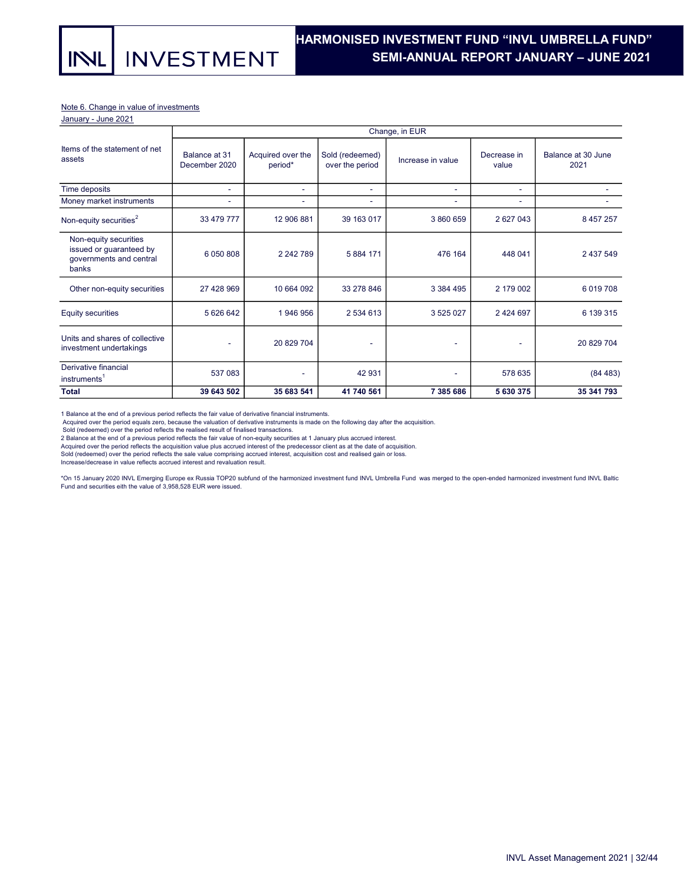Note 6. Change in value of investments

January - June 2021

| Items of the statement of net assets | Change, in EUR | | | | | |
|---|---|---|---|---|---|---|
| | Balance at 31 December 2020 | Acquired over the period* | Sold (redeemed) over the period | Increase in value | Decrease in value | Balance at 30 June 2021 |
| Time deposits | - | - | - | - | - | - |
| Money market instruments | - | - | - | - | - | - |
| Non-equity securities[2] | 33 479 777 | 12 906 881 | 39 163 017 | 3 860 659 | 2 627 043 | 8 457 257 |
| Non-equity securities issued or guaranteed by governments and central banks | 6 050 808 | 2 242 789 | 5 884 171 | 476 164 | 448 041 | 2 437 549 |
| Other non-equity securities | 27 428 969 | 10 664 092 | 33 278 846 | 3 384 495 | 2 179 002 | 6 019 708 |
| Equity securities | 5 626 642 | 1 946 956 | 2 534 613 | 3 525 027 | 2 424 697 | 6 139 315 |
| Units and shares of collective investment undertakings | - | 20 829 704 | - | - | - | 20 829 704 |
| Derivative financial instruments[1] | 537 083 | - | 42 931 | - | 578 635 | (84 483) |
| **Total** | **39 643 502** | **35 683 541** | **41 740 561** | **7 385 686** | **5 630 375** | **35 341 793** |

1 Balance at the end of a previous period reflects the fair value of derivative financial instruments.
Acquired over the period equals zero, because the valuation of derivative instruments is made on the following day after the acquisition.
Sold (redeemed) over the period reflects the realised result of finalised transactions.
2 Balance at the end of a previous period reflects the fair value of non-equity securities at 1 January plus accrued interest.
Acquired over the period reflects the acquisition value plus accrued interest of the predecessor client as at the date of acquisition.
Sold (redeemed) over the period reflects the sale value comprising accrued interest, acquisition cost and realised gain or loss.
Increase/decrease in value reflects accrued interest and revaluation result.

*On 15 January 2020 INVL Emerging Europe ex Russia TOP20 subfund of the harmonized investment fund INVL Umbrella Fund was merged to the open-ended harmonized investment fund INVL Baltic Fund and securities eith the value of 3,958,528 EUR were issued.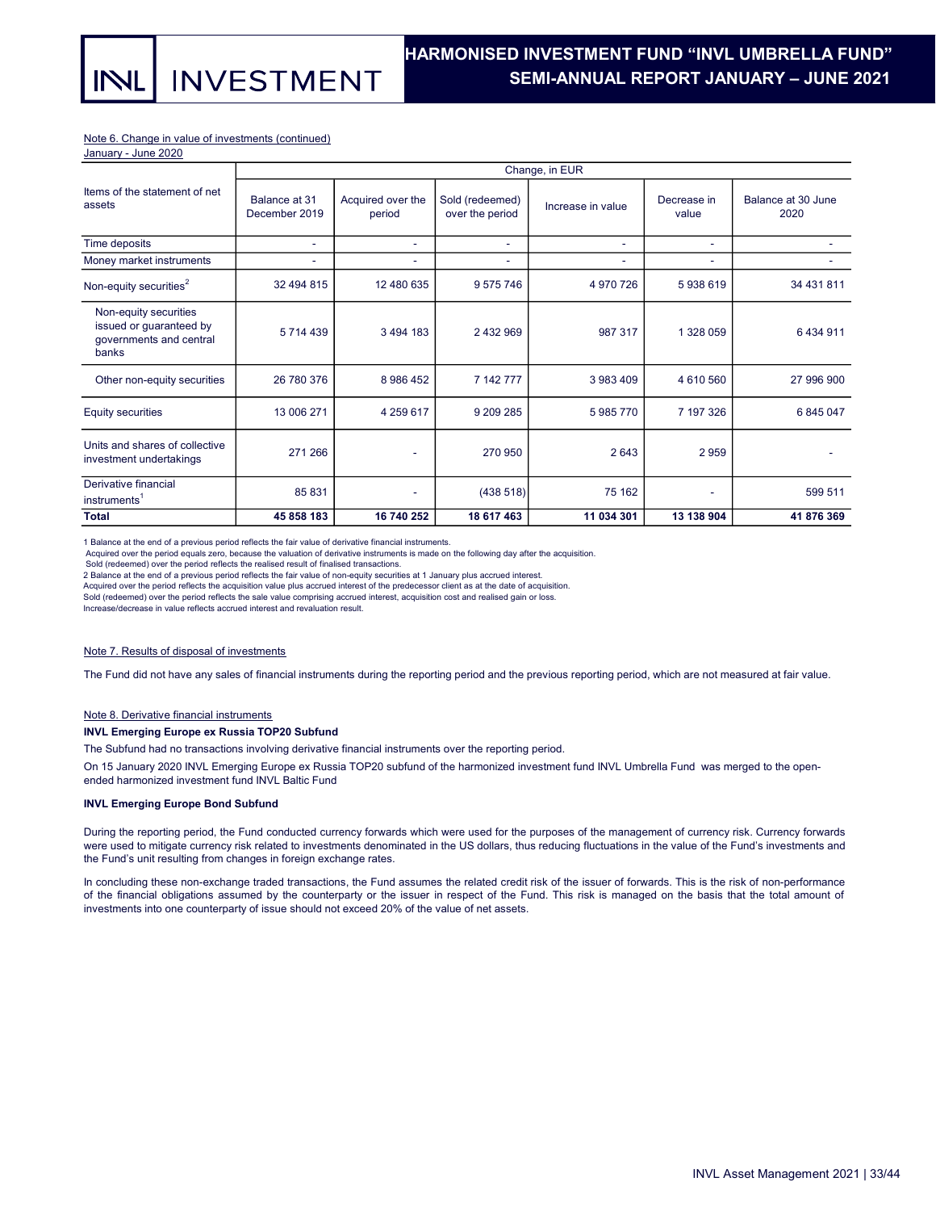Note 6. Change in value of investments (continued)

January - June 2020

| Items of the statement of net assets | Change, in EUR | | | | | |
|---|---|---|---|---|---|---|
| | Balance at 31 December 2019 | Acquired over the period | Sold (redeemed) over the period | Increase in value | Decrease in value | Balance at 30 June 2020 |
| Time deposits | - | - | - | - | - | - |
| Money market instruments | - | - | - | - | - | - |
| Non-equity securities[2] | 32 494 815 | 12 480 635 | 9 575 746 | 4 970 726 | 5 938 619 | 34 431 811 |
| Non-equity securities issued or guaranteed by governments and central banks | 5 714 439 | 3 494 183 | 2 432 969 | 987 317 | 1 328 059 | 6 434 911 |
| Other non-equity securities | 26 780 376 | 8 986 452 | 7 142 777 | 3 983 409 | 4 610 560 | 27 996 900 |
| Equity securities | 13 006 271 | 4 259 617 | 9 209 285 | 5 985 770 | 7 197 326 | 6 845 047 |
| Units and shares of collective investment undertakings | 271 266 | - | 270 950 | 2 643 | 2 959 | - |
| Derivative financial instruments[1] | 85 831 | - | (438 518) | 75 162 | - | 599 511 |
| **Total** | **45 858 183** | **16 740 252** | **18 617 463** | **11 034 301** | **13 138 904** | **41 876 369** |

1 Balance at the end of a previous period reflects the fair value of derivative financial instruments.
Acquired over the period equals zero, because the valuation of derivative instruments is made on the following day after the acquisition.
Sold (redeemed) over the period reflects the realised result of finalised transactions.
2 Balance at the end of a previous period reflects the fair value of non-equity securities at 1 January plus accrued interest.
Acquired over the period reflects the acquisition value plus accrued interest of the predecessor client as at the date of acquisition.
Sold (redeemed) over the period reflects the sale value comprising accrued interest, acquisition cost and realised gain or loss.
Increase/decrease in value reflects accrued interest and revaluation result.

Note 7. Results of disposal of investments

The Fund did not have any sales of financial instruments during the reporting period and the previous reporting period, which are not measured at fair value.

Note 8. Derivative financial instruments

**INVL Emerging Europe ex Russia TOP20 Subfund**

The Subfund had no transactions involving derivative financial instruments over the reporting period.

On 15 January 2020 INVL Emerging Europe ex Russia TOP20 subfund of the harmonized investment fund INVL Umbrella Fund was merged to the open-ended harmonized investment fund INVL Baltic Fund

**INVL Emerging Europe Bond Subfund**

During the reporting period, the Fund conducted currency forwards which were used for the purposes of the management of currency risk. Currency forwards were used to mitigate currency risk related to investments denominated in the US dollars, thus reducing fluctuations in the value of the Fund's investments and the Fund's unit resulting from changes in foreign exchange rates.

In concluding these non-exchange traded transactions, the Fund assumes the related credit risk of the issuer of forwards. This is the risk of non-performance of the financial obligations assumed by the counterparty or the issuer in respect of the Fund. This risk is managed on the basis that the total amount of investments into one counterparty of issue should not exceed 20% of the value of net assets.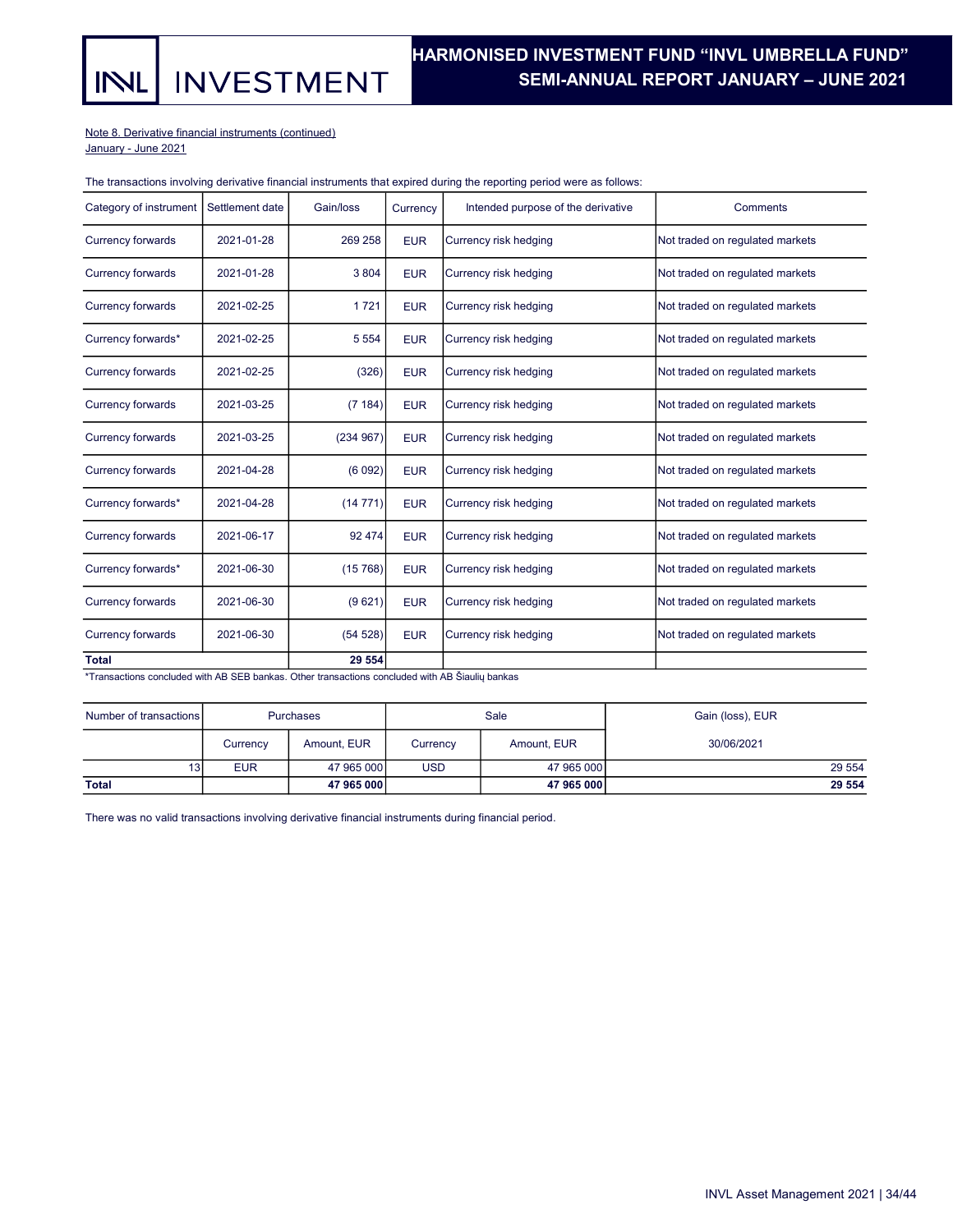Note 8. Derivative financial instruments (continued)
January - June 2021

The transactions involving derivative financial instruments that expired during the reporting period were as follows:

| Category of instrument | Settlement date | Gain/loss | Currency | Intended purpose of the derivative | Comments |
|---|---|---|---|---|---|
| Currency forwards | 2021-01-28 | 269 258 | EUR | Currency risk hedging | Not traded on regulated markets |
| Currency forwards | 2021-01-28 | 3 804 | EUR | Currency risk hedging | Not traded on regulated markets |
| Currency forwards | 2021-02-25 | 1 721 | EUR | Currency risk hedging | Not traded on regulated markets |
| Currency forwards* | 2021-02-25 | 5 554 | EUR | Currency risk hedging | Not traded on regulated markets |
| Currency forwards | 2021-02-25 | (326) | EUR | Currency risk hedging | Not traded on regulated markets |
| Currency forwards | 2021-03-25 | (7 184) | EUR | Currency risk hedging | Not traded on regulated markets |
| Currency forwards | 2021-03-25 | (234 967) | EUR | Currency risk hedging | Not traded on regulated markets |
| Currency forwards | 2021-04-28 | (6 092) | EUR | Currency risk hedging | Not traded on regulated markets |
| Currency forwards* | 2021-04-28 | (14 771) | EUR | Currency risk hedging | Not traded on regulated markets |
| Currency forwards | 2021-06-17 | 92 474 | EUR | Currency risk hedging | Not traded on regulated markets |
| Currency forwards* | 2021-06-30 | (15 768) | EUR | Currency risk hedging | Not traded on regulated markets |
| Currency forwards | 2021-06-30 | (9 621) | EUR | Currency risk hedging | Not traded on regulated markets |
| Currency forwards | 2021-06-30 | (54 528) | EUR | Currency risk hedging | Not traded on regulated markets |
| **Total** | | **29 554** | | | |

*Transactions concluded with AB SEB bankas. Other transactions concluded with AB Šiaulių bankas

| Number of transactions | Purchases | | Sale | | Gain (loss), EUR |
|---|---|---|---|---|---|
| | Currency | Amount, EUR | Currency | Amount, EUR | 30/06/2021 |
| 13 | EUR | 47 965 000 | USD | 47 965 000 | 29 554 |
| **Total** | | **47 965 000** | | **47 965 000** | **29 554** |

There was no valid transactions involving derivative financial instruments during financial period.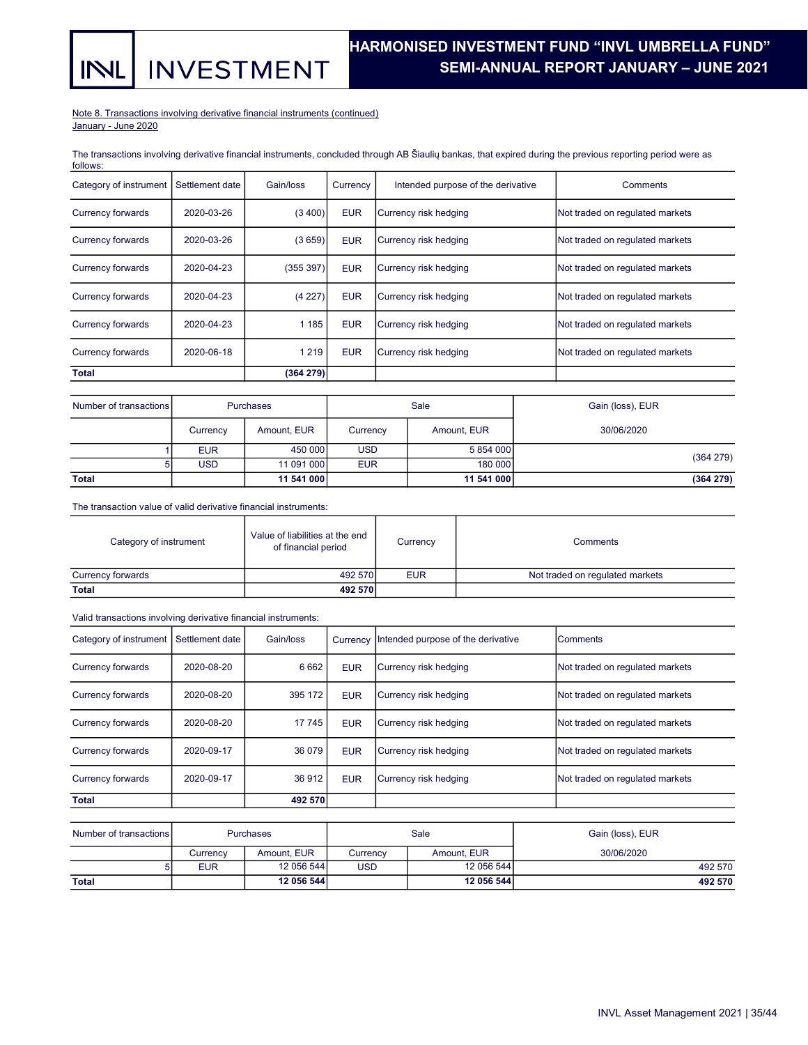Note 8. Transactions involving derivative financial instruments (continued)
January - June 2020

The transactions involving derivative financial instruments, concluded through AB Šiaulių bankas, that expired during the previous reporting period were as follows:

| Category of instrument | Settlement date | Gain/loss | Currency | Intended purpose of the derivative | Comments |
|---|---|---|---|---|---|
| Currency forwards | 2020-03-26 | (3 400) | EUR | Currency risk hedging | Not traded on regulated markets |
| Currency forwards | 2020-03-26 | (3 659) | EUR | Currency risk hedging | Not traded on regulated markets |
| Currency forwards | 2020-04-23 | (355 397) | EUR | Currency risk hedging | Not traded on regulated markets |
| Currency forwards | 2020-04-23 | (4 227) | EUR | Currency risk hedging | Not traded on regulated markets |
| Currency forwards | 2020-04-23 | 1 185 | EUR | Currency risk hedging | Not traded on regulated markets |
| Currency forwards | 2020-06-18 | 1 219 | EUR | Currency risk hedging | Not traded on regulated markets |
| **Total** | | **(364 279)** | | | |

| Number of transactions | Purchases | | Sale | | Gain (loss), EUR |
|---|---|---|---|---|---|
| | Currency | Amount, EUR | Currency | Amount, EUR | 30/06/2020 |
| 1 | EUR | 450 000 | USD | 5 854 000 | (364 279) |
| 5 | USD | 11 091 000 | EUR | 180 000 | |
| **Total** | | **11 541 000** | | **11 541 000** | **(364 279)** |

The transaction value of valid derivative financial instruments:

| Category of instrument | Value of liabilities at the end of financial period | Currency | Comments |
|---|---|---|---|
| Currency forwards | 492 570 | EUR | Not traded on regulated markets |
| **Total** | **492 570** | | |

Valid transactions involving derivative financial instruments:

| Category of instrument | Settlement date | Gain/loss | Currency | Intended purpose of the derivative | Comments |
|---|---|---|---|---|---|
| Currency forwards | 2020-08-20 | 6 662 | EUR | Currency risk hedging | Not traded on regulated markets |
| Currency forwards | 2020-08-20 | 395 172 | EUR | Currency risk hedging | Not traded on regulated markets |
| Currency forwards | 2020-08-20 | 17 745 | EUR | Currency risk hedging | Not traded on regulated markets |
| Currency forwards | 2020-09-17 | 36 079 | EUR | Currency risk hedging | Not traded on regulated markets |
| Currency forwards | 2020-09-17 | 36 912 | EUR | Currency risk hedging | Not traded on regulated markets |
| **Total** | | **492 570** | | | |

| Number of transactions | Purchases | | Sale | | Gain (loss), EUR |
|---|---|---|---|---|---|
| | Currency | Amount, EUR | Currency | Amount, EUR | 30/06/2020 |
| 5 | EUR | 12 056 544 | USD | 12 056 544 | 492 570 |
| **Total** | | **12 056 544** | | **12 056 544** | **492 570** |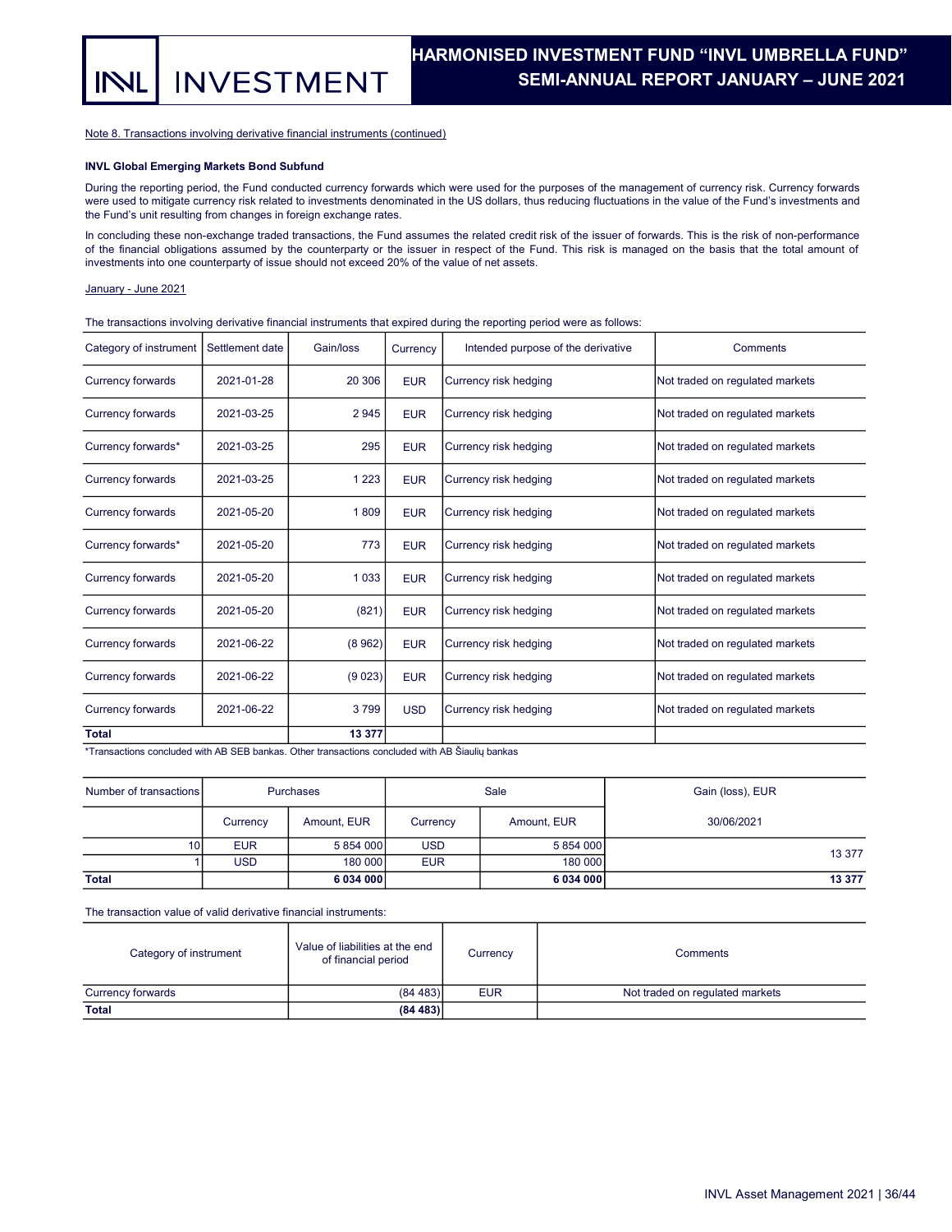Note 8. Transactions involving derivative financial instruments (continued)

**INVL Global Emerging Markets Bond Subfund**

During the reporting period, the Fund conducted currency forwards which were used for the purposes of the management of currency risk. Currency forwards were used to mitigate currency risk related to investments denominated in the US dollars, thus reducing fluctuations in the value of the Fund's investments and the Fund's unit resulting from changes in foreign exchange rates.

In concluding these non-exchange traded transactions, the Fund assumes the related credit risk of the issuer of forwards. This is the risk of non-performance of the financial obligations assumed by the counterparty or the issuer in respect of the Fund. This risk is managed on the basis that the total amount of investments into one counterparty of issue should not exceed 20% of the value of net assets.

January - June 2021

The transactions involving derivative financial instruments that expired during the reporting period were as follows:

| Category of instrument | Settlement date | Gain/loss | Currency | Intended purpose of the derivative | Comments |
|---|---|---|---|---|---|
| Currency forwards | 2021-01-28 | 20 306 | EUR | Currency risk hedging | Not traded on regulated markets |
| Currency forwards | 2021-03-25 | 2 945 | EUR | Currency risk hedging | Not traded on regulated markets |
| Currency forwards* | 2021-03-25 | 295 | EUR | Currency risk hedging | Not traded on regulated markets |
| Currency forwards | 2021-03-25 | 1 223 | EUR | Currency risk hedging | Not traded on regulated markets |
| Currency forwards | 2021-05-20 | 1 809 | EUR | Currency risk hedging | Not traded on regulated markets |
| Currency forwards* | 2021-05-20 | 773 | EUR | Currency risk hedging | Not traded on regulated markets |
| Currency forwards | 2021-05-20 | 1 033 | EUR | Currency risk hedging | Not traded on regulated markets |
| Currency forwards | 2021-05-20 | (821) | EUR | Currency risk hedging | Not traded on regulated markets |
| Currency forwards | 2021-06-22 | (8 962) | EUR | Currency risk hedging | Not traded on regulated markets |
| Currency forwards | 2021-06-22 | (9 023) | EUR | Currency risk hedging | Not traded on regulated markets |
| Currency forwards | 2021-06-22 | 3 799 | USD | Currency risk hedging | Not traded on regulated markets |
| **Total** | | **13 377** | | | |

*Transactions concluded with AB SEB bankas. Other transactions concluded with AB Šiaulių bankas

| Number of transactions | Purchases | | Sale | | Gain (loss), EUR |
|---|---|---|---|---|---|
| | Currency | Amount, EUR | Currency | Amount, EUR | 30/06/2021 |
| 10 | EUR | 5 854 000 | USD | 5 854 000 | 13 377 |
| 1 | USD | 180 000 | EUR | 180 000 | |
| **Total** | | **6 034 000** | | **6 034 000** | **13 377** |

The transaction value of valid derivative financial instruments:

| Category of instrument | Value of liabilities at the end of financial period | Currency | Comments |
|---|---|---|---|
| Currency forwards | (84 483) | EUR | Not traded on regulated markets |
| **Total** | **(84 483)** | | |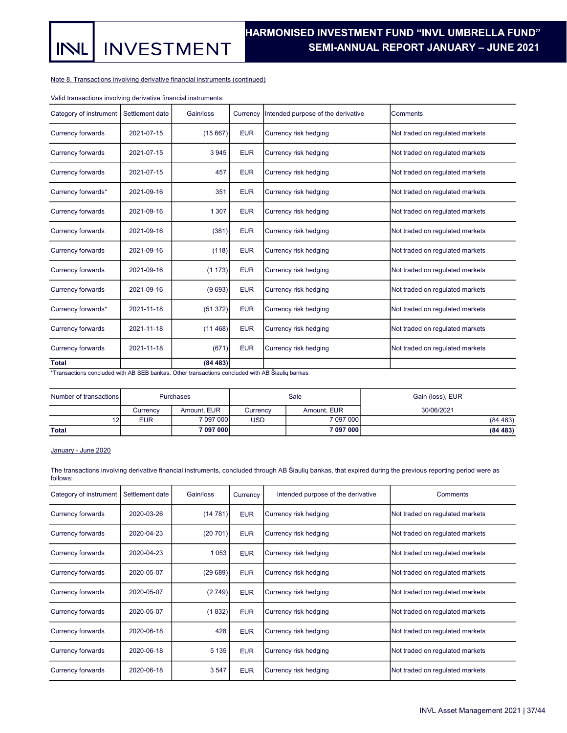Note 8. Transactions involving derivative financial instruments (continued)

Valid transactions involving derivative financial instruments:

| Category of instrument | Settlement date | Gain/loss | Currency | Intended purpose of the derivative | Comments |
|---|---|---|---|---|---|
| Currency forwards | 2021-07-15 | (15 667) | EUR | Currency risk hedging | Not traded on regulated markets |
| Currency forwards | 2021-07-15 | 3 945 | EUR | Currency risk hedging | Not traded on regulated markets |
| Currency forwards | 2021-07-15 | 457 | EUR | Currency risk hedging | Not traded on regulated markets |
| Currency forwards* | 2021-09-16 | 351 | EUR | Currency risk hedging | Not traded on regulated markets |
| Currency forwards | 2021-09-16 | 1 307 | EUR | Currency risk hedging | Not traded on regulated markets |
| Currency forwards | 2021-09-16 | (381) | EUR | Currency risk hedging | Not traded on regulated markets |
| Currency forwards | 2021-09-16 | (118) | EUR | Currency risk hedging | Not traded on regulated markets |
| Currency forwards | 2021-09-16 | (1 173) | EUR | Currency risk hedging | Not traded on regulated markets |
| Currency forwards | 2021-09-16 | (9 693) | EUR | Currency risk hedging | Not traded on regulated markets |
| Currency forwards* | 2021-11-18 | (51 372) | EUR | Currency risk hedging | Not traded on regulated markets |
| Currency forwards | 2021-11-18 | (11 468) | EUR | Currency risk hedging | Not traded on regulated markets |
| Currency forwards | 2021-11-18 | (671) | EUR | Currency risk hedging | Not traded on regulated markets |
| **Total** | | **(84 483)** | | | |

*Transactions concluded with AB SEB bankas. Other transactions concluded with AB Šiaulių bankas

| Number of transactions | Purchases | | Sale | | Gain (loss), EUR |
|---|---|---|---|---|---|
| | Currency | Amount, EUR | Currency | Amount, EUR | 30/06/2021 |
| 12 | EUR | 7 097 000 | USD | 7 097 000 | (84 483) |
| **Total** | | **7 097 000** | | **7 097 000** | **(84 483)** |

January - June 2020

The transactions involving derivative financial instruments, concluded through AB Šiaulių bankas, that expired during the previous reporting period were as follows:

| Category of instrument | Settlement date | Gain/loss | Currency | Intended purpose of the derivative | Comments |
|---|---|---|---|---|---|
| Currency forwards | 2020-03-26 | (14 781) | EUR | Currency risk hedging | Not traded on regulated markets |
| Currency forwards | 2020-04-23 | (20 701) | EUR | Currency risk hedging | Not traded on regulated markets |
| Currency forwards | 2020-04-23 | 1 053 | EUR | Currency risk hedging | Not traded on regulated markets |
| Currency forwards | 2020-05-07 | (29 689) | EUR | Currency risk hedging | Not traded on regulated markets |
| Currency forwards | 2020-05-07 | (2 749) | EUR | Currency risk hedging | Not traded on regulated markets |
| Currency forwards | 2020-05-07 | (1 832) | EUR | Currency risk hedging | Not traded on regulated markets |
| Currency forwards | 2020-06-18 | 428 | EUR | Currency risk hedging | Not traded on regulated markets |
| Currency forwards | 2020-06-18 | 5 135 | EUR | Currency risk hedging | Not traded on regulated markets |
| Currency forwards | 2020-06-18 | 3 547 | EUR | Currency risk hedging | Not traded on regulated markets |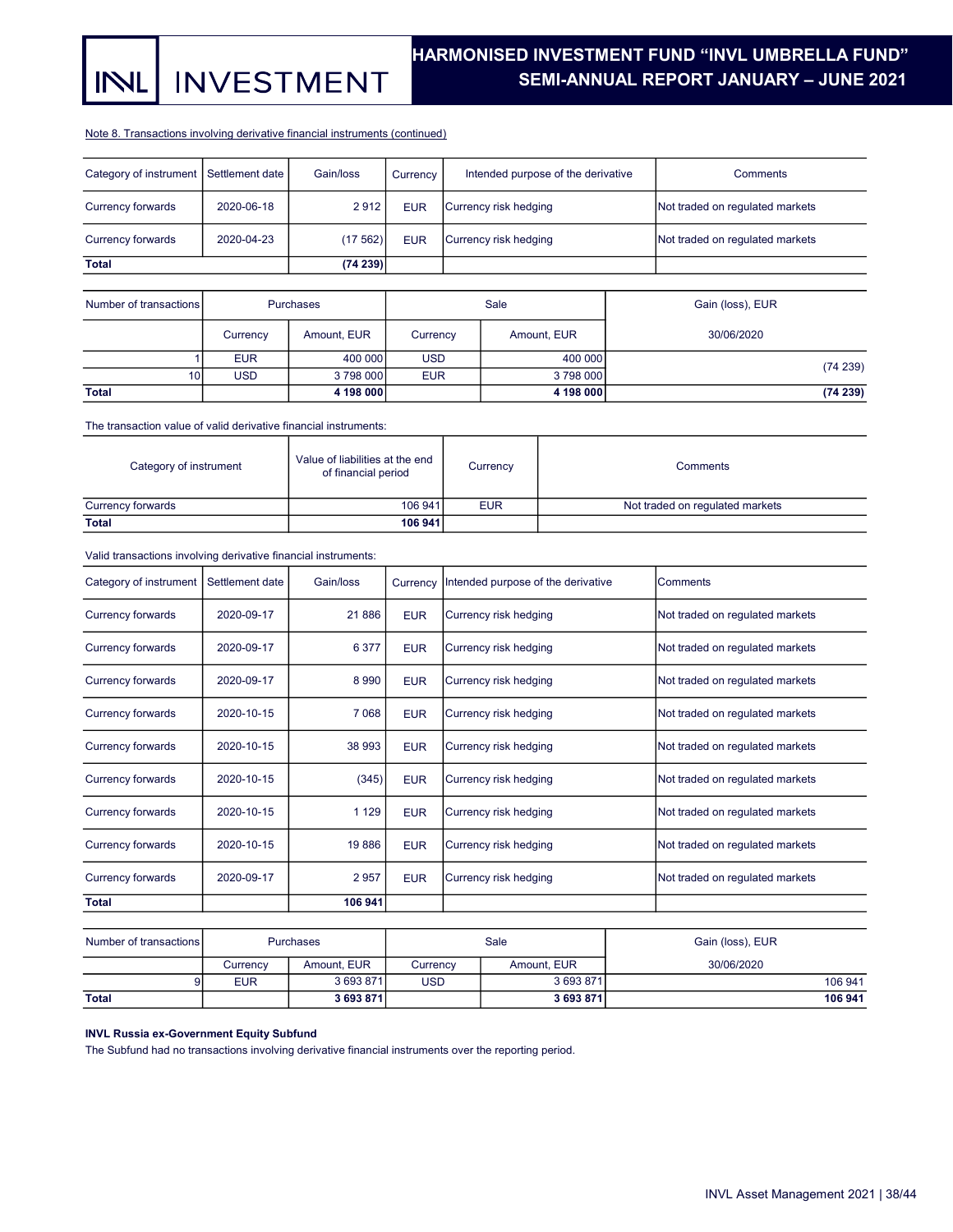Note 8. Transactions involving derivative financial instruments (continued)

| Category of instrument | Settlement date | Gain/loss | Currency | Intended purpose of the derivative | Comments |
|---|---|---|---|---|---|
| Currency forwards | 2020-06-18 | 2 912 | EUR | Currency risk hedging | Not traded on regulated markets |
| Currency forwards | 2020-04-23 | (17 562) | EUR | Currency risk hedging | Not traded on regulated markets |
| **Total** | | **(74 239)** | | | |

| Number of transactions | Purchases | | Sale | | Gain (loss), EUR |
|---|---|---|---|---|---|
| | Currency | Amount, EUR | Currency | Amount, EUR | 30/06/2020 |
| 1 | EUR | 400 000 | USD | 400 000 | (74 239) |
| 10 | USD | 3 798 000 | EUR | 3 798 000 | |
| **Total** | | **4 198 000** | | **4 198 000** | **(74 239)** |

The transaction value of valid derivative financial instruments:

| Category of instrument | Value of liabilities at the end of financial period | Currency | Comments |
|---|---|---|---|
| Currency forwards | 106 941 | EUR | Not traded on regulated markets |
| **Total** | **106 941** | | |

Valid transactions involving derivative financial instruments:

| Category of instrument | Settlement date | Gain/loss | Currency | Intended purpose of the derivative | Comments |
|---|---|---|---|---|---|
| Currency forwards | 2020-09-17 | 21 886 | EUR | Currency risk hedging | Not traded on regulated markets |
| Currency forwards | 2020-09-17 | 6 377 | EUR | Currency risk hedging | Not traded on regulated markets |
| Currency forwards | 2020-09-17 | 8 990 | EUR | Currency risk hedging | Not traded on regulated markets |
| Currency forwards | 2020-10-15 | 7 068 | EUR | Currency risk hedging | Not traded on regulated markets |
| Currency forwards | 2020-10-15 | 38 993 | EUR | Currency risk hedging | Not traded on regulated markets |
| Currency forwards | 2020-10-15 | (345) | EUR | Currency risk hedging | Not traded on regulated markets |
| Currency forwards | 2020-10-15 | 1 129 | EUR | Currency risk hedging | Not traded on regulated markets |
| Currency forwards | 2020-10-15 | 19 886 | EUR | Currency risk hedging | Not traded on regulated markets |
| Currency forwards | 2020-09-17 | 2 957 | EUR | Currency risk hedging | Not traded on regulated markets |
| **Total** | | **106 941** | | | |

| Number of transactions | Purchases | | Sale | | Gain (loss), EUR |
|---|---|---|---|---|---|
| | Currency | Amount, EUR | Currency | Amount, EUR | 30/06/2020 |
| 9 | EUR | 3 693 871 | USD | 3 693 871 | 106 941 |
| **Total** | | **3 693 871** | | **3 693 871** | **106 941** |

**INVL Russia ex-Government Equity Subfund**

The Subfund had no transactions involving derivative financial instruments over the reporting period.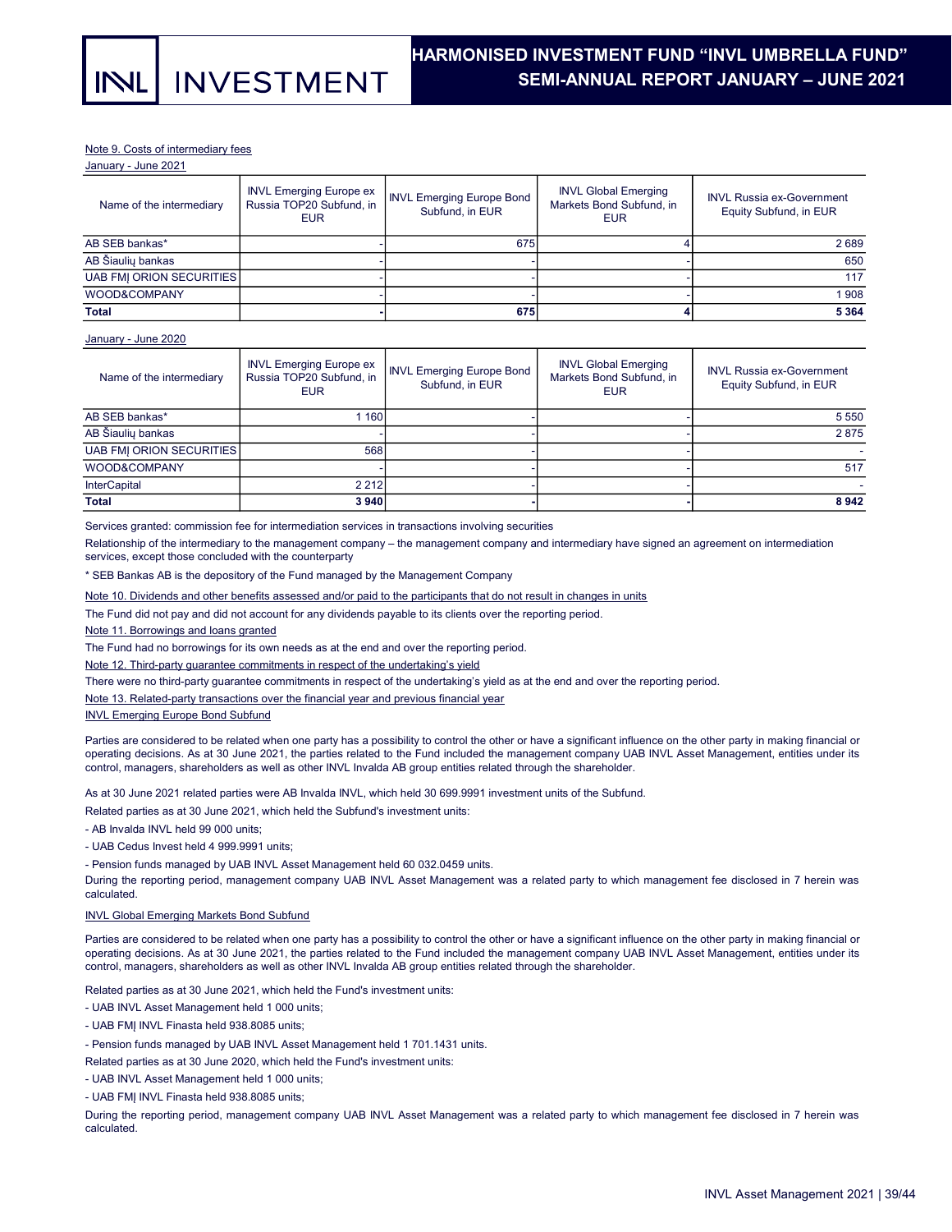Note 9. Costs of intermediary fees

January - June 2021

| Name of the intermediary | INVL Emerging Europe ex Russia TOP20 Subfund, in EUR | INVL Emerging Europe Bond Subfund, in EUR | INVL Global Emerging Markets Bond Subfund, in EUR | INVL Russia ex-Government Equity Subfund, in EUR |
|---|---|---|---|---|
| AB SEB bankas* | - | 675 | 4 | 2 689 |
| AB Šiaulių bankas | - | - | - | 650 |
| UAB FMĮ ORION SECURITIES | - | - | - | 117 |
| WOOD&COMPANY | - | - | - | 1 908 |
| **Total** | **-** | **675** | **4** | **5 364** |

January - June 2020

| Name of the intermediary | INVL Emerging Europe ex Russia TOP20 Subfund, in EUR | INVL Emerging Europe Bond Subfund, in EUR | INVL Global Emerging Markets Bond Subfund, in EUR | INVL Russia ex-Government Equity Subfund, in EUR |
|---|---|---|---|---|
| AB SEB bankas* | 1 160 | - | - | 5 550 |
| AB Šiaulių bankas | - | - | - | 2 875 |
| UAB FMĮ ORION SECURITIES | 568 | - | - | - |
| WOOD&COMPANY | - | - | - | 517 |
| InterCapital | 2 212 | - | - | - |
| **Total** | **3 940** | **-** | **-** | **8 942** |

Services granted: commission fee for intermediation services in transactions involving securities

Relationship of the intermediary to the management company – the management company and intermediary have signed an agreement on intermediation services, except those concluded with the counterparty

* SEB Bankas AB is the depository of the Fund managed by the Management Company

Note 10. Dividends and other benefits assessed and/or paid to the participants that do not result in changes in units

The Fund did not pay and did not account for any dividends payable to its clients over the reporting period.

Note 11. Borrowings and loans granted

The Fund had no borrowings for its own needs as at the end and over the reporting period.

Note 12. Third-party guarantee commitments in respect of the undertaking's yield

There were no third-party guarantee commitments in respect of the undertaking's yield as at the end and over the reporting period.

Note 13. Related-party transactions over the financial year and previous financial year

INVL Emerging Europe Bond Subfund

Parties are considered to be related when one party has a possibility to control the other or have a significant influence on the other party in making financial or operating decisions. As at 30 June 2021, the parties related to the Fund included the management company UAB INVL Asset Management, entities under its control, managers, shareholders as well as other INVL Invalda AB group entities related through the shareholder.

As at 30 June 2021 related parties were AB Invalda INVL, which held 30 699.9991 investment units of the Subfund.

Related parties as at 30 June 2021, which held the Subfund's investment units:

- AB Invalda INVL held 99 000 units;
- UAB Cedus Invest held 4 999.9991 units;
- Pension funds managed by UAB INVL Asset Management held 60 032.0459 units.

During the reporting period, management company UAB INVL Asset Management was a related party to which management fee disclosed in 7 herein was calculated.

INVL Global Emerging Markets Bond Subfund

Parties are considered to be related when one party has a possibility to control the other or have a significant influence on the other party in making financial or operating decisions. As at 30 June 2021, the parties related to the Fund included the management company UAB INVL Asset Management, entities under its control, managers, shareholders as well as other INVL Invalda AB group entities related through the shareholder.

Related parties as at 30 June 2021, which held the Fund's investment units:

- UAB INVL Asset Management held 1 000 units;
- UAB FMĮ INVL Finasta held 938.8085 units;
- Pension funds managed by UAB INVL Asset Management held 1 701.1431 units.

Related parties as at 30 June 2020, which held the Fund's investment units:

- UAB INVL Asset Management held 1 000 units;
- UAB FMĮ INVL Finasta held 938.8085 units;

During the reporting period, management company UAB INVL Asset Management was a related party to which management fee disclosed in 7 herein was calculated.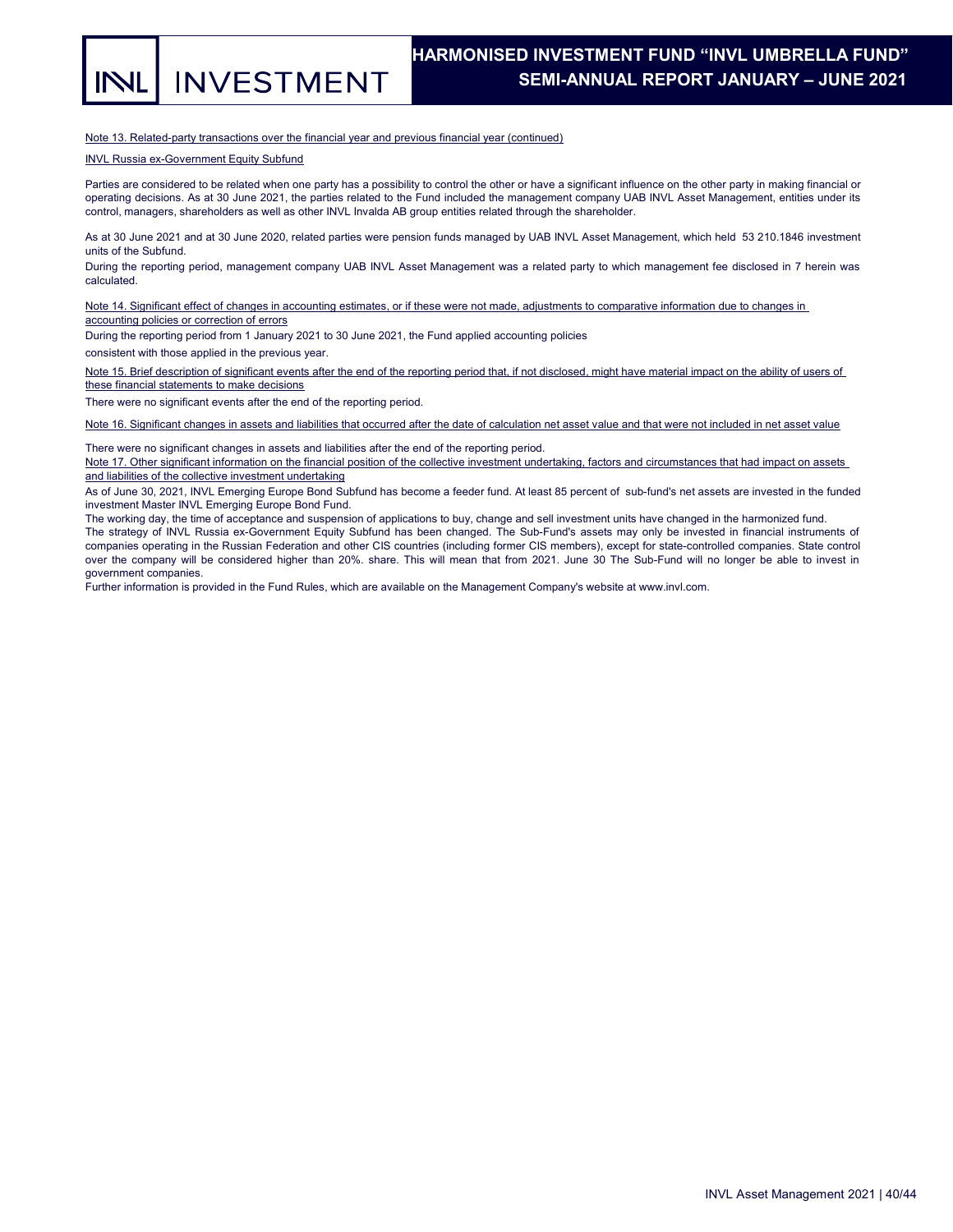Note 13. Related-party transactions over the financial year and previous financial year (continued)

INVL Russia ex-Government Equity Subfund

Parties are considered to be related when one party has a possibility to control the other or have a significant influence on the other party in making financial or operating decisions. As at 30 June 2021, the parties related to the Fund included the management company UAB INVL Asset Management, entities under its control, managers, shareholders as well as other INVL Invalda AB group entities related through the shareholder.

As at 30 June 2021 and at 30 June 2020, related parties were pension funds managed by UAB INVL Asset Management, which held 53 210.1846 investment units of the Subfund.

During the reporting period, management company UAB INVL Asset Management was a related party to which management fee disclosed in 7 herein was calculated.

Note 14. Significant effect of changes in accounting estimates, or if these were not made, adjustments to comparative information due to changes in accounting policies or correction of errors

During the reporting period from 1 January 2021 to 30 June 2021, the Fund applied accounting policies

consistent with those applied in the previous year.

Note 15. Brief description of significant events after the end of the reporting period that, if not disclosed, might have material impact on the ability of users of these financial statements to make decisions

There were no significant events after the end of the reporting period.

Note 16. Significant changes in assets and liabilities that occurred after the date of calculation net asset value and that were not included in net asset value

There were no significant changes in assets and liabilities after the end of the reporting period.

Note 17. Other significant information on the financial position of the collective investment undertaking, factors and circumstances that had impact on assets and liabilities of the collective investment undertaking

As of June 30, 2021, INVL Emerging Europe Bond Subfund has become a feeder fund. At least 85 percent of sub-fund's net assets are invested in the funded investment Master INVL Emerging Europe Bond Fund.

The working day, the time of acceptance and suspension of applications to buy, change and sell investment units have changed in the harmonized fund.

The strategy of INVL Russia ex-Government Equity Subfund has been changed. The Sub-Fund's assets may only be invested in financial instruments of companies operating in the Russian Federation and other CIS countries (including former CIS members), except for state-controlled companies. State control over the company will be considered higher than 20%. share. This will mean that from 2021. June 30 The Sub-Fund will no longer be able to invest in government companies.

Further information is provided in the Fund Rules, which are available on the Management Company's website at www.invl.com.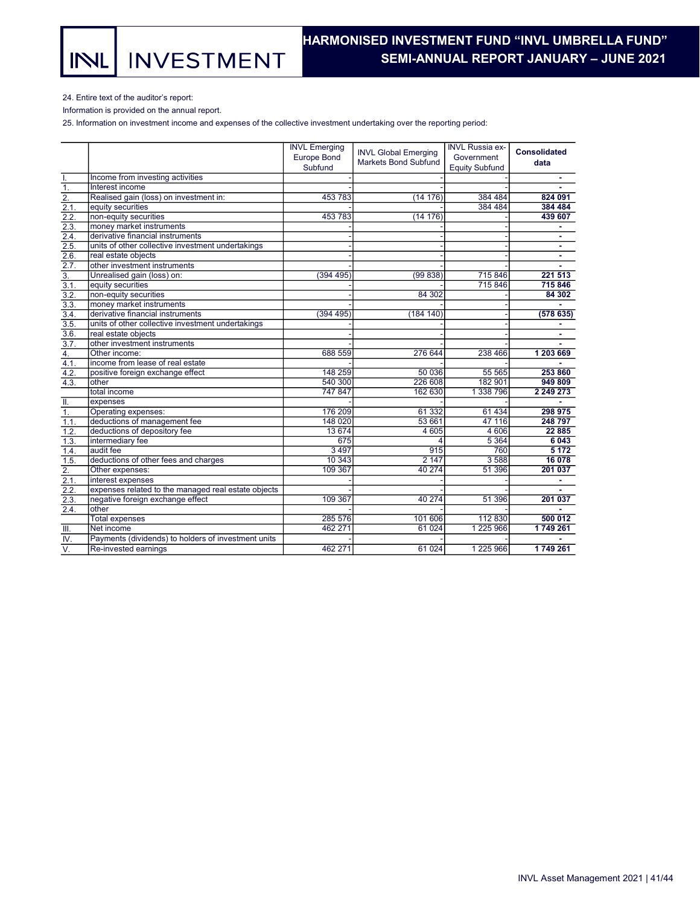24. Entire text of the auditor's report:

Information is provided on the annual report.

25. Information on investment income and expenses of the collective investment undertaking over the reporting period:

| | | INVL Emerging Europe Bond Subfund | INVL Global Emerging Markets Bond Subfund | INVL Russia ex-Government Equity Subfund | Consolidated data |
|---|---|---|---|---|---|
| I. | Income from investing activities | - | - | - | - |
| 1. | Interest income | - | - | - | - |
| 2. | Realised gain (loss) on investment in: | 453 783 | (14 176) | 384 484 | **824 091** |
| 2.1. | equity securities | - | - | 384 484 | **384 484** |
| 2.2. | non-equity securities | 453 783 | (14 176) | - | **439 607** |
| 2.3. | money market instruments | - | - | - | - |
| 2.4. | derivative financial instruments | - | - | - | - |
| 2.5. | units of other collective investment undertakings | - | - | - | - |
| 2.6. | real estate objects | - | - | - | - |
| 2.7. | other investment instruments | - | - | - | - |
| 3. | Unrealised gain (loss) on: | (394 495) | (99 838) | 715 846 | **221 513** |
| 3.1. | equity securities | - | - | 715 846 | **715 846** |
| 3.2. | non-equity securities | - | 84 302 | - | **84 302** |
| 3.3. | money market instruments | - | - | - | - |
| 3.4. | derivative financial instruments | (394 495) | (184 140) | - | **(578 635)** |
| 3.5. | units of other collective investment undertakings | - | - | - | - |
| 3.6. | real estate objects | - | - | - | - |
| 3.7. | other investment instruments | - | - | - | - |
| 4. | Other income: | 688 559 | 276 644 | 238 466 | **1 203 669** |
| 4.1. | income from lease of real estate | - | - | - | - |
| 4.2. | positive foreign exchange effect | 148 259 | 50 036 | 55 565 | **253 860** |
| 4.3. | other | 540 300 | 226 608 | 182 901 | **949 809** |
| | total income | 747 847 | 162 630 | 1 338 796 | **2 249 273** |
| II. | expenses | - | - | - | - |
| 1. | Operating expenses: | 176 209 | 61 332 | 61 434 | **298 975** |
| 1.1. | deductions of management fee | 148 020 | 53 661 | 47 116 | **248 797** |
| 1.2. | deductions of depository fee | 13 674 | 4 605 | 4 606 | **22 885** |
| 1.3. | intermediary fee | 675 | 4 | 5 364 | **6 043** |
| 1.4. | audit fee | 3 497 | 915 | 760 | **5 172** |
| 1.5. | deductions of other fees and charges | 10 343 | 2 147 | 3 588 | **16 078** |
| 2. | Other expenses: | 109 367 | 40 274 | 51 396 | **201 037** |
| 2.1. | interest expenses | - | - | - | - |
| 2.2. | expenses related to the managed real estate objects | - | - | - | - |
| 2.3. | negative foreign exchange effect | 109 367 | 40 274 | 51 396 | **201 037** |
| 2.4. | other | - | - | - | - |
| | Total expenses | 285 576 | 101 606 | 112 830 | **500 012** |
| III. | Net income | 462 271 | 61 024 | 1 225 966 | **1 749 261** |
| IV. | Payments (dividends) to holders of investment units | - | - | - | - |
| V. | Re-invested earnings | 462 271 | 61 024 | 1 225 966 | **1 749 261** |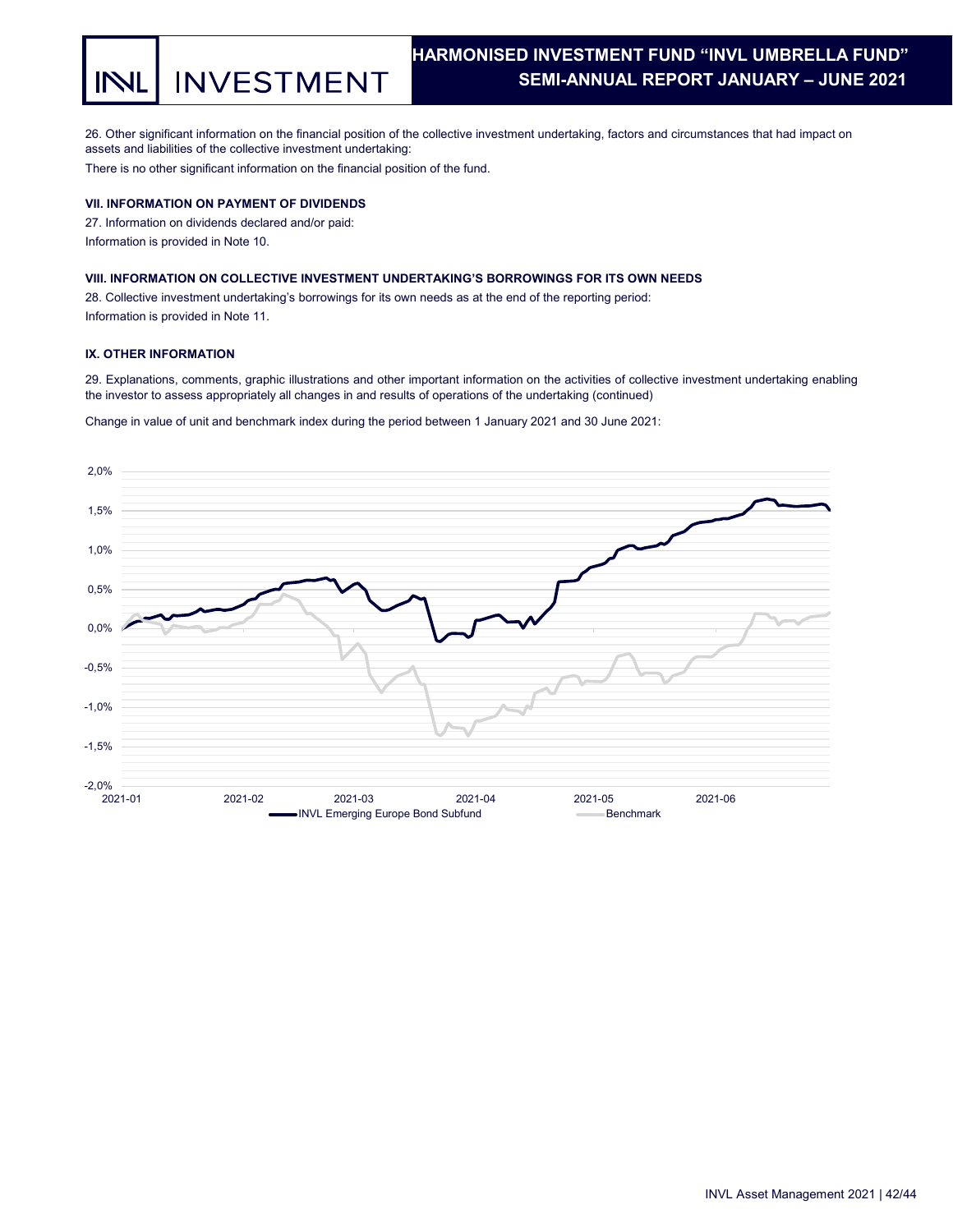26. Other significant information on the financial position of the collective investment undertaking, factors and circumstances that had impact on assets and liabilities of the collective investment undertaking:

There is no other significant information on the financial position of the fund.

## VII. INFORMATION ON PAYMENT OF DIVIDENDS

27. Information on dividends declared and/or paid:

Information is provided in Note 10.

## VIII. INFORMATION ON COLLECTIVE INVESTMENT UNDERTAKING'S BORROWINGS FOR ITS OWN NEEDS

28. Collective investment undertaking's borrowings for its own needs as at the end of the reporting period:

Information is provided in Note 11.

## IX. OTHER INFORMATION

29. Explanations, comments, graphic illustrations and other important information on the activities of collective investment undertaking enabling the investor to assess appropriately all changes in and results of operations of the undertaking (continued)

Change in value of unit and benchmark index during the period between 1 January 2021 and 30 June 2021:

2,0%
1,5%
1,0%
0,5%
0,0%
-0,5%
-1,0%
-1,5%
-2,0%

2021-01 2021-02 2021-03 2021-04 2021-05 2021-06

INVL Emerging Europe Bond Subfund — Benchmark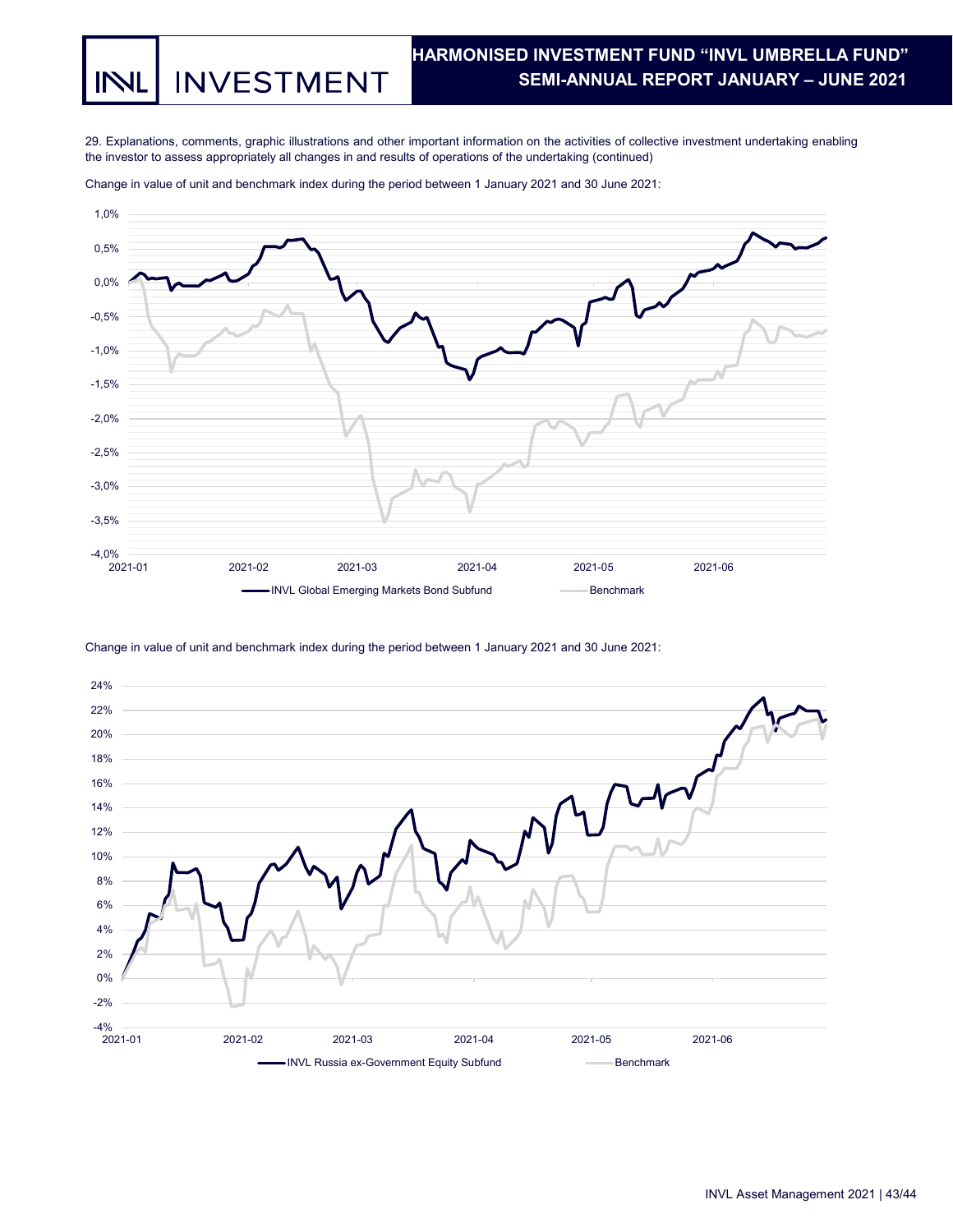29. Explanations, comments, graphic illustrations and other important information on the activities of collective investment undertaking enabling the investor to assess appropriately all changes in and results of operations of the undertaking (continued)

Change in value of unit and benchmark index during the period between 1 January 2021 and 30 June 2021:

Change in value of unit and benchmark index during the period between 1 January 2021 and 30 June 2021: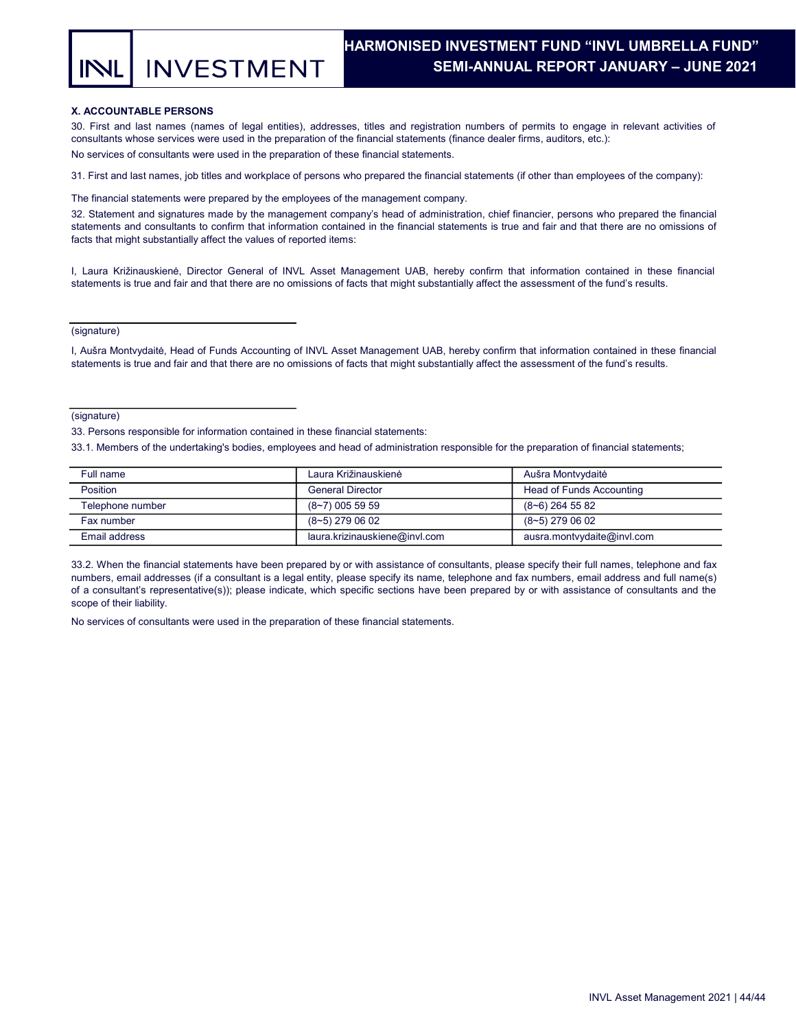### X. ACCOUNTABLE PERSONS

30. First and last names (names of legal entities), addresses, titles and registration numbers of permits to engage in relevant activities of consultants whose services were used in the preparation of the financial statements (finance dealer firms, auditors, etc.):

No services of consultants were used in the preparation of these financial statements.

31. First and last names, job titles and workplace of persons who prepared the financial statements (if other than employees of the company):

The financial statements were prepared by the employees of the management company.

32. Statement and signatures made by the management company's head of administration, chief financier, persons who prepared the financial statements and consultants to confirm that information contained in the financial statements is true and fair and that there are no omissions of facts that might substantially affect the values of reported items:

I, Laura Križinauskienė, Director General of INVL Asset Management UAB, hereby confirm that information contained in these financial statements is true and fair and that there are no omissions of facts that might substantially affect the assessment of the fund's results.

(signature)

I, Aušra Montvydaitė, Head of Funds Accounting of INVL Asset Management UAB, hereby confirm that information contained in these financial statements is true and fair and that there are no omissions of facts that might substantially affect the assessment of the fund's results.

(signature)

33. Persons responsible for information contained in these financial statements:

33.1. Members of the undertaking's bodies, employees and head of administration responsible for the preparation of financial statements;

| Full name | Laura Križinauskienė | Aušra Montvydaitė |
|---|---|---|
| Position | General Director | Head of Funds Accounting |
| Telephone number | (8~7) 005 59 59 | (8~6) 264 55 82 |
| Fax number | (8~5) 279 06 02 | (8~5) 279 06 02 |
| Email address | laura.krizinauskiene@invl.com | ausra.montvydaite@invl.com |

33.2. When the financial statements have been prepared by or with assistance of consultants, please specify their full names, telephone and fax numbers, email addresses (if a consultant is a legal entity, please specify its name, telephone and fax numbers, email address and full name(s) of a consultant's representative(s)); please indicate, which specific sections have been prepared by or with assistance of consultants and the scope of their liability.

No services of consultants were used in the preparation of these financial statements.